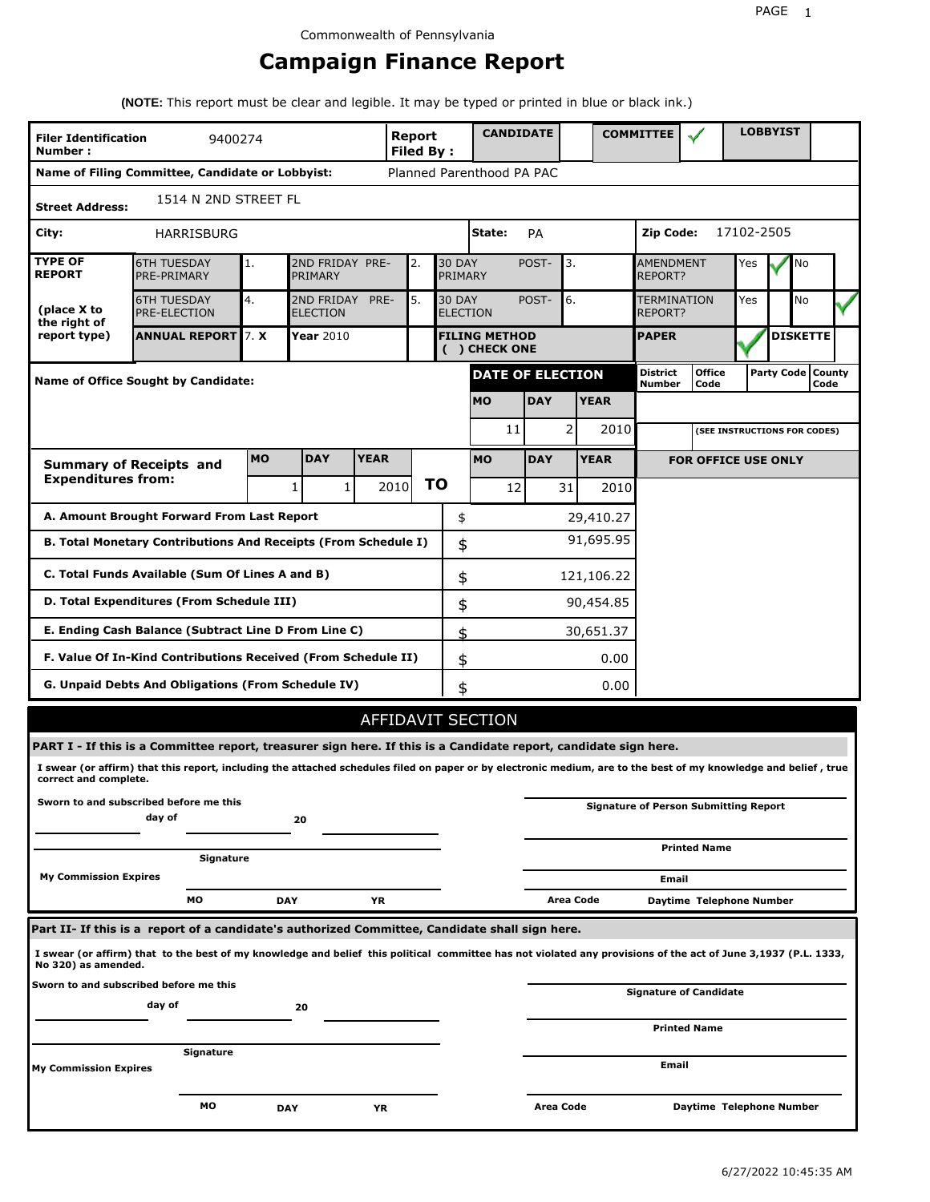Commonwealth of Pennsylvania

# Campaign Finance Report

**(NOTE:** This report must be clear and legible. It may be typed or printed in blue or black ink.)

| **Filer Identification Number :** | 9400274 | **Report Filed By :** | **CANDIDATE** | | **COMMITTEE** | ✓ | **LOBBYIST** | |
|---|---|---|---|---|---|---|---|---|

**Name of Filing Committee, Candidate or Lobbyist:** Planned Parenthood PA PAC

**Street Address:** 1514 N 2ND STREET FL

**City:** HARRISBURG **State:** PA **Zip Code:** 17102-2505

| **TYPE OF REPORT** (place X to the right of report type) | | | | | | | | |
|---|---|---|---|---|---|---|---|---|
| 6TH TUESDAY PRE-PRIMARY | 1. | 2ND FRIDAY PRE-PRIMARY | 2. | 30 DAY POST-PRIMARY | 3. | AMENDMENT REPORT? | Yes ✓ | No |
| 6TH TUESDAY PRE-ELECTION | 4. | 2ND FRIDAY PRE-ELECTION | 5. | 30 DAY POST-ELECTION | 6. | TERMINATION REPORT? | Yes | No ✓ |
| **ANNUAL REPORT** | 7. **X** | **Year** 2010 | | **FILING METHOD ( ) CHECK ONE** | | **PAPER** ✓ | **DISKETTE** | |

**Name of Office Sought by Candidate:**

| **DATE OF ELECTION** | | |
|---|---|---|
| **MO** | **DAY** | **YEAR** |
| 11 | 2 | 2010 |

| **District Number** | **Office Code** | **Party Code** | **County Code** |
|---|---|---|---|
| | | | |

(SEE INSTRUCTIONS FOR CODES)

| **Summary of Receipts and Expenditures from:** | **MO** | **DAY** | **YEAR** | | **MO** | **DAY** | **YEAR** |
|---|---|---|---|---|---|---|---|
| | 1 | 1 | 2010 | **TO** | 12 | 31 | 2010 |

**FOR OFFICE USE ONLY**

| | | |
|---|---|---|
| **A. Amount Brought Forward From Last Report** | $ | 29,410.27 |
| **B. Total Monetary Contributions And Receipts (From Schedule I)** | $ | 91,695.95 |
| **C. Total Funds Available (Sum Of Lines A and B)** | $ | 121,106.22 |
| **D. Total Expenditures (From Schedule III)** | $ | 90,454.85 |
| **E. Ending Cash Balance (Subtract Line D From Line C)** | $ | 30,651.37 |
| **F. Value Of In-Kind Contributions Received (From Schedule II)** | $ | 0.00 |
| **G. Unpaid Debts And Obligations (From Schedule IV)** | $ | 0.00 |

## AFFIDAVIT SECTION

**PART I - If this is a Committee report, treasurer sign here. If this is a Candidate report, candidate sign here.**

**I swear (or affirm) that this report, including the attached schedules filed on paper or by electronic medium, are to the best of my knowledge and belief , true correct and complete.**

**Sworn to and subscribed before me this** ______ **day of** ______ **20** ______

**Signature of Person Submitting Report**

**Printed Name**

**Signature**

**Email**

**My Commission Expires** **MO** **DAY** **YR**

**Area Code** **Daytime Telephone Number**

**Part II- If this is a report of a candidate's authorized Committee, Candidate shall sign here.**

**I swear (or affirm) that to the best of my knowledge and belief this political committee has not violated any provisions of the act of June 3,1937 (P.L. 1333, No 320) as amended.**

**Sworn to and subscribed before me this** ______ **day of** ______ **20** ______

**Signature of Candidate**

**Printed Name**

**Signature**

**Email**

**My Commission Expires** **MO** **DAY** **YR**

**Area Code** **Daytime Telephone Number**

6/27/2022 10:45:35 AM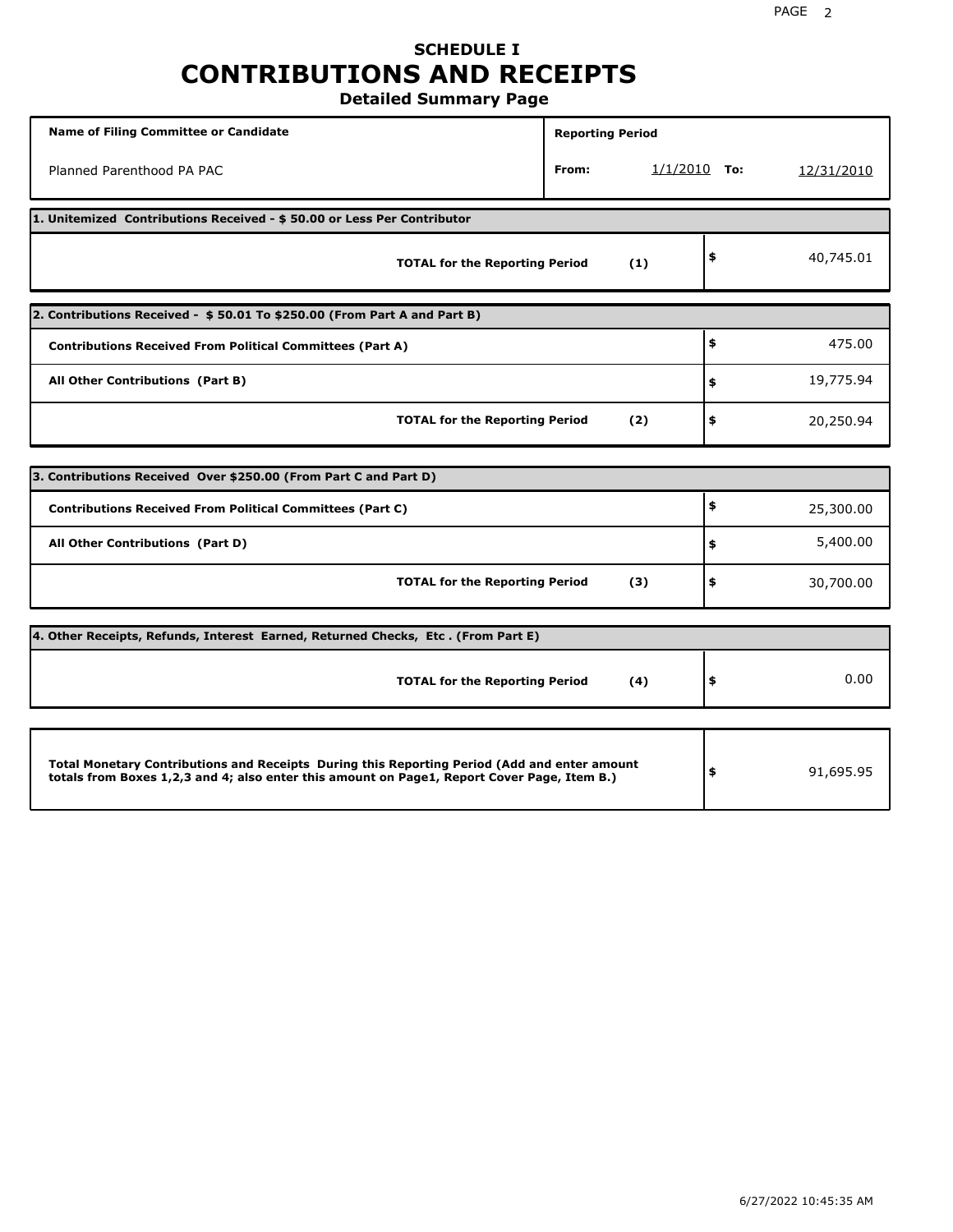# SCHEDULE I
# CONTRIBUTIONS AND RECEIPTS
## Detailed Summary Page

| Name of Filing Committee or Candidate | Reporting Period | |
|---|---|---|
| Planned Parenthood PA PAC | From: 1/1/2010 | To: 12/31/2010 |

| 1. Unitemized Contributions Received - $ 50.00 or Less Per Contributor | | |
|---|---|---|
| TOTAL for the Reporting Period | (1) | $ 40,745.01 |

| 2. Contributions Received - $ 50.01 To $250.00 (From Part A and Part B) | | |
|---|---|---|
| Contributions Received From Political Committees (Part A) | | $ 475.00 |
| All Other Contributions (Part B) | | $ 19,775.94 |
| TOTAL for the Reporting Period | (2) | $ 20,250.94 |

| 3. Contributions Received Over $250.00 (From Part C and Part D) | | |
|---|---|---|
| Contributions Received From Political Committees (Part C) | | $ 25,300.00 |
| All Other Contributions (Part D) | | $ 5,400.00 |
| TOTAL for the Reporting Period | (3) | $ 30,700.00 |

| 4. Other Receipts, Refunds, Interest Earned, Returned Checks, Etc . (From Part E) | | |
|---|---|---|
| TOTAL for the Reporting Period | (4) | $ 0.00 |

| Total Monetary Contributions and Receipts During this Reporting Period (Add and enter amount totals from Boxes 1,2,3 and 4; also enter this amount on Page1, Report Cover Page, Item B.) | |
|---|---|
| | $ 91,695.95 |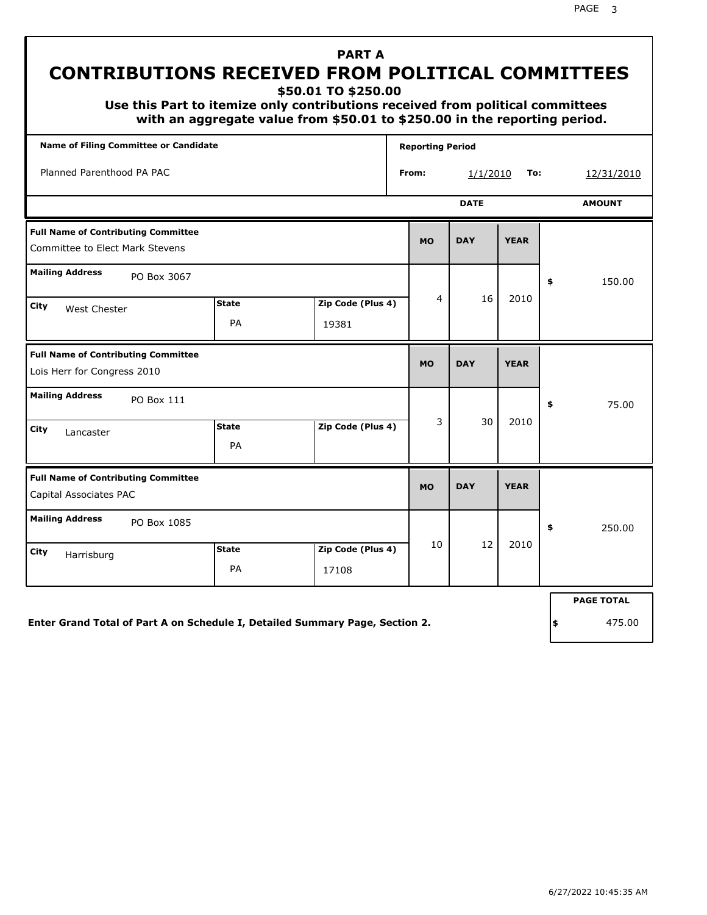# PART A

## CONTRIBUTIONS RECEIVED FROM POLITICAL COMMITTEES

**$50.01 TO $250.00**

**Use this Part to itemize only contributions received from political committees with an aggregate value from $50.01 to $250.00 in the reporting period.**

| Name of Filing Committee or Candidate | Reporting Period |
| --- | --- |
| Planned Parenthood PA PAC | From: 1/1/2010 To: 12/31/2010 |

| Full Name of Contributing Committee | Mailing Address | City | State | Zip Code (Plus 4) | MO | DAY | YEAR | AMOUNT |
| --- | --- | --- | --- | --- | --- | --- | --- | --- |
| Committee to Elect Mark Stevens | PO Box 3067 | West Chester | PA | 19381 | 4 | 16 | 2010 | $ 150.00 |
| Lois Herr for Congress 2010 | PO Box 111 | Lancaster | PA | | 3 | 30 | 2010 | $ 75.00 |
| Capital Associates PAC | PO Box 1085 | Harrisburg | PA | 17108 | 10 | 12 | 2010 | $ 250.00 |

**Enter Grand Total of Part A on Schedule I, Detailed Summary Page, Section 2.**

**PAGE TOTAL** $ 475.00

6/27/2022 10:45:35 AM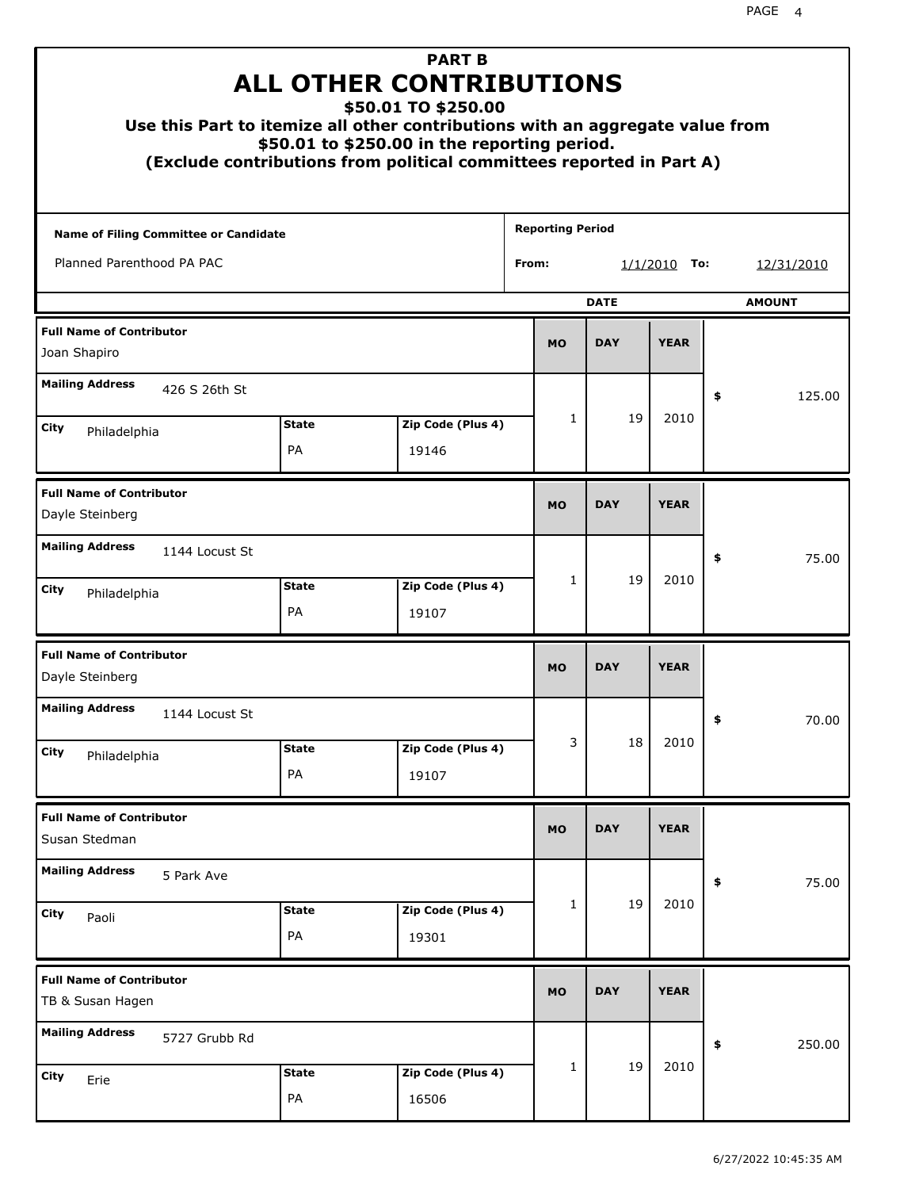# PART B
# ALL OTHER CONTRIBUTIONS
## $50.01 TO $250.00

**Use this Part to itemize all other contributions with an aggregate value from $50.01 to $250.00 in the reporting period.**
**(Exclude contributions from political committees reported in Part A)**

| Name of Filing Committee or Candidate | Reporting Period |
|---|---|
| Planned Parenthood PA PAC | From: 1/1/2010 To: 12/31/2010 |

| Full Name of Contributor | Mailing Address | City | State | Zip Code (Plus 4) | MO | DAY | YEAR | AMOUNT |
|---|---|---|---|---|---|---|---|---|
| Joan Shapiro | 426 S 26th St | Philadelphia | PA | 19146 | 1 | 19 | 2010 | $ 125.00 |
| Dayle Steinberg | 1144 Locust St | Philadelphia | PA | 19107 | 1 | 19 | 2010 | $ 75.00 |
| Dayle Steinberg | 1144 Locust St | Philadelphia | PA | 19107 | 3 | 18 | 2010 | $ 70.00 |
| Susan Stedman | 5 Park Ave | Paoli | PA | 19301 | 1 | 19 | 2010 | $ 75.00 |
| TB & Susan Hagen | 5727 Grubb Rd | Erie | PA | 16506 | 1 | 19 | 2010 | $ 250.00 |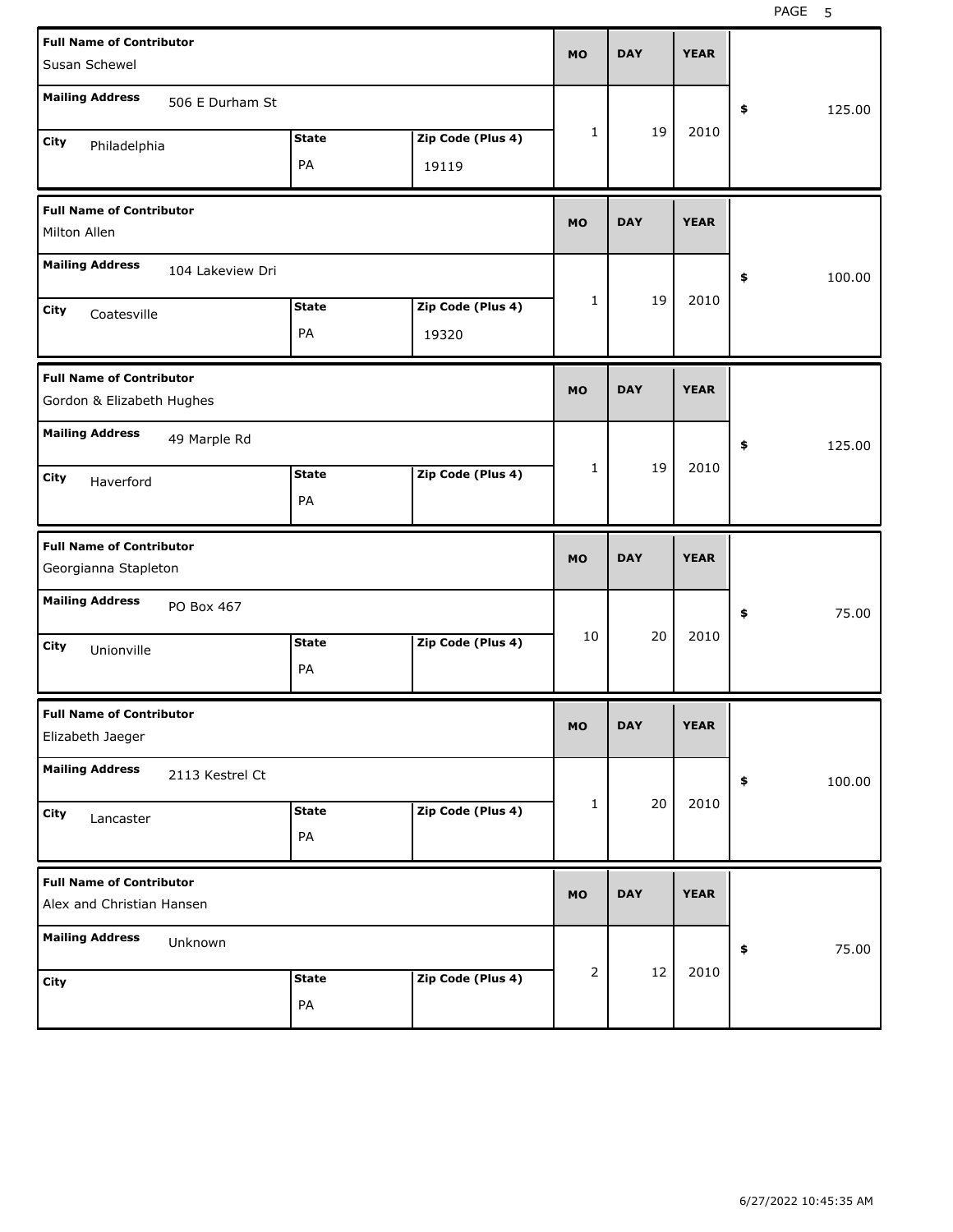| Full Name of Contributor | Mailing Address | City | State | Zip Code (Plus 4) | MO | DAY | YEAR | $ |
|---|---|---|---|---|---|---|---|---|
| Susan Schewel | 506 E Durham St | Philadelphia | PA | 19119 | 1 | 19 | 2010 | 125.00 |
| Milton Allen | 104 Lakeview Dri | Coatesville | PA | 19320 | 1 | 19 | 2010 | 100.00 |
| Gordon & Elizabeth Hughes | 49 Marple Rd | Haverford | PA | | 1 | 19 | 2010 | 125.00 |
| Georgianna Stapleton | PO Box 467 | Unionville | PA | | 10 | 20 | 2010 | 75.00 |
| Elizabeth Jaeger | 2113 Kestrel Ct | Lancaster | PA | | 1 | 20 | 2010 | 100.00 |
| Alex and Christian Hansen | Unknown | | PA | | 2 | 12 | 2010 | 75.00 |

6/27/2022 10:45:35 AM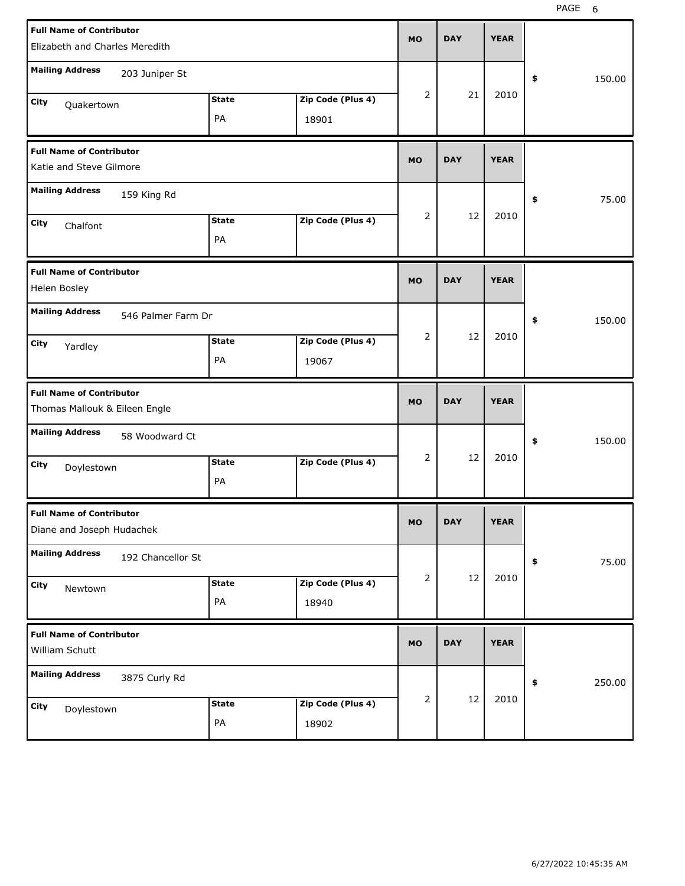| Full Name of Contributor | Mailing Address | City | State | Zip Code (Plus 4) | MO | DAY | YEAR | $ |
|---|---|---|---|---|---|---|---|---|
| Elizabeth and Charles Meredith | 203 Juniper St | Quakertown | PA | 18901 | 2 | 21 | 2010 | 150.00 |
| Katie and Steve Gilmore | 159 King Rd | Chalfont | PA | | 2 | 12 | 2010 | 75.00 |
| Helen Bosley | 546 Palmer Farm Dr | Yardley | PA | 19067 | 2 | 12 | 2010 | 150.00 |
| Thomas Mallouk & Eileen Engle | 58 Woodward Ct | Doylestown | PA | | 2 | 12 | 2010 | 150.00 |
| Diane and Joseph Hudachek | 192 Chancellor St | Newtown | PA | 18940 | 2 | 12 | 2010 | 75.00 |
| William Schutt | 3875 Curly Rd | Doylestown | PA | 18902 | 2 | 12 | 2010 | 250.00 |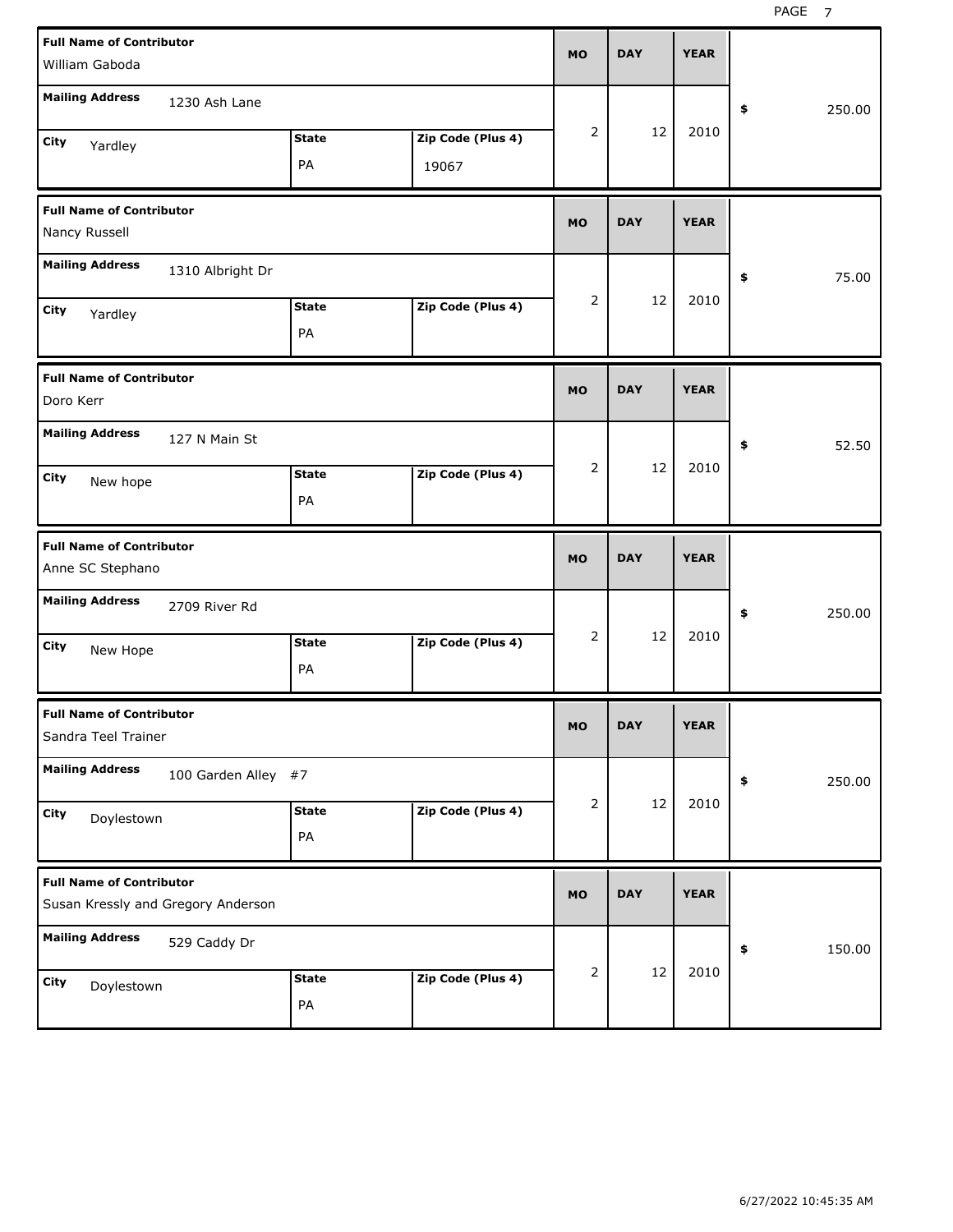| Full Name of Contributor | Mailing Address | City | State | Zip Code (Plus 4) | MO | DAY | YEAR | $ |
|---|---|---|---|---|---|---|---|---|
| William Gaboda | 1230 Ash Lane | Yardley | PA | 19067 | 2 | 12 | 2010 | 250.00 |
| Nancy Russell | 1310 Albright Dr | Yardley | PA | | 2 | 12 | 2010 | 75.00 |
| Doro Kerr | 127 N Main St | New hope | PA | | 2 | 12 | 2010 | 52.50 |
| Anne SC Stephano | 2709 River Rd | New Hope | PA | | 2 | 12 | 2010 | 250.00 |
| Sandra Teel Trainer | 100 Garden Alley #7 | Doylestown | PA | | 2 | 12 | 2010 | 250.00 |
| Susan Kressly and Gregory Anderson | 529 Caddy Dr | Doylestown | PA | | 2 | 12 | 2010 | 150.00 |

6/27/2022 10:45:35 AM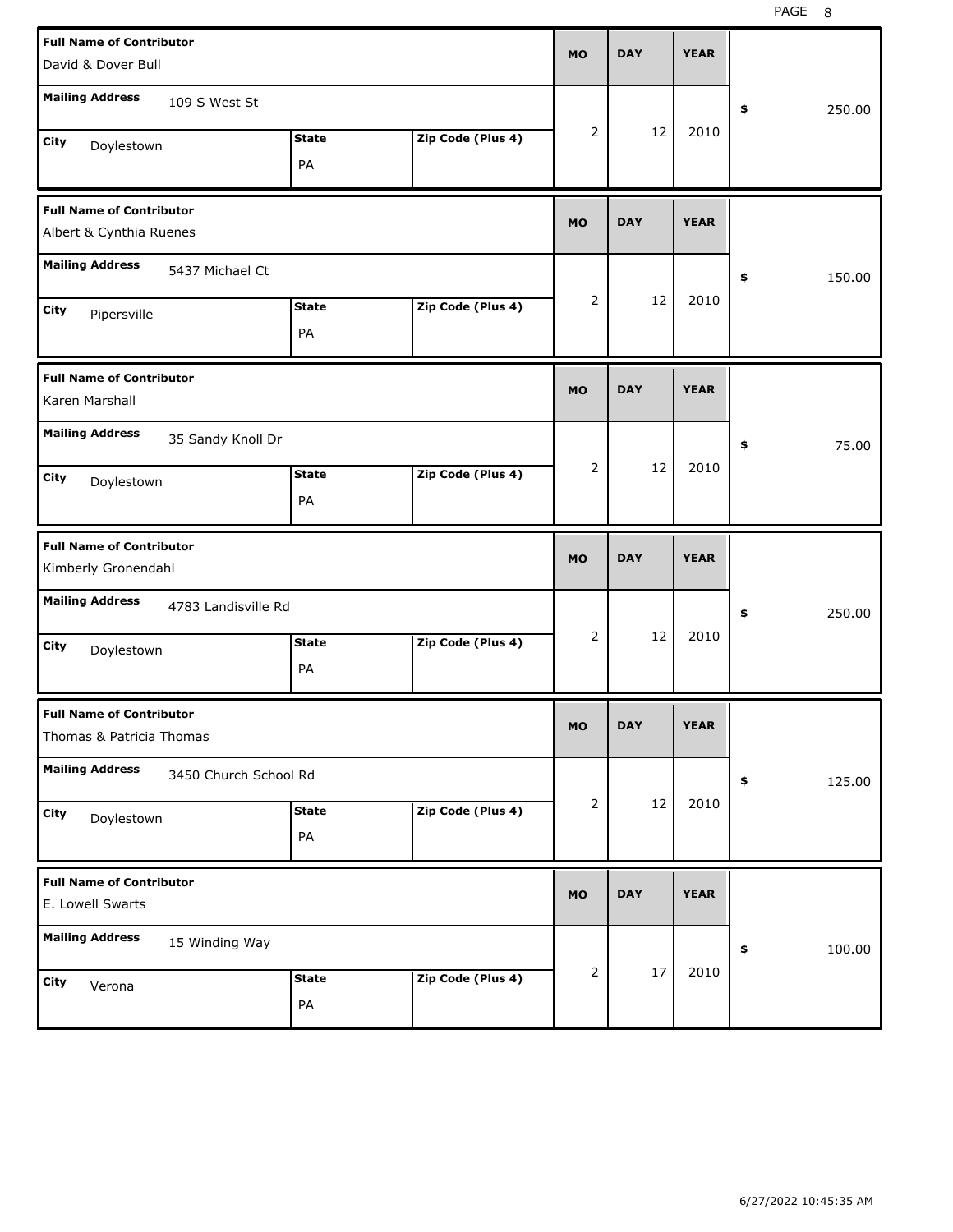| Full Name of Contributor | Mailing Address | City | State | Zip Code (Plus 4) | MO | DAY | YEAR | $ |
|---|---|---|---|---|---|---|---|---|
| David & Dover Bull | 109 S West St | Doylestown | PA | | 2 | 12 | 2010 | 250.00 |
| Albert & Cynthia Ruenes | 5437 Michael Ct | Pipersville | PA | | 2 | 12 | 2010 | 150.00 |
| Karen Marshall | 35 Sandy Knoll Dr | Doylestown | PA | | 2 | 12 | 2010 | 75.00 |
| Kimberly Gronendahl | 4783 Landisville Rd | Doylestown | PA | | 2 | 12 | 2010 | 250.00 |
| Thomas & Patricia Thomas | 3450 Church School Rd | Doylestown | PA | | 2 | 12 | 2010 | 125.00 |
| E. Lowell Swarts | 15 Winding Way | Verona | PA | | 2 | 17 | 2010 | 100.00 |

6/27/2022 10:45:35 AM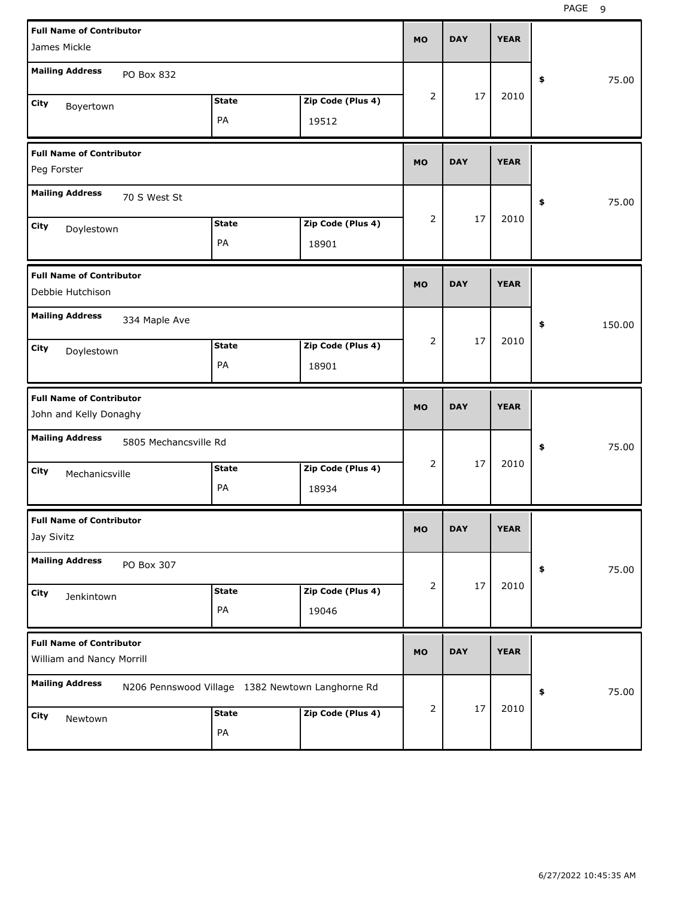| Full Name of Contributor | Mailing Address | City | State | Zip Code (Plus 4) | MO | DAY | YEAR | $ |
|---|---|---|---|---|---|---|---|---|
| James Mickle | PO Box 832 | Boyertown | PA | 19512 | 2 | 17 | 2010 | 75.00 |
| Peg Forster | 70 S West St | Doylestown | PA | 18901 | 2 | 17 | 2010 | 75.00 |
| Debbie Hutchison | 334 Maple Ave | Doylestown | PA | 18901 | 2 | 17 | 2010 | 150.00 |
| John and Kelly Donaghy | 5805 Mechancsville Rd | Mechanicsville | PA | 18934 | 2 | 17 | 2010 | 75.00 |
| Jay Sivitz | PO Box 307 | Jenkintown | PA | 19046 | 2 | 17 | 2010 | 75.00 |
| William and Nancy Morrill | N206 Pennswood Village 1382 Newtown Langhorne Rd | Newtown | PA | | 2 | 17 | 2010 | 75.00 |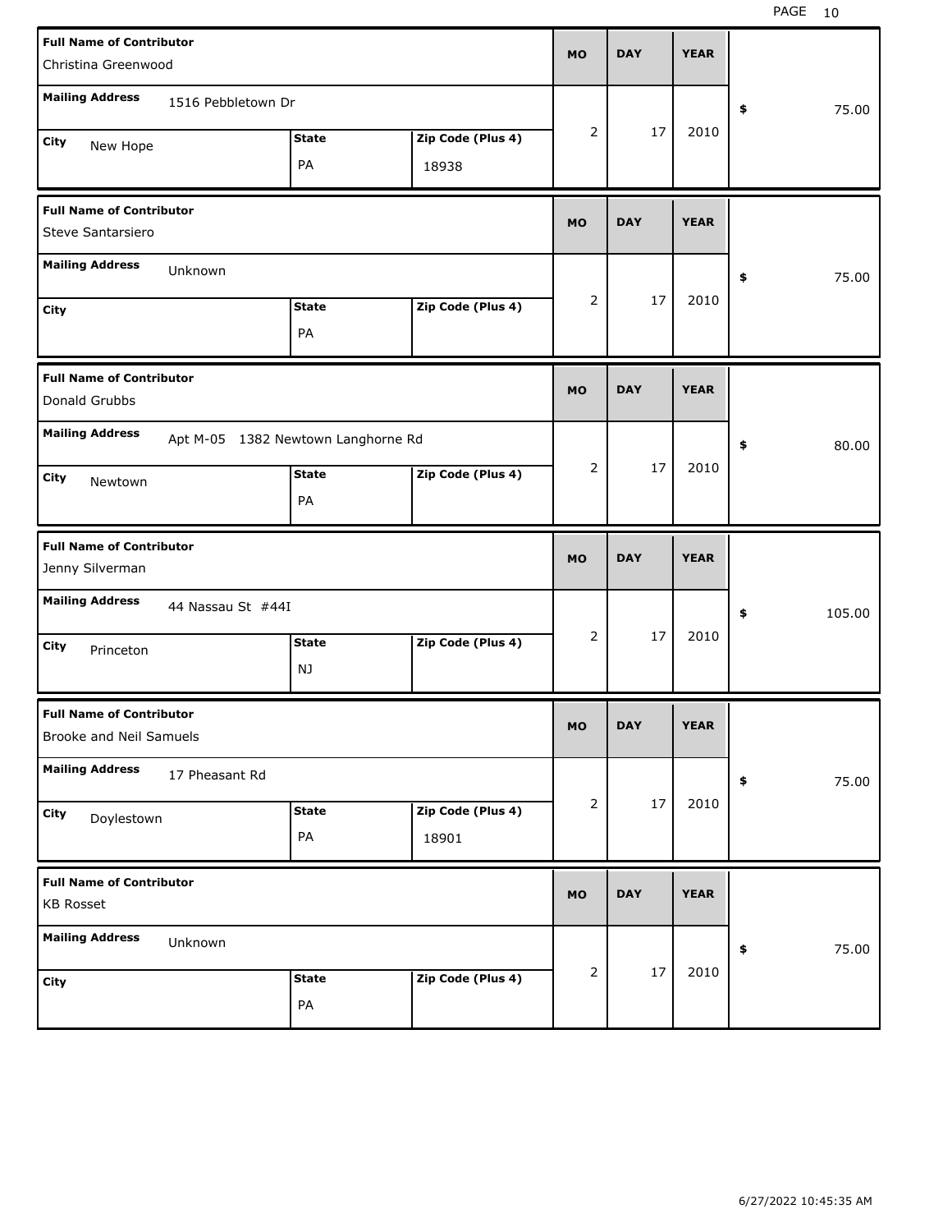| Full Name of Contributor | Mailing Address | City | State | Zip Code (Plus 4) | MO | DAY | YEAR | $ |
|---|---|---|---|---|---|---|---|---|
| Christina Greenwood | 1516 Pebbletown Dr | New Hope | PA | 18938 | 2 | 17 | 2010 | 75.00 |
| Steve Santarsiero | Unknown | | PA | | 2 | 17 | 2010 | 75.00 |
| Donald Grubbs | Apt M-05 1382 Newtown Langhorne Rd | Newtown | PA | | 2 | 17 | 2010 | 80.00 |
| Jenny Silverman | 44 Nassau St #44I | Princeton | NJ | | 2 | 17 | 2010 | 105.00 |
| Brooke and Neil Samuels | 17 Pheasant Rd | Doylestown | PA | 18901 | 2 | 17 | 2010 | 75.00 |
| KB Rosset | Unknown | | PA | | 2 | 17 | 2010 | 75.00 |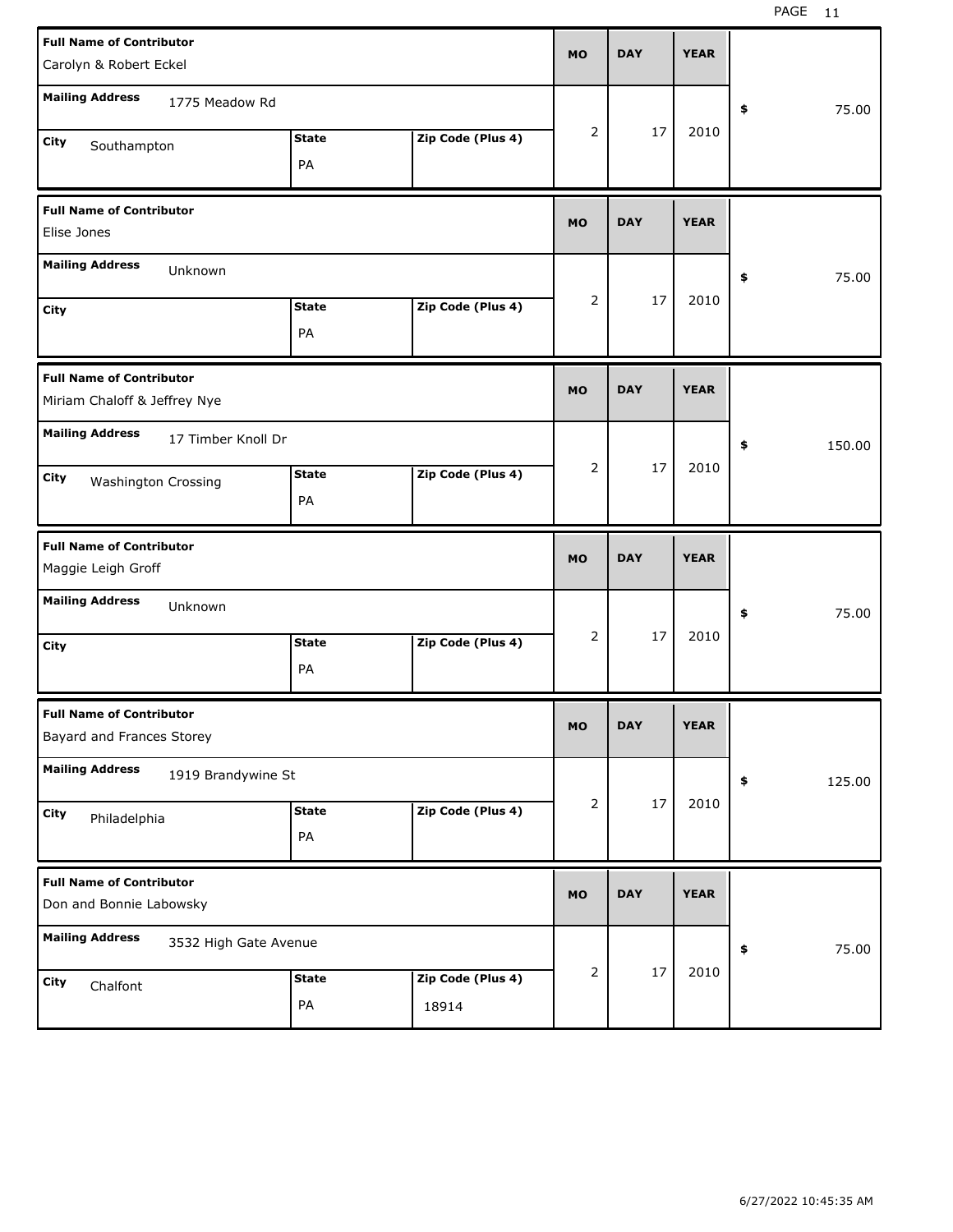| Full Name of Contributor | Mailing Address | City | State | Zip Code (Plus 4) | MO | DAY | YEAR | $ |
|---|---|---|---|---|---|---|---|---|
| Carolyn & Robert Eckel | 1775 Meadow Rd | Southampton | PA | | 2 | 17 | 2010 | 75.00 |
| Elise Jones | Unknown | | PA | | 2 | 17 | 2010 | 75.00 |
| Miriam Chaloff & Jeffrey Nye | 17 Timber Knoll Dr | Washington Crossing | PA | | 2 | 17 | 2010 | 150.00 |
| Maggie Leigh Groff | Unknown | | PA | | 2 | 17 | 2010 | 75.00 |
| Bayard and Frances Storey | 1919 Brandywine St | Philadelphia | PA | | 2 | 17 | 2010 | 125.00 |
| Don and Bonnie Labowsky | 3532 High Gate Avenue | Chalfont | PA | 18914 | 2 | 17 | 2010 | 75.00 |

6/27/2022 10:45:35 AM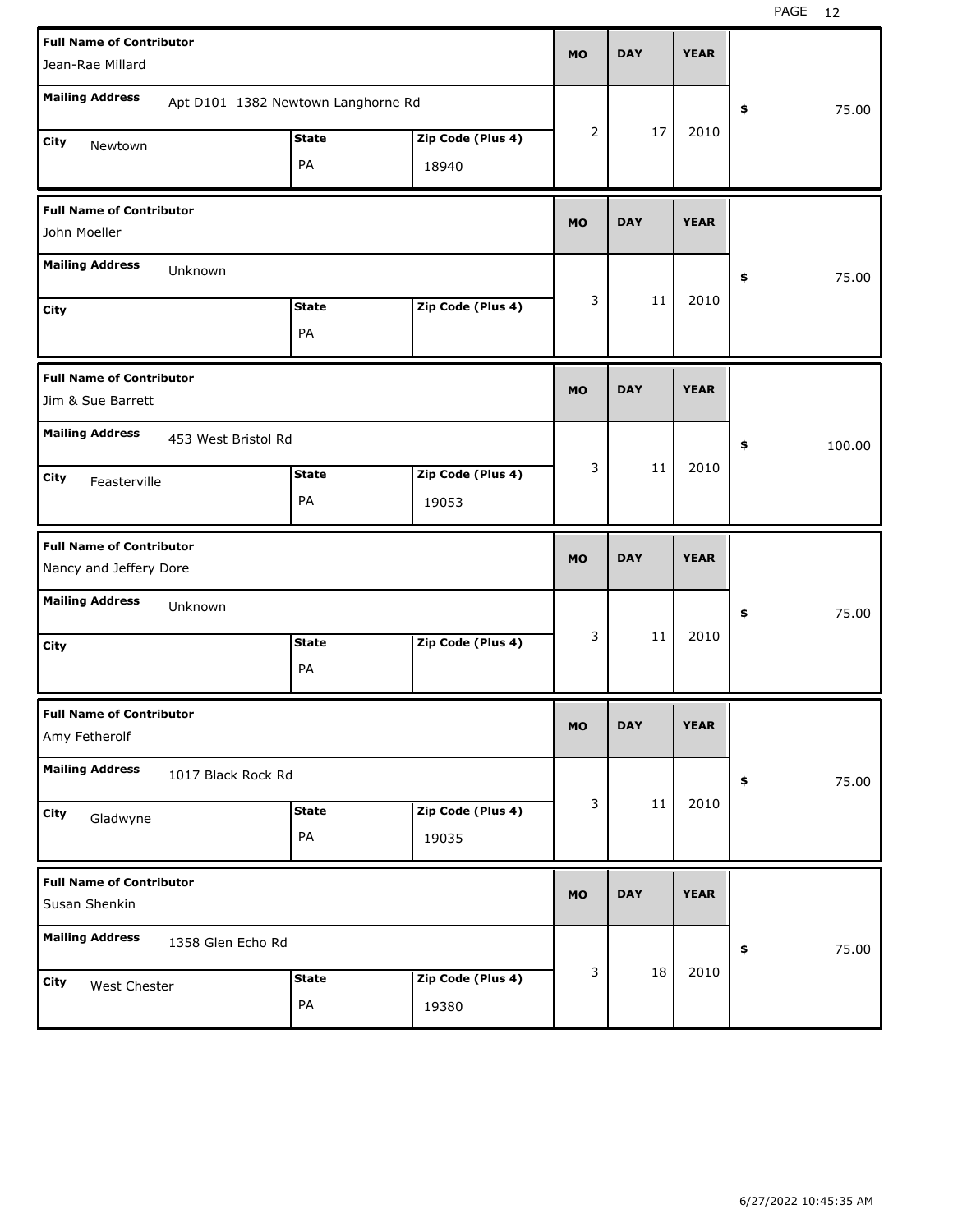| Full Name of Contributor | Mailing Address | City | State | Zip Code (Plus 4) | MO | DAY | YEAR | $ |
| --- | --- | --- | --- | --- | --- | --- | --- | --- |
| Jean-Rae Millard | Apt D101 1382 Newtown Langhorne Rd | Newtown | PA | 18940 | 2 | 17 | 2010 | 75.00 |
| John Moeller | Unknown | | PA | | 3 | 11 | 2010 | 75.00 |
| Jim & Sue Barrett | 453 West Bristol Rd | Feasterville | PA | 19053 | 3 | 11 | 2010 | 100.00 |
| Nancy and Jeffery Dore | Unknown | | PA | | 3 | 11 | 2010 | 75.00 |
| Amy Fetherolf | 1017 Black Rock Rd | Gladwyne | PA | 19035 | 3 | 11 | 2010 | 75.00 |
| Susan Shenkin | 1358 Glen Echo Rd | West Chester | PA | 19380 | 3 | 18 | 2010 | 75.00 |

6/27/2022 10:45:35 AM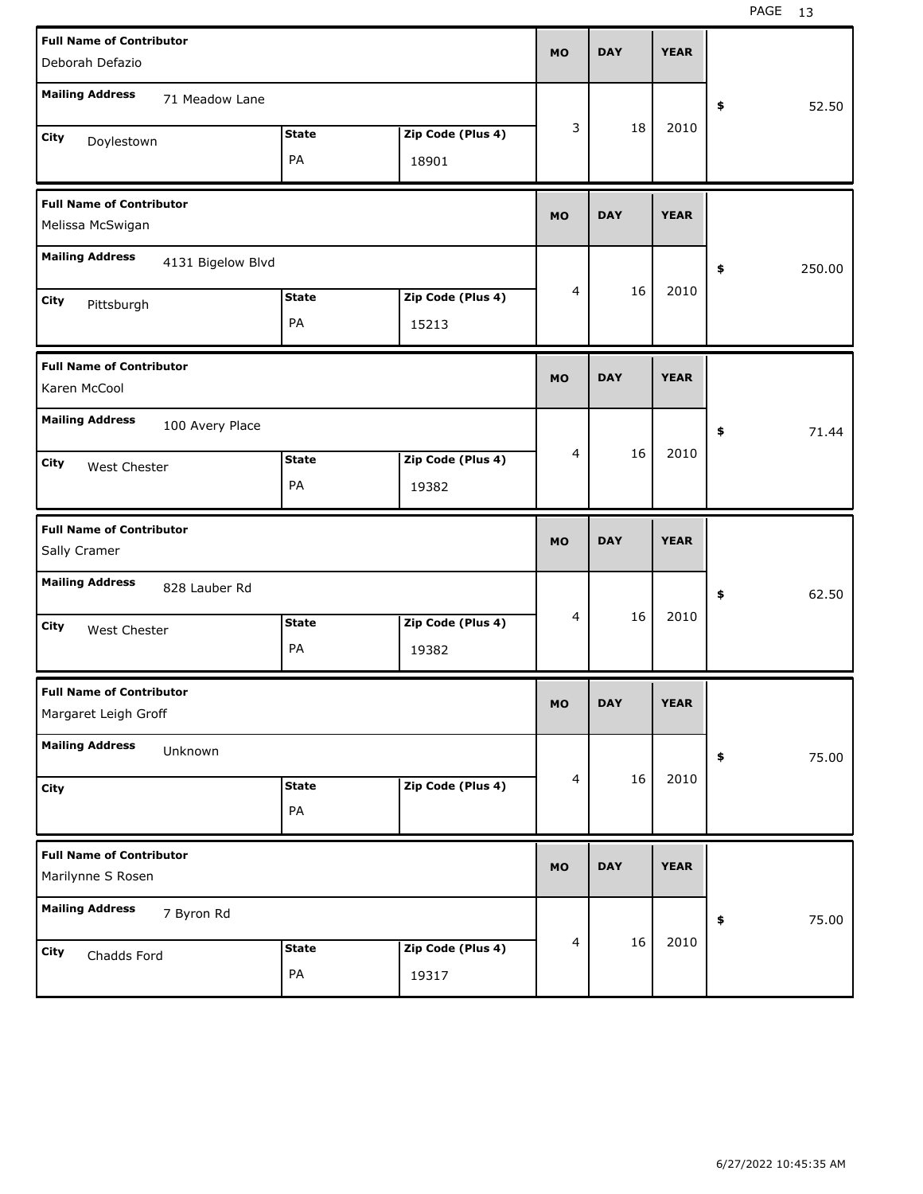| Full Name of Contributor | Mailing Address | City | State | Zip Code (Plus 4) | MO | DAY | YEAR | $ |
|---|---|---|---|---|---|---|---|---|
| Deborah Defazio | 71 Meadow Lane | Doylestown | PA | 18901 | 3 | 18 | 2010 | 52.50 |
| Melissa McSwigan | 4131 Bigelow Blvd | Pittsburgh | PA | 15213 | 4 | 16 | 2010 | 250.00 |
| Karen McCool | 100 Avery Place | West Chester | PA | 19382 | 4 | 16 | 2010 | 71.44 |
| Sally Cramer | 828 Lauber Rd | West Chester | PA | 19382 | 4 | 16 | 2010 | 62.50 |
| Margaret Leigh Groff | Unknown | | PA | | 4 | 16 | 2010 | 75.00 |
| Marilynne S Rosen | 7 Byron Rd | Chadds Ford | PA | 19317 | 4 | 16 | 2010 | 75.00 |

6/27/2022 10:45:35 AM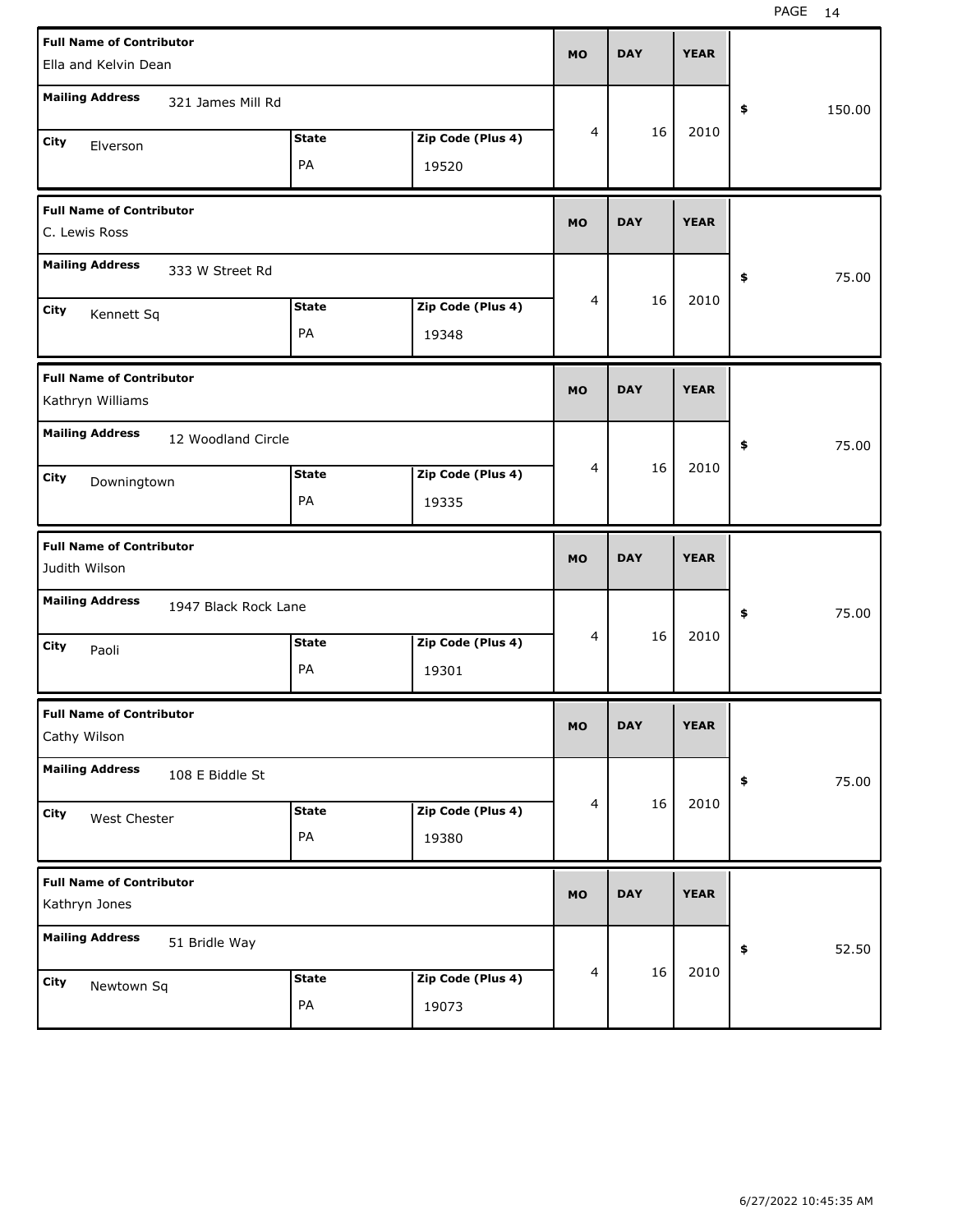| Full Name of Contributor | Mailing Address | City | State | Zip Code (Plus 4) | MO | DAY | YEAR | $ |
|---|---|---|---|---|---|---|---|---|
| Ella and Kelvin Dean | 321 James Mill Rd | Elverson | PA | 19520 | 4 | 16 | 2010 | 150.00 |
| C. Lewis Ross | 333 W Street Rd | Kennett Sq | PA | 19348 | 4 | 16 | 2010 | 75.00 |
| Kathryn Williams | 12 Woodland Circle | Downingtown | PA | 19335 | 4 | 16 | 2010 | 75.00 |
| Judith Wilson | 1947 Black Rock Lane | Paoli | PA | 19301 | 4 | 16 | 2010 | 75.00 |
| Cathy Wilson | 108 E Biddle St | West Chester | PA | 19380 | 4 | 16 | 2010 | 75.00 |
| Kathryn Jones | 51 Bridle Way | Newtown Sq | PA | 19073 | 4 | 16 | 2010 | 52.50 |

6/27/2022 10:45:35 AM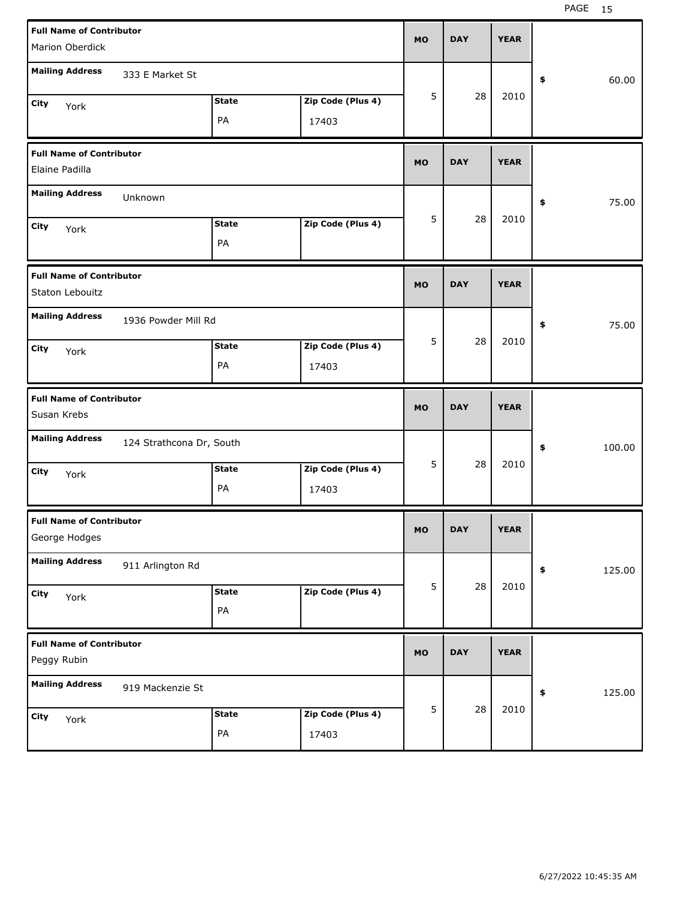| Full Name of Contributor | Mailing Address | City | State | Zip Code (Plus 4) | MO | DAY | YEAR | $ |
|---|---|---|---|---|---|---|---|---|
| Marion Oberdick | 333 E Market St | York | PA | 17403 | 5 | 28 | 2010 | 60.00 |
| Elaine Padilla | Unknown | York | PA | | 5 | 28 | 2010 | 75.00 |
| Staton Lebouitz | 1936 Powder Mill Rd | York | PA | 17403 | 5 | 28 | 2010 | 75.00 |
| Susan Krebs | 124 Strathcona Dr, South | York | PA | 17403 | 5 | 28 | 2010 | 100.00 |
| George Hodges | 911 Arlington Rd | York | PA | | 5 | 28 | 2010 | 125.00 |
| Peggy Rubin | 919 Mackenzie St | York | PA | 17403 | 5 | 28 | 2010 | 125.00 |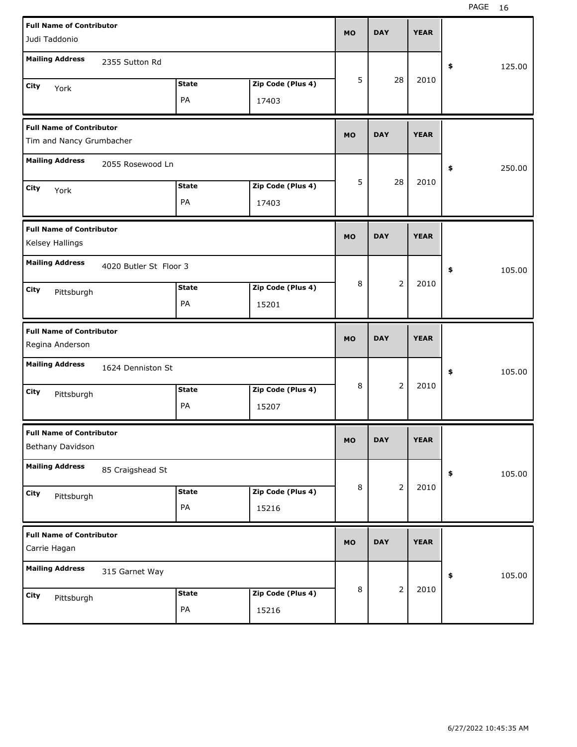| Full Name of Contributor | Mailing Address | City | State | Zip Code (Plus 4) | MO | DAY | YEAR | $ |
|---|---|---|---|---|---|---|---|---|
| Judi Taddonio | 2355 Sutton Rd | York | PA | 17403 | 5 | 28 | 2010 | 125.00 |
| Tim and Nancy Grumbacher | 2055 Rosewood Ln | York | PA | 17403 | 5 | 28 | 2010 | 250.00 |
| Kelsey Hallings | 4020 Butler St Floor 3 | Pittsburgh | PA | 15201 | 8 | 2 | 2010 | 105.00 |
| Regina Anderson | 1624 Denniston St | Pittsburgh | PA | 15207 | 8 | 2 | 2010 | 105.00 |
| Bethany Davidson | 85 Craigshead St | Pittsburgh | PA | 15216 | 8 | 2 | 2010 | 105.00 |
| Carrie Hagan | 315 Garnet Way | Pittsburgh | PA | 15216 | 8 | 2 | 2010 | 105.00 |

6/27/2022 10:45:35 AM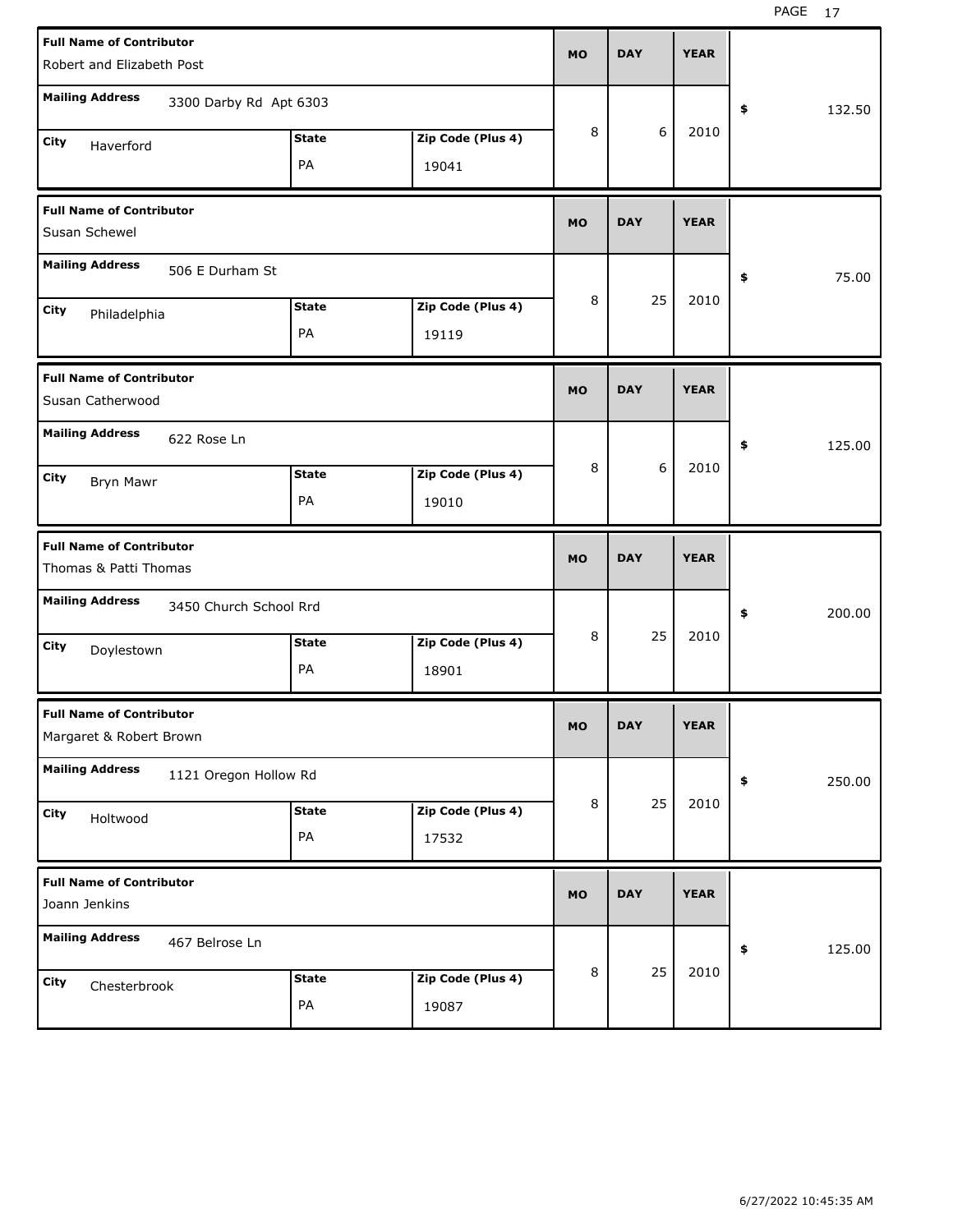| Full Name of Contributor | Mailing Address | City | State | Zip Code (Plus 4) | MO | DAY | YEAR | $ |
|---|---|---|---|---|---|---|---|---|
| Robert and Elizabeth Post | 3300 Darby Rd Apt 6303 | Haverford | PA | 19041 | 8 | 6 | 2010 | 132.50 |
| Susan Schewel | 506 E Durham St | Philadelphia | PA | 19119 | 8 | 25 | 2010 | 75.00 |
| Susan Catherwood | 622 Rose Ln | Bryn Mawr | PA | 19010 | 8 | 6 | 2010 | 125.00 |
| Thomas & Patti Thomas | 3450 Church School Rrd | Doylestown | PA | 18901 | 8 | 25 | 2010 | 200.00 |
| Margaret & Robert Brown | 1121 Oregon Hollow Rd | Holtwood | PA | 17532 | 8 | 25 | 2010 | 250.00 |
| Joann Jenkins | 467 Belrose Ln | Chesterbrook | PA | 19087 | 8 | 25 | 2010 | 125.00 |

6/27/2022 10:45:35 AM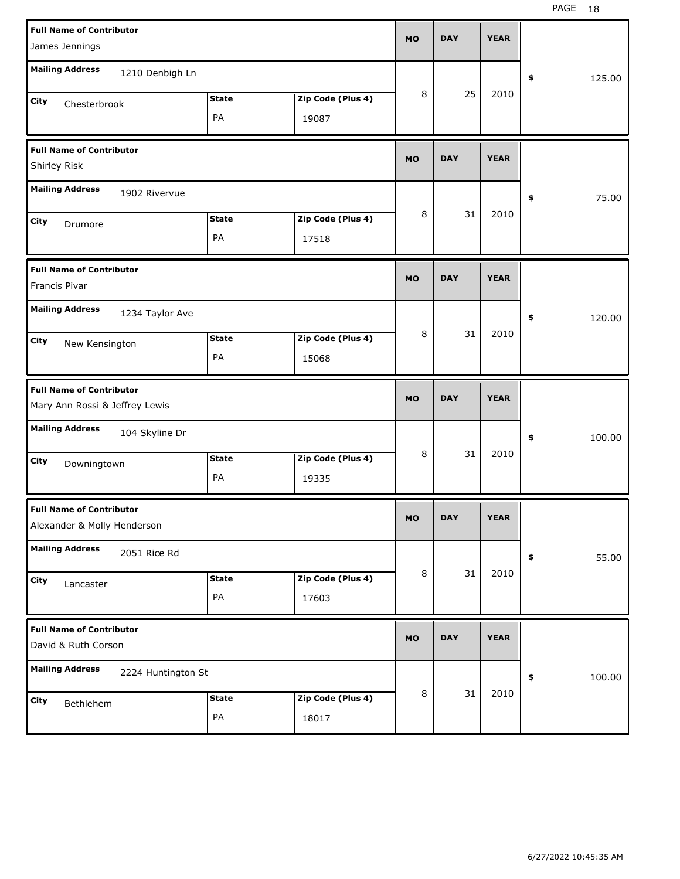| Full Name of Contributor | Mailing Address | City | State | Zip Code (Plus 4) | MO | DAY | YEAR | $ |
|---|---|---|---|---|---|---|---|---|
| James Jennings | 1210 Denbigh Ln | Chesterbrook | PA | 19087 | 8 | 25 | 2010 | 125.00 |
| Shirley Risk | 1902 Rivervue | Drumore | PA | 17518 | 8 | 31 | 2010 | 75.00 |
| Francis Pivar | 1234 Taylor Ave | New Kensington | PA | 15068 | 8 | 31 | 2010 | 120.00 |
| Mary Ann Rossi & Jeffrey Lewis | 104 Skyline Dr | Downingtown | PA | 19335 | 8 | 31 | 2010 | 100.00 |
| Alexander & Molly Henderson | 2051 Rice Rd | Lancaster | PA | 17603 | 8 | 31 | 2010 | 55.00 |
| David & Ruth Corson | 2224 Huntington St | Bethlehem | PA | 18017 | 8 | 31 | 2010 | 100.00 |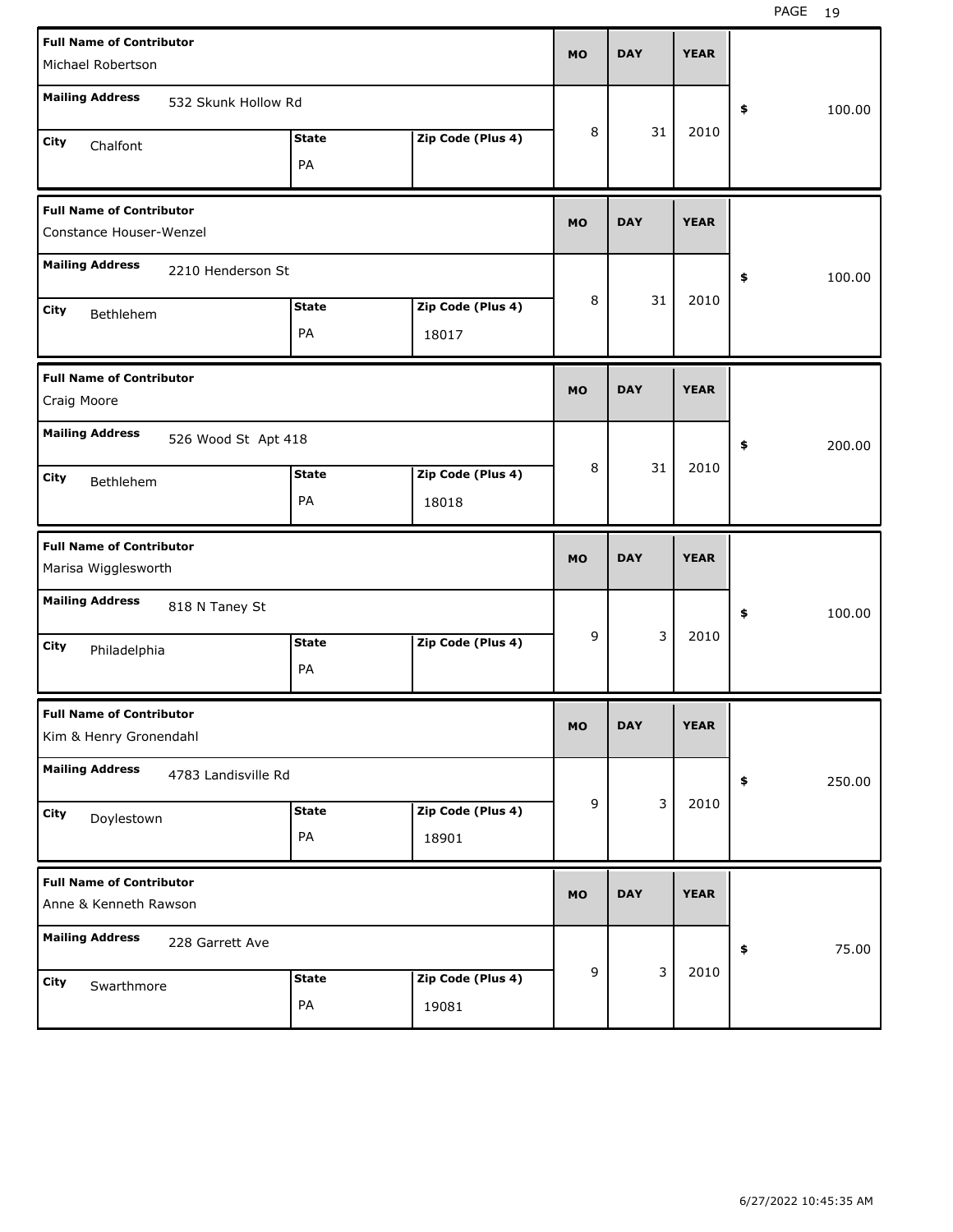| Full Name of Contributor | Mailing Address | City | State | Zip Code (Plus 4) | MO | DAY | YEAR | $ |
|---|---|---|---|---|---|---|---|---|
| Michael Robertson | 532 Skunk Hollow Rd | Chalfont | PA | | 8 | 31 | 2010 | 100.00 |
| Constance Houser-Wenzel | 2210 Henderson St | Bethlehem | PA | 18017 | 8 | 31 | 2010 | 100.00 |
| Craig Moore | 526 Wood St Apt 418 | Bethlehem | PA | 18018 | 8 | 31 | 2010 | 200.00 |
| Marisa Wigglesworth | 818 N Taney St | Philadelphia | PA | | 9 | 3 | 2010 | 100.00 |
| Kim & Henry Gronendahl | 4783 Landisville Rd | Doylestown | PA | 18901 | 9 | 3 | 2010 | 250.00 |
| Anne & Kenneth Rawson | 228 Garrett Ave | Swarthmore | PA | 19081 | 9 | 3 | 2010 | 75.00 |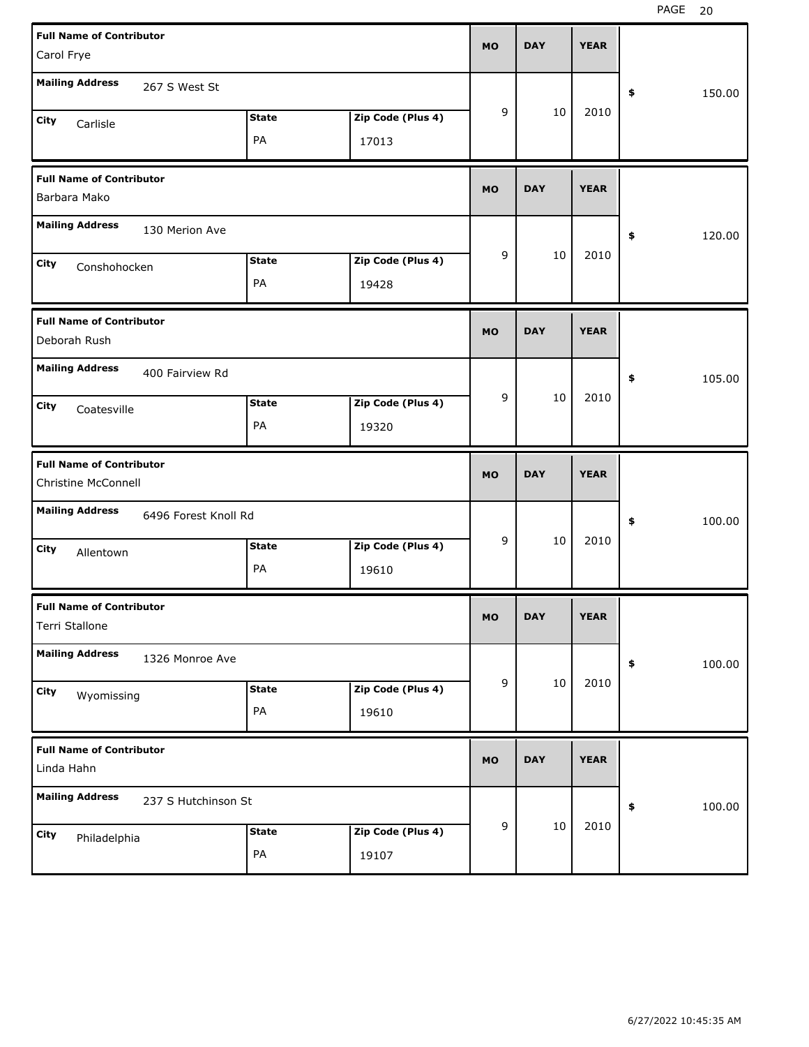| Full Name of Contributor | Mailing Address | City | State | Zip Code (Plus 4) | MO | DAY | YEAR | $ |
|---|---|---|---|---|---|---|---|---|
| Carol Frye | 267 S West St | Carlisle | PA | 17013 | 9 | 10 | 2010 | 150.00 |
| Barbara Mako | 130 Merion Ave | Conshohocken | PA | 19428 | 9 | 10 | 2010 | 120.00 |
| Deborah Rush | 400 Fairview Rd | Coatesville | PA | 19320 | 9 | 10 | 2010 | 105.00 |
| Christine McConnell | 6496 Forest Knoll Rd | Allentown | PA | 19610 | 9 | 10 | 2010 | 100.00 |
| Terri Stallone | 1326 Monroe Ave | Wyomissing | PA | 19610 | 9 | 10 | 2010 | 100.00 |
| Linda Hahn | 237 S Hutchinson St | Philadelphia | PA | 19107 | 9 | 10 | 2010 | 100.00 |

6/27/2022 10:45:35 AM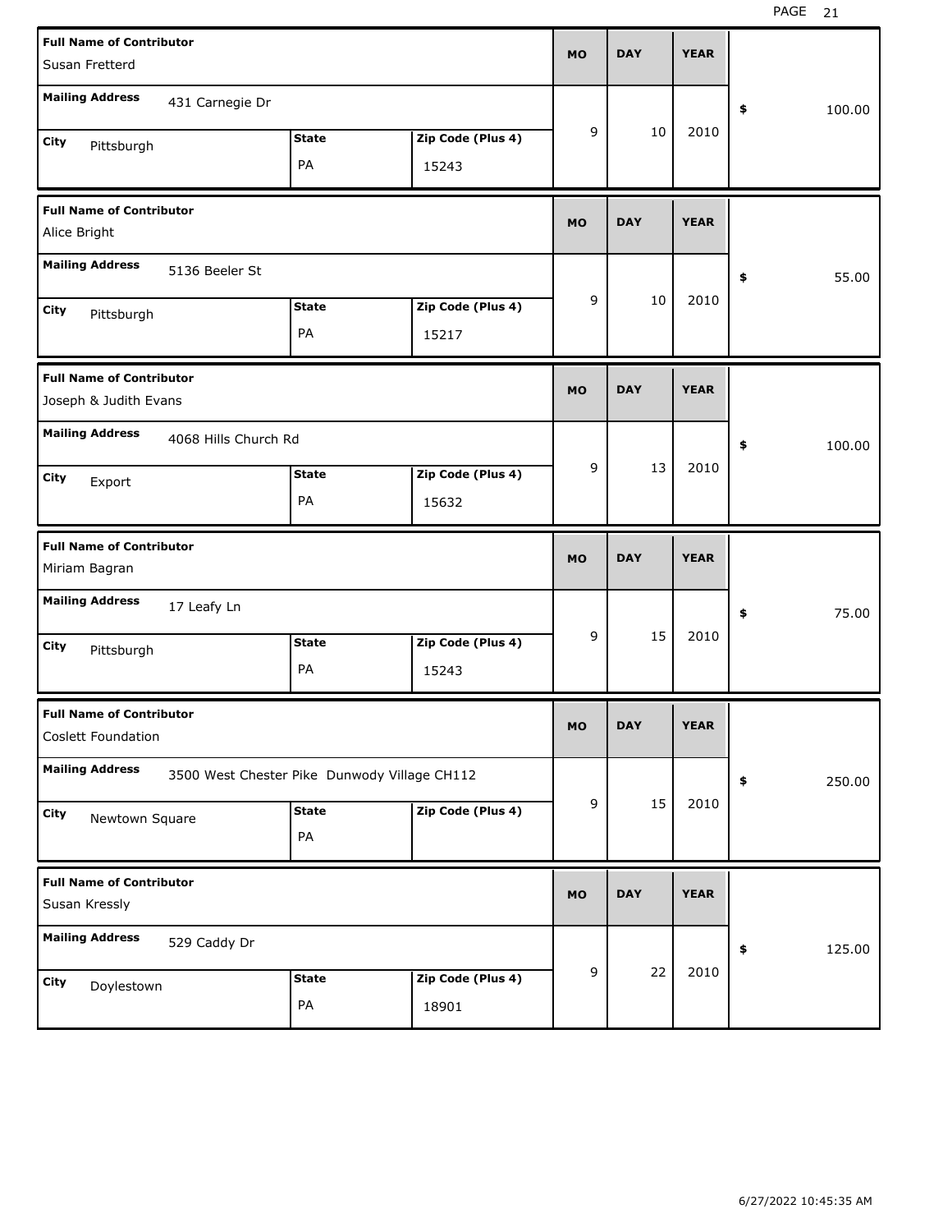| Full Name of Contributor | Mailing Address | City | State | Zip Code (Plus 4) | MO | DAY | YEAR | $ |
|---|---|---|---|---|---|---|---|---|
| Susan Fretterd | 431 Carnegie Dr | Pittsburgh | PA | 15243 | 9 | 10 | 2010 | 100.00 |
| Alice Bright | 5136 Beeler St | Pittsburgh | PA | 15217 | 9 | 10 | 2010 | 55.00 |
| Joseph & Judith Evans | 4068 Hills Church Rd | Export | PA | 15632 | 9 | 13 | 2010 | 100.00 |
| Miriam Bagran | 17 Leafy Ln | Pittsburgh | PA | 15243 | 9 | 15 | 2010 | 75.00 |
| Coslett Foundation | 3500 West Chester Pike Dunwody Village CH112 | Newtown Square | PA | | 9 | 15 | 2010 | 250.00 |
| Susan Kressly | 529 Caddy Dr | Doylestown | PA | 18901 | 9 | 22 | 2010 | 125.00 |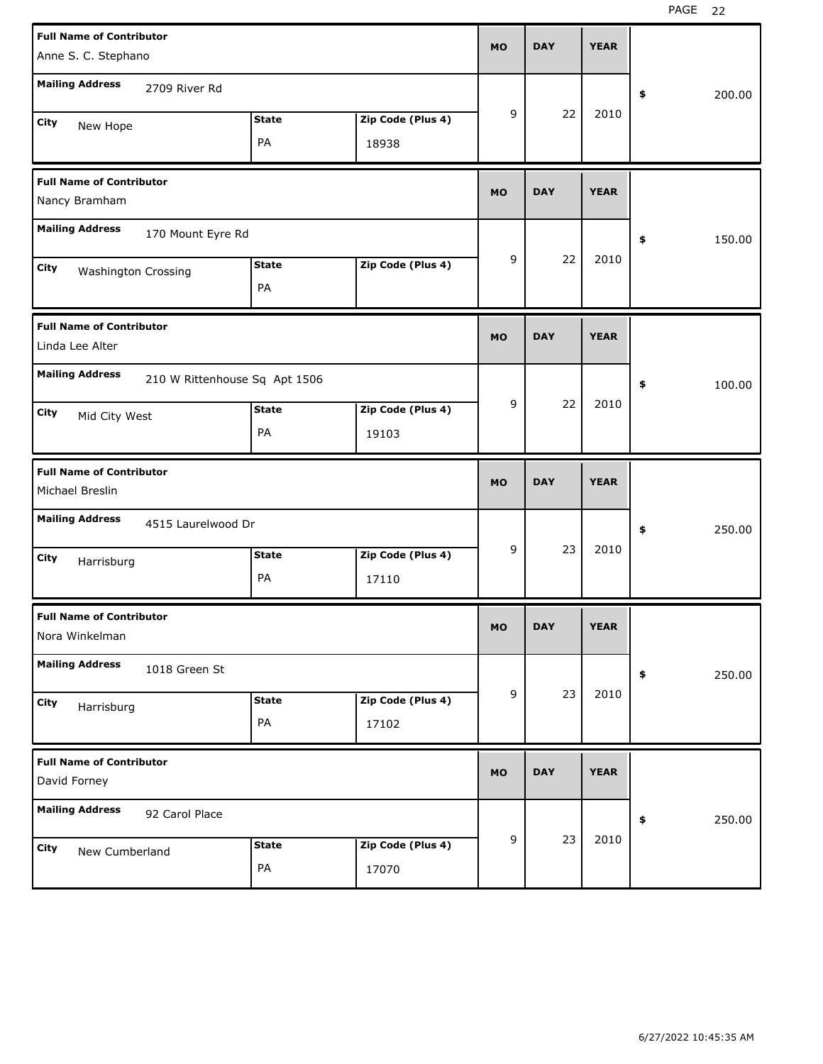| Full Name of Contributor | Mailing Address | City | State | Zip Code (Plus 4) | MO | DAY | YEAR | $ |
|---|---|---|---|---|---|---|---|---|
| Anne S. C. Stephano | 2709 River Rd | New Hope | PA | 18938 | 9 | 22 | 2010 | 200.00 |
| Nancy Bramham | 170 Mount Eyre Rd | Washington Crossing | PA | | 9 | 22 | 2010 | 150.00 |
| Linda Lee Alter | 210 W Rittenhouse Sq Apt 1506 | Mid City West | PA | 19103 | 9 | 22 | 2010 | 100.00 |
| Michael Breslin | 4515 Laurelwood Dr | Harrisburg | PA | 17110 | 9 | 23 | 2010 | 250.00 |
| Nora Winkelman | 1018 Green St | Harrisburg | PA | 17102 | 9 | 23 | 2010 | 250.00 |
| David Forney | 92 Carol Place | New Cumberland | PA | 17070 | 9 | 23 | 2010 | 250.00 |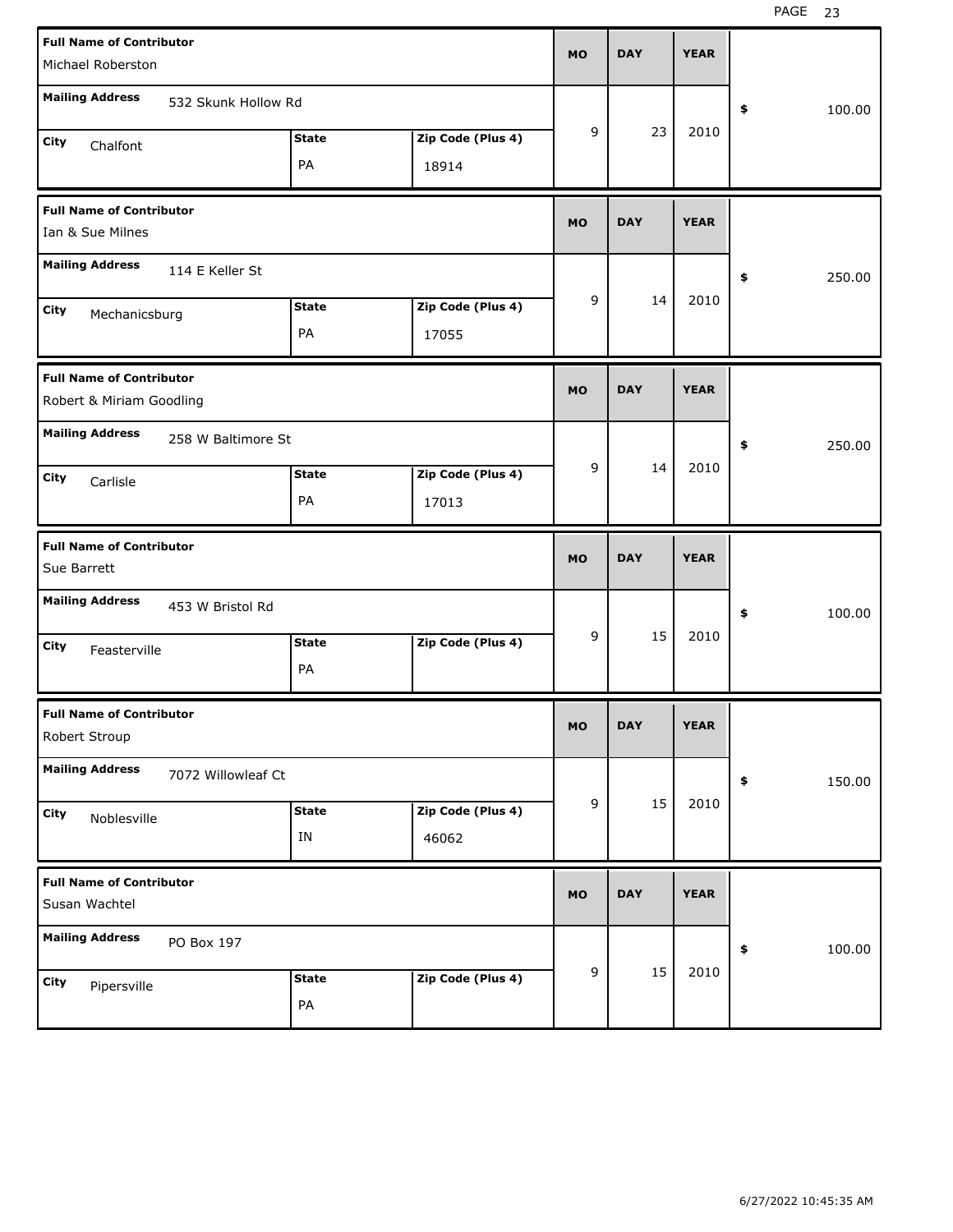| Full Name of Contributor | Mailing Address | City | State | Zip Code (Plus 4) | MO | DAY | YEAR | $ |
|---|---|---|---|---|---|---|---|---|
| Michael Roberston | 532 Skunk Hollow Rd | Chalfont | PA | 18914 | 9 | 23 | 2010 | 100.00 |
| Ian & Sue Milnes | 114 E Keller St | Mechanicsburg | PA | 17055 | 9 | 14 | 2010 | 250.00 |
| Robert & Miriam Goodling | 258 W Baltimore St | Carlisle | PA | 17013 | 9 | 14 | 2010 | 250.00 |
| Sue Barrett | 453 W Bristol Rd | Feasterville | PA | | 9 | 15 | 2010 | 100.00 |
| Robert Stroup | 7072 Willowleaf Ct | Noblesville | IN | 46062 | 9 | 15 | 2010 | 150.00 |
| Susan Wachtel | PO Box 197 | Pipersville | PA | | 9 | 15 | 2010 | 100.00 |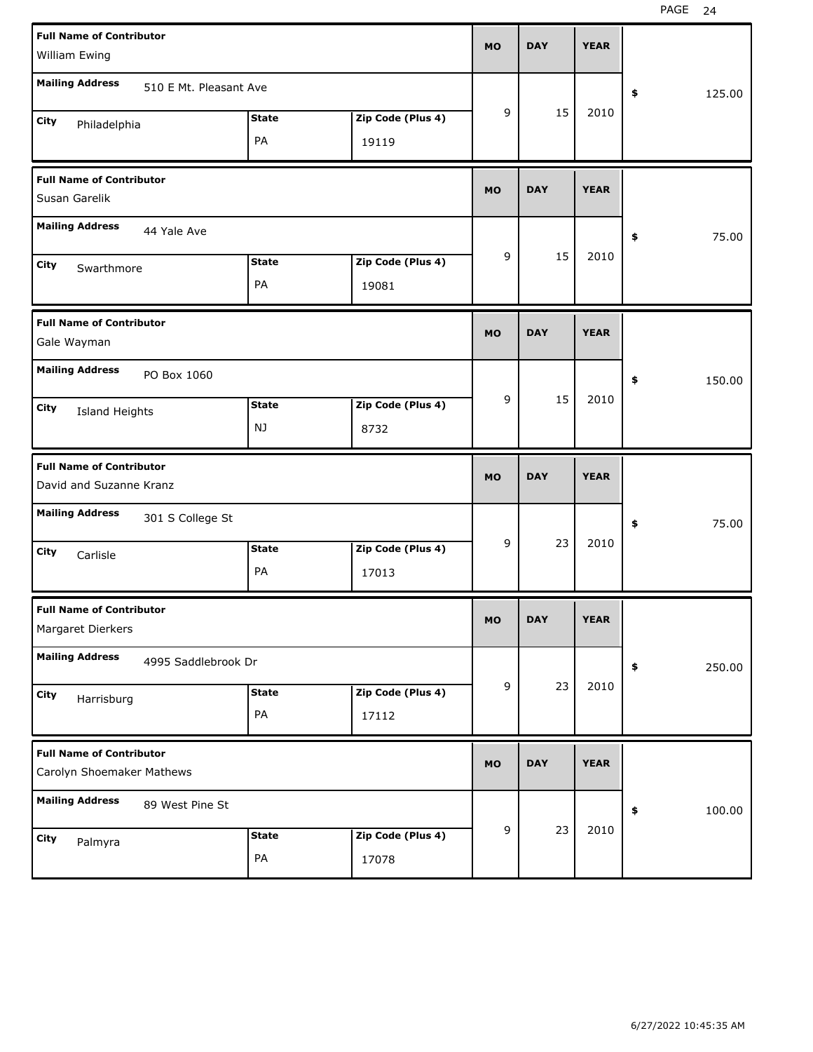| Full Name of Contributor | Mailing Address | City | State | Zip Code (Plus 4) | MO | DAY | YEAR | $ |
|---|---|---|---|---|---|---|---|---|
| William Ewing | 510 E Mt. Pleasant Ave | Philadelphia | PA | 19119 | 9 | 15 | 2010 | 125.00 |
| Susan Garelik | 44 Yale Ave | Swarthmore | PA | 19081 | 9 | 15 | 2010 | 75.00 |
| Gale Wayman | PO Box 1060 | Island Heights | NJ | 8732 | 9 | 15 | 2010 | 150.00 |
| David and Suzanne Kranz | 301 S College St | Carlisle | PA | 17013 | 9 | 23 | 2010 | 75.00 |
| Margaret Dierkers | 4995 Saddlebrook Dr | Harrisburg | PA | 17112 | 9 | 23 | 2010 | 250.00 |
| Carolyn Shoemaker Mathews | 89 West Pine St | Palmyra | PA | 17078 | 9 | 23 | 2010 | 100.00 |

6/27/2022 10:45:35 AM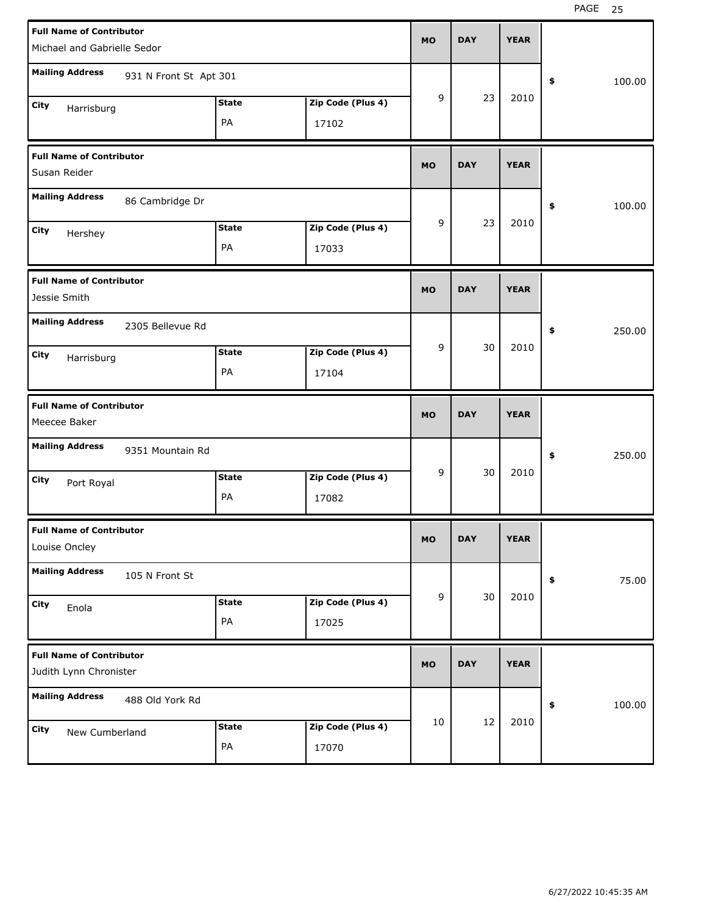| Full Name of Contributor | Mailing Address | City | State | Zip Code (Plus 4) | MO | DAY | YEAR | $ |
| --- | --- | --- | --- | --- | --- | --- | --- | --- |
| Michael and Gabrielle Sedor | 931 N Front St Apt 301 | Harrisburg | PA | 17102 | 9 | 23 | 2010 | 100.00 |
| Susan Reider | 86 Cambridge Dr | Hershey | PA | 17033 | 9 | 23 | 2010 | 100.00 |
| Jessie Smith | 2305 Bellevue Rd | Harrisburg | PA | 17104 | 9 | 30 | 2010 | 250.00 |
| Meecee Baker | 9351 Mountain Rd | Port Royal | PA | 17082 | 9 | 30 | 2010 | 250.00 |
| Louise Oncley | 105 N Front St | Enola | PA | 17025 | 9 | 30 | 2010 | 75.00 |
| Judith Lynn Chronister | 488 Old York Rd | New Cumberland | PA | 17070 | 10 | 12 | 2010 | 100.00 |

6/27/2022 10:45:35 AM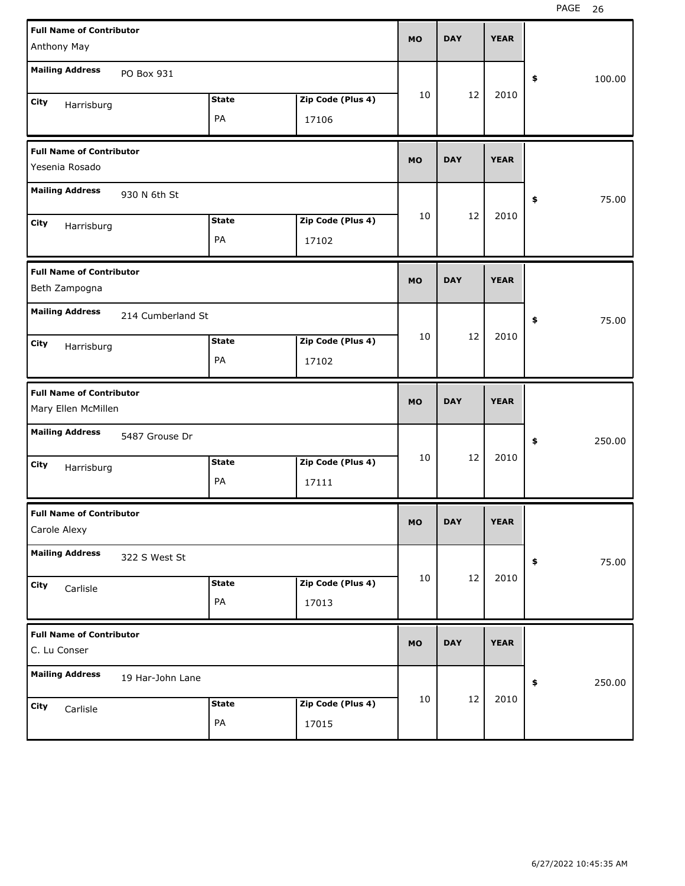| Full Name of Contributor | Mailing Address | City | State | Zip Code (Plus 4) | MO | DAY | YEAR | $ |
|---|---|---|---|---|---|---|---|---|
| Anthony May | PO Box 931 | Harrisburg | PA | 17106 | 10 | 12 | 2010 | 100.00 |
| Yesenia Rosado | 930 N 6th St | Harrisburg | PA | 17102 | 10 | 12 | 2010 | 75.00 |
| Beth Zampogna | 214 Cumberland St | Harrisburg | PA | 17102 | 10 | 12 | 2010 | 75.00 |
| Mary Ellen McMillen | 5487 Grouse Dr | Harrisburg | PA | 17111 | 10 | 12 | 2010 | 250.00 |
| Carole Alexy | 322 S West St | Carlisle | PA | 17013 | 10 | 12 | 2010 | 75.00 |
| C. Lu Conser | 19 Har-John Lane | Carlisle | PA | 17015 | 10 | 12 | 2010 | 250.00 |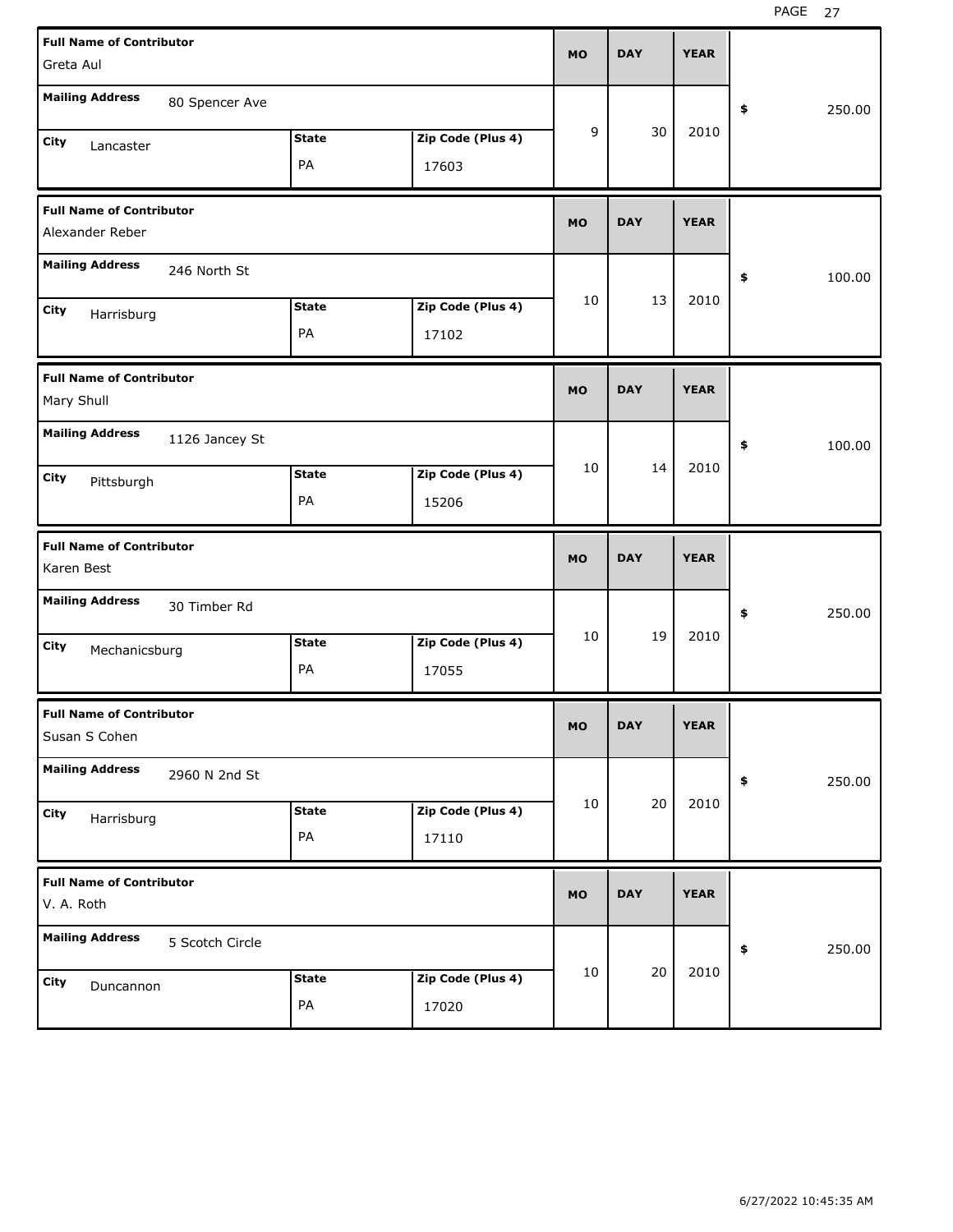| Full Name of Contributor | Mailing Address | City | State | Zip Code (Plus 4) | MO | DAY | YEAR | $ |
|---|---|---|---|---|---|---|---|---|
| Greta Aul | 80 Spencer Ave | Lancaster | PA | 17603 | 9 | 30 | 2010 | 250.00 |
| Alexander Reber | 246 North St | Harrisburg | PA | 17102 | 10 | 13 | 2010 | 100.00 |
| Mary Shull | 1126 Jancey St | Pittsburgh | PA | 15206 | 10 | 14 | 2010 | 100.00 |
| Karen Best | 30 Timber Rd | Mechanicsburg | PA | 17055 | 10 | 19 | 2010 | 250.00 |
| Susan S Cohen | 2960 N 2nd St | Harrisburg | PA | 17110 | 10 | 20 | 2010 | 250.00 |
| V. A. Roth | 5 Scotch Circle | Duncannon | PA | 17020 | 10 | 20 | 2010 | 250.00 |

6/27/2022 10:45:35 AM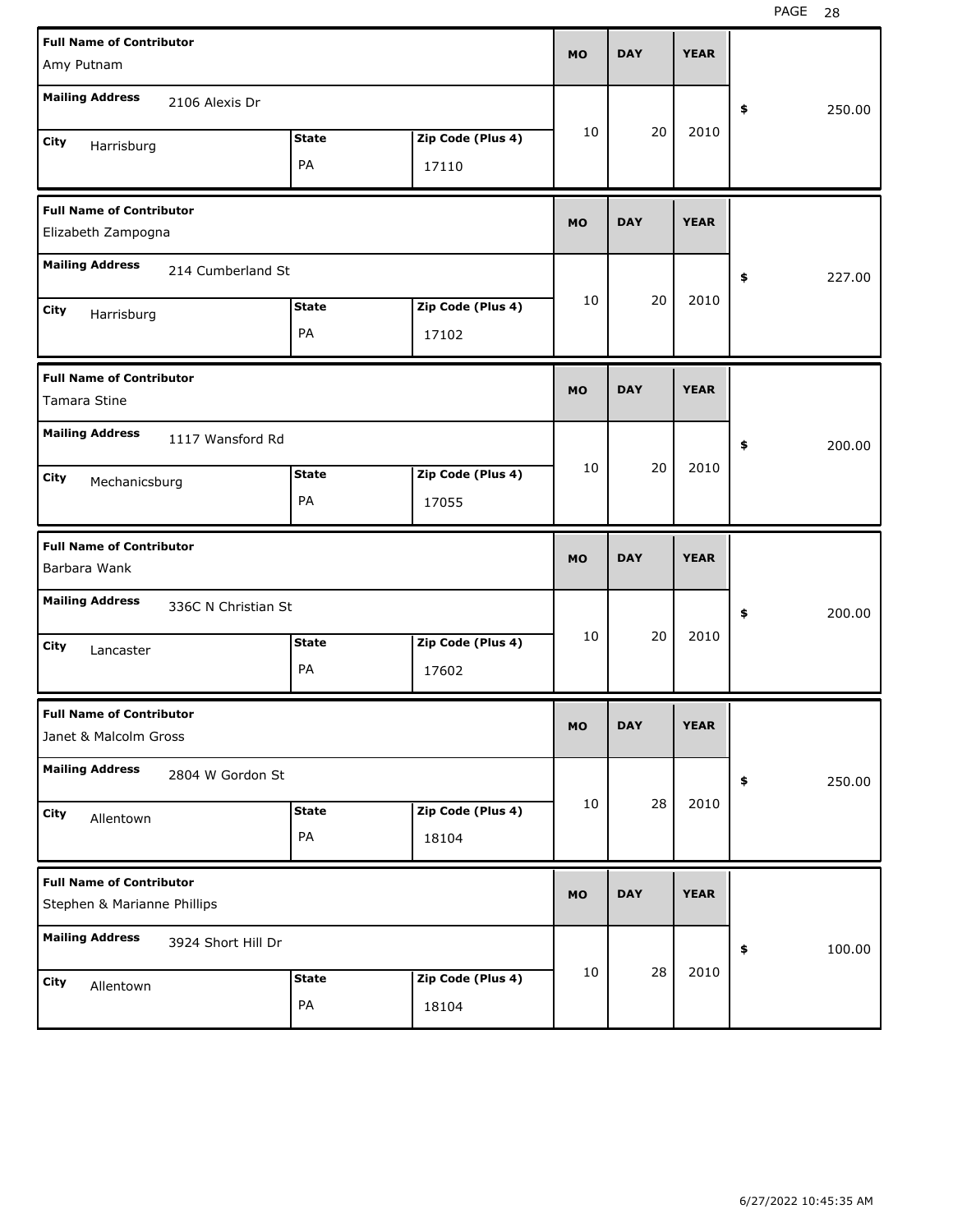| Full Name of Contributor | Mailing Address | City | State | Zip Code (Plus 4) | MO | DAY | YEAR | $ |
|---|---|---|---|---|---|---|---|---|
| Amy Putnam | 2106 Alexis Dr | Harrisburg | PA | 17110 | 10 | 20 | 2010 | 250.00 |
| Elizabeth Zampogna | 214 Cumberland St | Harrisburg | PA | 17102 | 10 | 20 | 2010 | 227.00 |
| Tamara Stine | 1117 Wansford Rd | Mechanicsburg | PA | 17055 | 10 | 20 | 2010 | 200.00 |
| Barbara Wank | 336C N Christian St | Lancaster | PA | 17602 | 10 | 20 | 2010 | 200.00 |
| Janet & Malcolm Gross | 2804 W Gordon St | Allentown | PA | 18104 | 10 | 28 | 2010 | 250.00 |
| Stephen & Marianne Phillips | 3924 Short Hill Dr | Allentown | PA | 18104 | 10 | 28 | 2010 | 100.00 |

6/27/2022 10:45:35 AM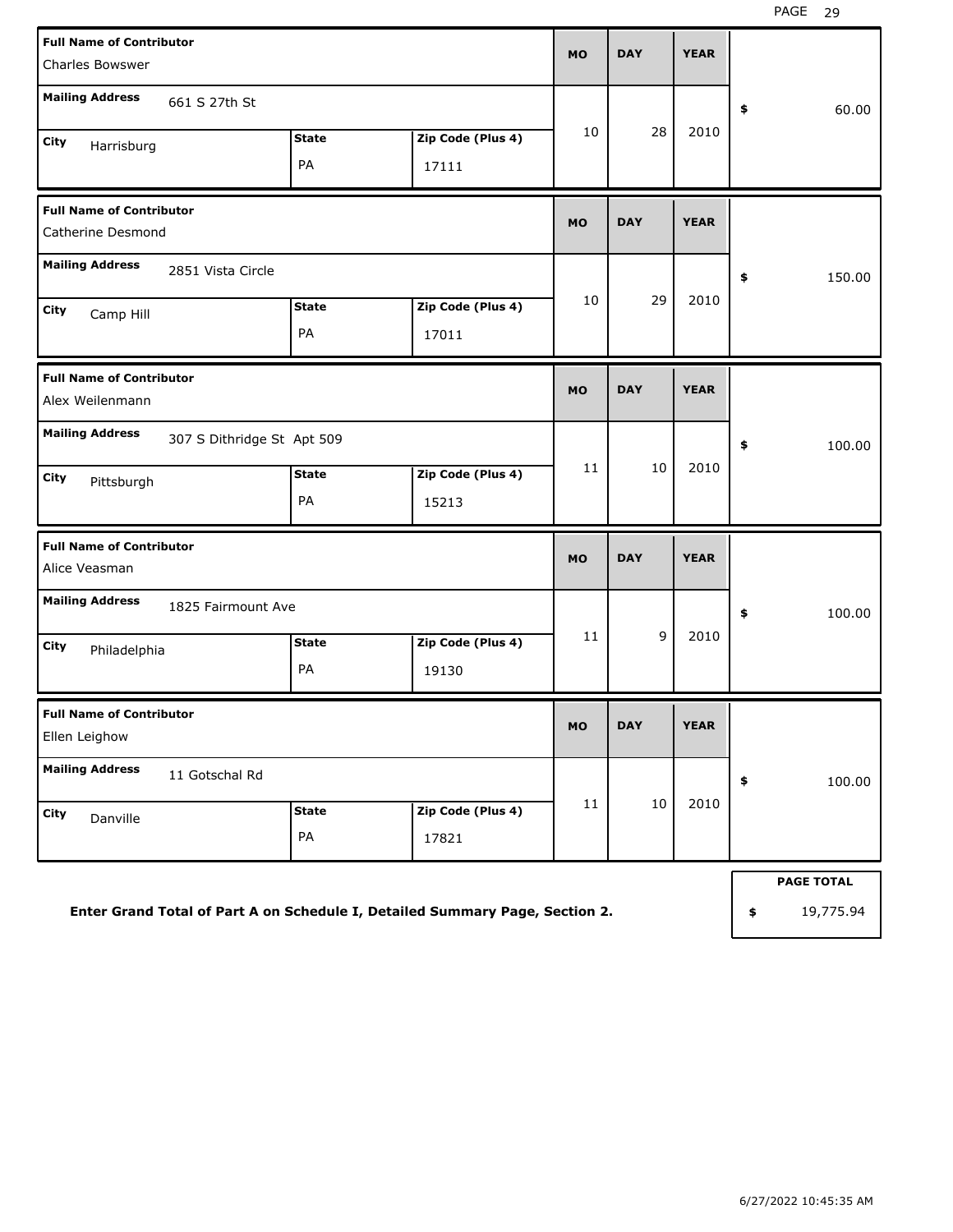| Full Name of Contributor | Mailing Address | City | State | Zip Code (Plus 4) | MO | DAY | YEAR | $ |
|---|---|---|---|---|---|---|---|---|
| Charles Bowswer | 661 S 27th St | Harrisburg | PA | 17111 | 10 | 28 | 2010 | 60.00 |
| Catherine Desmond | 2851 Vista Circle | Camp Hill | PA | 17011 | 10 | 29 | 2010 | 150.00 |
| Alex Weilenmann | 307 S Dithridge St Apt 509 | Pittsburgh | PA | 15213 | 11 | 10 | 2010 | 100.00 |
| Alice Veasman | 1825 Fairmount Ave | Philadelphia | PA | 19130 | 11 | 9 | 2010 | 100.00 |
| Ellen Leighow | 11 Gotschal Rd | Danville | PA | 17821 | 11 | 10 | 2010 | 100.00 |

**Enter Grand Total of Part A on Schedule I, Detailed Summary Page, Section 2.**

| PAGE TOTAL |
|---|
| $ 19,775.94 |

6/27/2022 10:45:35 AM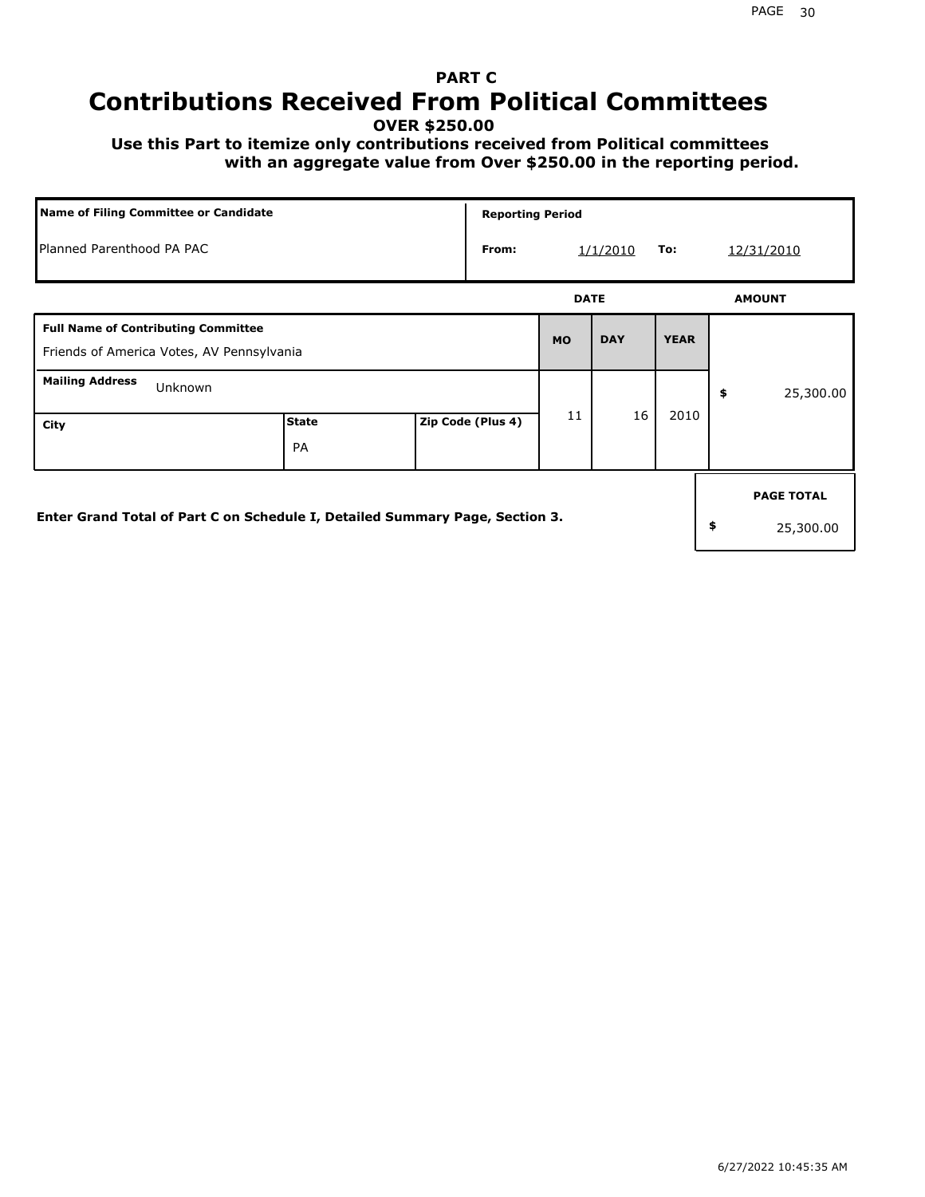# PART C

# Contributions Received From Political Committees

**OVER $250.00**

**Use this Part to itemize only contributions received from Political committees with an aggregate value from Over $250.00 in the reporting period.**

| Name of Filing Committee or Candidate | Reporting Period | | | |
|---|---|---|---|---|
| Planned Parenthood PA PAC | From: | 1/1/2010 | To: | 12/31/2010 |

| Full Name of Contributing Committee | | | DATE MO | DATE DAY | DATE YEAR | AMOUNT |
|---|---|---|---|---|---|---|
| Friends of America Votes, AV Pennsylvania | | | 11 | 16 | 2010 | $ 25,300.00 |
| **Mailing Address** Unknown | | | | | | |
| **City** | **State** PA | **Zip Code (Plus 4)** | | | | |

**Enter Grand Total of Part C on Schedule I, Detailed Summary Page, Section 3.**

| PAGE TOTAL |
|---|
| $ 25,300.00 |

6/27/2022 10:45:35 AM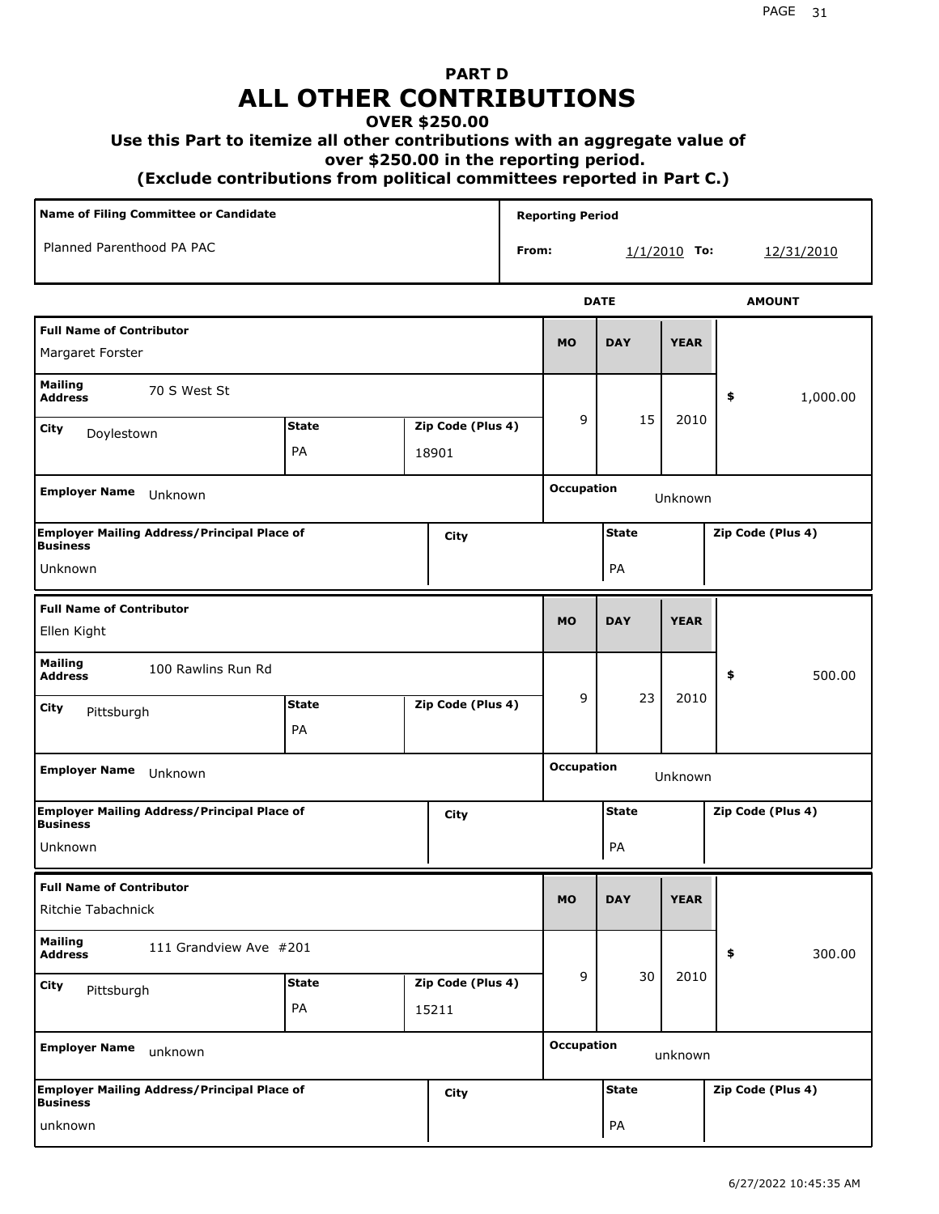# PART D
# ALL OTHER CONTRIBUTIONS
### OVER $250.00
### Use this Part to itemize all other contributions with an aggregate value of over $250.00 in the reporting period.
### (Exclude contributions from political committees reported in Part C.)

| Name of Filing Committee or Candidate | Reporting Period |
|---|---|
| Planned Parenthood PA PAC | From: 1/1/2010 To: 12/31/2010 |

| Full Name of Contributor | Mailing Address | City | State | Zip Code (Plus 4) | MO | DAY | YEAR | AMOUNT |
|---|---|---|---|---|---|---|---|---|
| Margaret Forster | 70 S West St | Doylestown | PA | 18901 | 9 | 15 | 2010 | $ 1,000.00 |

| Employer Name | Occupation | Employer Mailing Address/Principal Place of Business | City | State | Zip Code (Plus 4) |
|---|---|---|---|---|---|
| Unknown | Unknown | Unknown | | PA | |

| Full Name of Contributor | Mailing Address | City | State | Zip Code (Plus 4) | MO | DAY | YEAR | AMOUNT |
|---|---|---|---|---|---|---|---|---|
| Ellen Kight | 100 Rawlins Run Rd | Pittsburgh | PA | | 9 | 23 | 2010 | $ 500.00 |

| Employer Name | Occupation | Employer Mailing Address/Principal Place of Business | City | State | Zip Code (Plus 4) |
|---|---|---|---|---|---|
| Unknown | Unknown | Unknown | | PA | |

| Full Name of Contributor | Mailing Address | City | State | Zip Code (Plus 4) | MO | DAY | YEAR | AMOUNT |
|---|---|---|---|---|---|---|---|---|
| Ritchie Tabachnick | 111 Grandview Ave #201 | Pittsburgh | PA | 15211 | 9 | 30 | 2010 | $ 300.00 |

| Employer Name | Occupation | Employer Mailing Address/Principal Place of Business | City | State | Zip Code (Plus 4) |
|---|---|---|---|---|---|
| unknown | unknown | unknown | | PA | |

6/27/2022 10:45:35 AM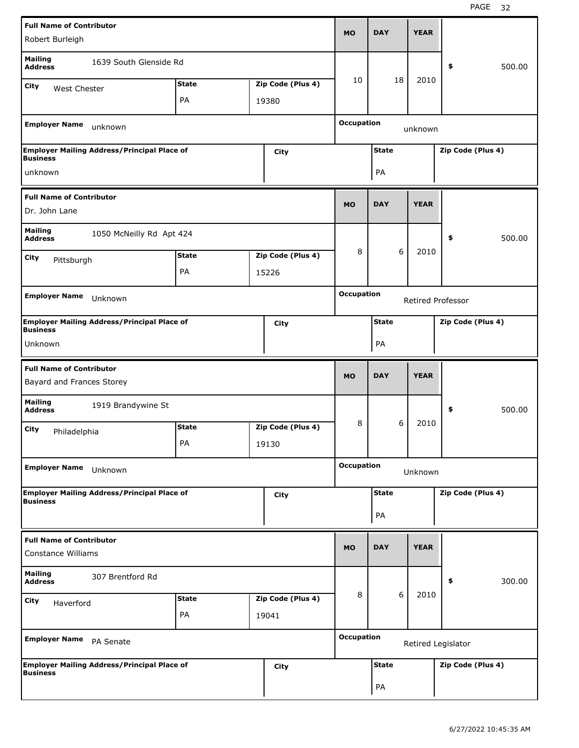| Field | Value |
|---|---|
| Full Name of Contributor | Robert Burleigh |
| Mailing Address | 1639 South Glenside Rd |
| City | West Chester |
| State | PA |
| Zip Code (Plus 4) | 19380 |
| MO | 10 |
| DAY | 18 |
| YEAR | 2010 |
| $ | 500.00 |
| Employer Name | unknown |
| Occupation | unknown |
| Employer Mailing Address/Principal Place of Business | unknown |
| City | |
| State | PA |
| Zip Code (Plus 4) | |

| Field | Value |
|---|---|
| Full Name of Contributor | Dr. John Lane |
| Mailing Address | 1050 McNeilly Rd Apt 424 |
| City | Pittsburgh |
| State | PA |
| Zip Code (Plus 4) | 15226 |
| MO | 8 |
| DAY | 6 |
| YEAR | 2010 |
| $ | 500.00 |
| Employer Name | Unknown |
| Occupation | Retired Professor |
| Employer Mailing Address/Principal Place of Business | Unknown |
| City | |
| State | PA |
| Zip Code (Plus 4) | |

| Field | Value |
|---|---|
| Full Name of Contributor | Bayard and Frances Storey |
| Mailing Address | 1919 Brandywine St |
| City | Philadelphia |
| State | PA |
| Zip Code (Plus 4) | 19130 |
| MO | 8 |
| DAY | 6 |
| YEAR | 2010 |
| $ | 500.00 |
| Employer Name | Unknown |
| Occupation | Unknown |
| Employer Mailing Address/Principal Place of Business | |
| City | |
| State | PA |
| Zip Code (Plus 4) | |

| Field | Value |
|---|---|
| Full Name of Contributor | Constance Williams |
| Mailing Address | 307 Brentford Rd |
| City | Haverford |
| State | PA |
| Zip Code (Plus 4) | 19041 |
| MO | 8 |
| DAY | 6 |
| YEAR | 2010 |
| $ | 300.00 |
| Employer Name | PA Senate |
| Occupation | Retired Legislator |
| Employer Mailing Address/Principal Place of Business | |
| City | |
| State | PA |
| Zip Code (Plus 4) | |

6/27/2022 10:45:35 AM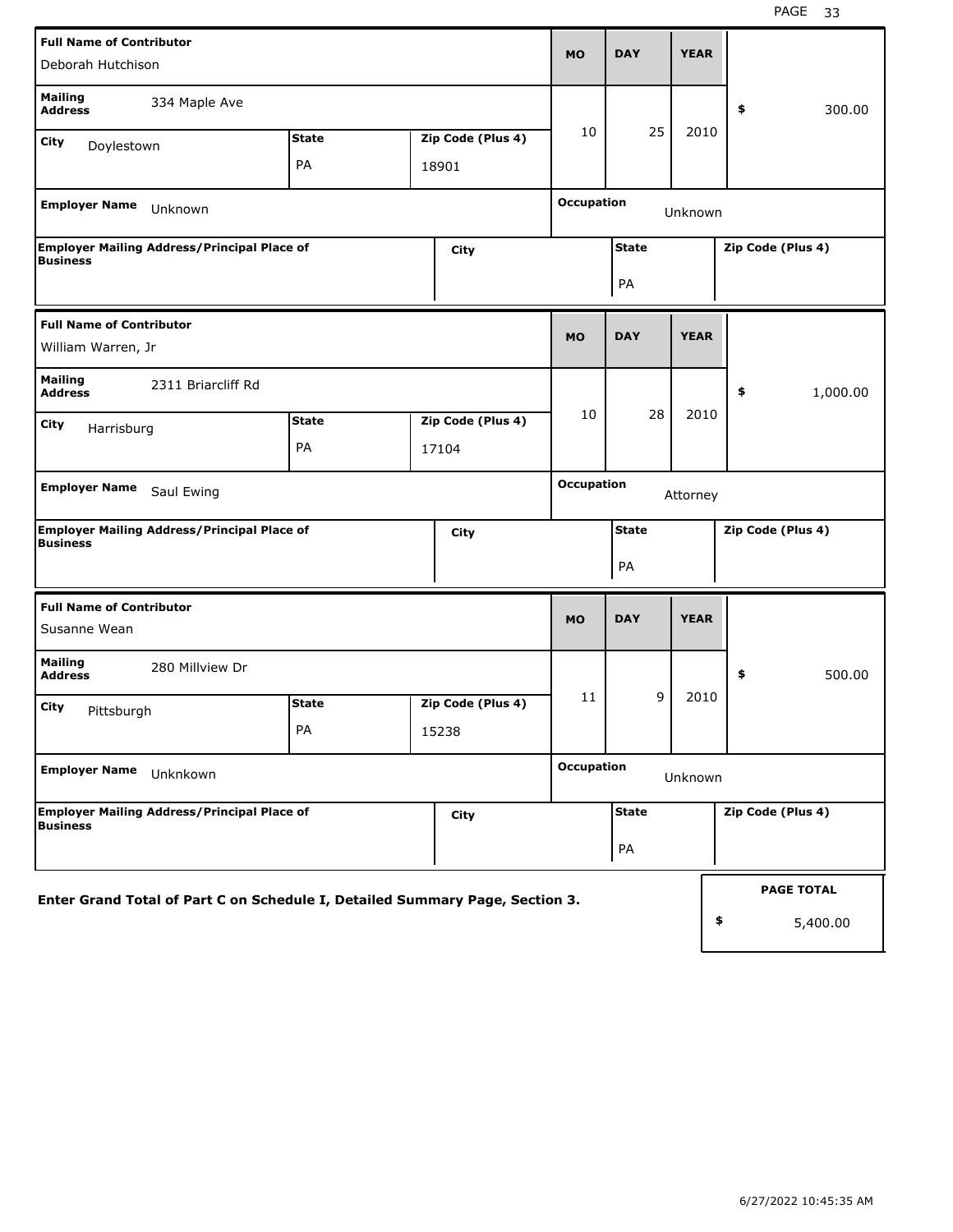| Full Name of Contributor | | | MO | DAY | YEAR | |
|---|---|---|---|---|---|---|
| Deborah Hutchison | | | 10 | 25 | 2010 | $ 300.00 |
| **Mailing Address** 334 Maple Ave | | | | | | |
| **City** Doylestown | **State** PA | **Zip Code (Plus 4)** 18901 | | | | |
| **Employer Name** Unknown | | | **Occupation** Unknown | | | |
| **Employer Mailing Address/Principal Place of Business** | **City** | | **State** PA | | **Zip Code (Plus 4)** | |

| Full Name of Contributor | | | MO | DAY | YEAR | |
|---|---|---|---|---|---|---|
| William Warren, Jr | | | 10 | 28 | 2010 | $ 1,000.00 |
| **Mailing Address** 2311 Briarcliff Rd | | | | | | |
| **City** Harrisburg | **State** PA | **Zip Code (Plus 4)** 17104 | | | | |
| **Employer Name** Saul Ewing | | | **Occupation** Attorney | | | |
| **Employer Mailing Address/Principal Place of Business** | **City** | | **State** PA | | **Zip Code (Plus 4)** | |

| Full Name of Contributor | | | MO | DAY | YEAR | |
|---|---|---|---|---|---|---|
| Susanne Wean | | | 11 | 9 | 2010 | $ 500.00 |
| **Mailing Address** 280 Millview Dr | | | | | | |
| **City** Pittsburgh | **State** PA | **Zip Code (Plus 4)** 15238 | | | | |
| **Employer Name** Unknkown | | | **Occupation** Unknown | | | |
| **Employer Mailing Address/Principal Place of Business** | **City** | | **State** PA | | **Zip Code (Plus 4)** | |

**Enter Grand Total of Part C on Schedule I, Detailed Summary Page, Section 3.**

| PAGE TOTAL |
|---|
| $ 5,400.00 |

6/27/2022 10:45:35 AM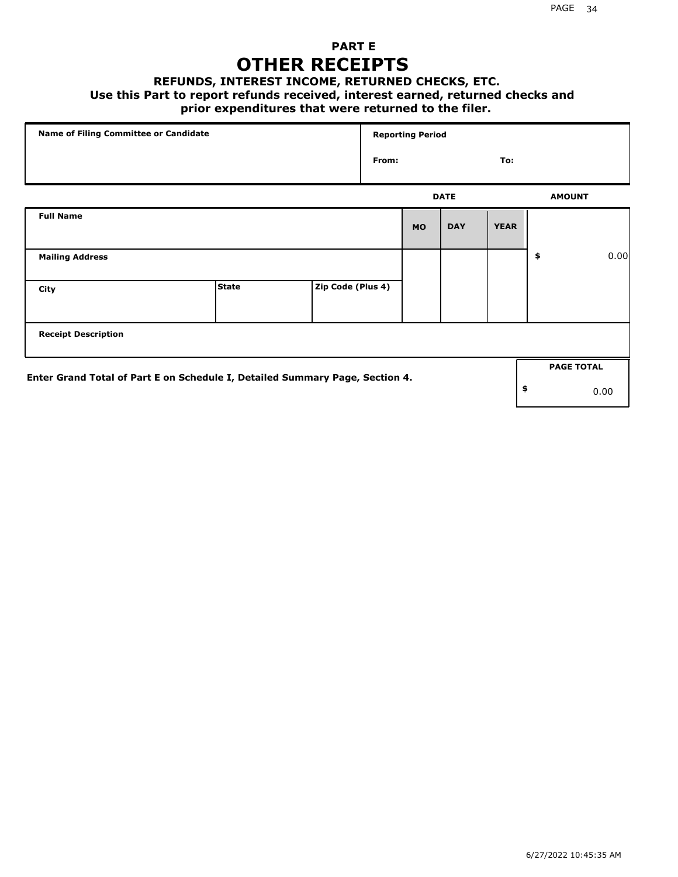# PART E

# OTHER RECEIPTS

### REFUNDS, INTEREST INCOME, RETURNED CHECKS, ETC.

**Use this Part to report refunds received, interest earned, returned checks and prior expenditures that were returned to the filer.**

| Name of Filing Committee or Candidate | Reporting Period |
|---|---|
| | From: To: |

| Full Name | | | DATE MO | DAY | YEAR | AMOUNT |
|---|---|---|---|---|---|---|
| Mailing Address | | | | | | $ 0.00 |
| City | State | Zip Code (Plus 4) | | | | |
| Receipt Description | | | | | | |

Enter Grand Total of Part E on Schedule I, Detailed Summary Page, Section 4.

| PAGE TOTAL |
|---|
| $ 0.00 |

6/27/2022 10:45:35 AM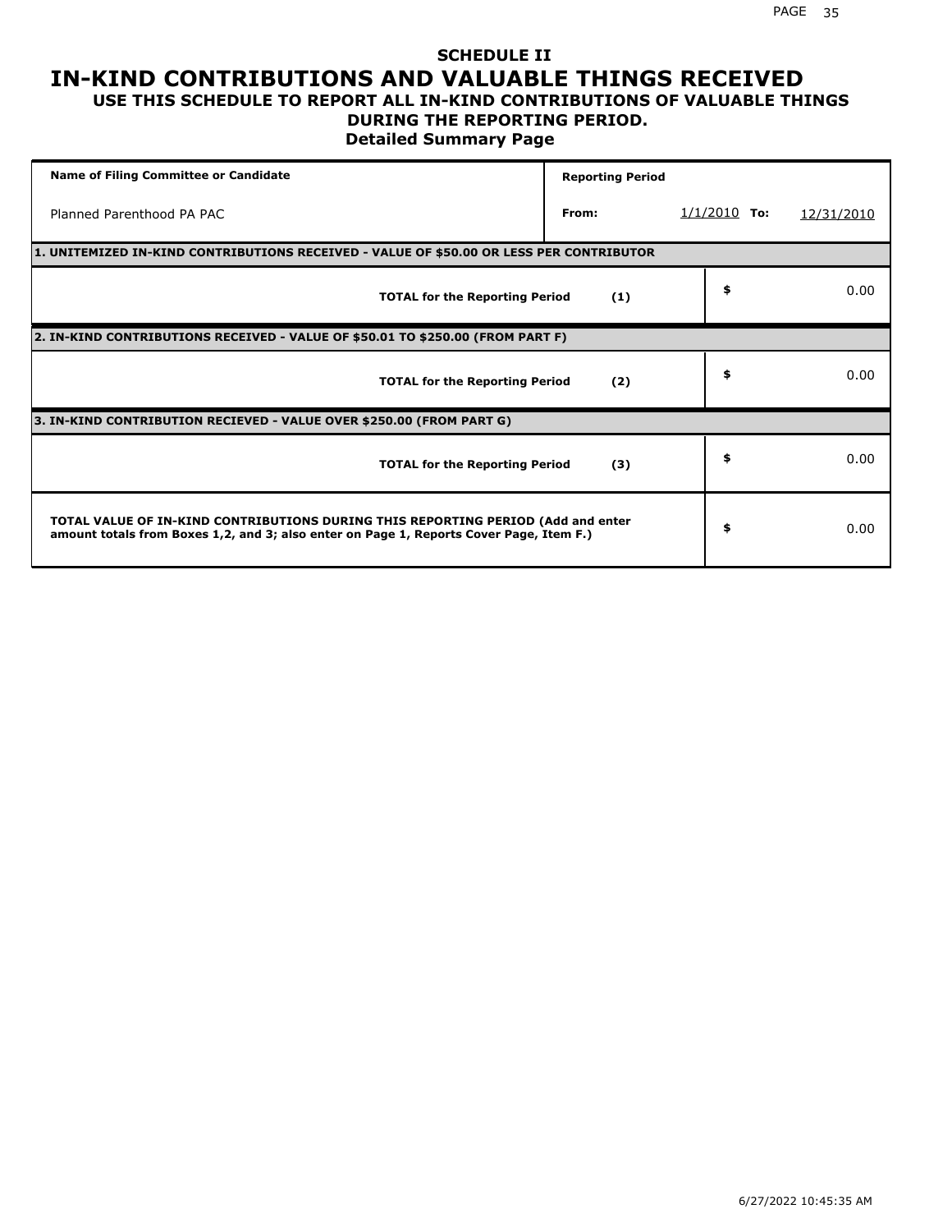# SCHEDULE II

# IN-KIND CONTRIBUTIONS AND VALUABLE THINGS RECEIVED

## USE THIS SCHEDULE TO REPORT ALL IN-KIND CONTRIBUTIONS OF VALUABLE THINGS DURING THE REPORTING PERIOD.

### Detailed Summary Page

| Name of Filing Committee or Candidate | Reporting Period | | |
|---|---|---|---|
| Planned Parenthood PA PAC | From: | 1/1/2010 To: | 12/31/2010 |

**1. UNITEMIZED IN-KIND CONTRIBUTIONS RECEIVED - VALUE OF $50.00 OR LESS PER CONTRIBUTOR**

| | | |
|---|---|---|
| **TOTAL for the Reporting Period** | **(1)** | $ 0.00 |

**2. IN-KIND CONTRIBUTIONS RECEIVED - VALUE OF $50.01 TO $250.00 (FROM PART F)**

| | | |
|---|---|---|
| **TOTAL for the Reporting Period** | **(2)** | $ 0.00 |

**3. IN-KIND CONTRIBUTION RECIEVED - VALUE OVER $250.00 (FROM PART G)**

| | | |
|---|---|---|
| **TOTAL for the Reporting Period** | **(3)** | $ 0.00 |

| | |
|---|---|
| **TOTAL VALUE OF IN-KIND CONTRIBUTIONS DURING THIS REPORTING PERIOD (Add and enter amount totals from Boxes 1,2, and 3; also enter on Page 1, Reports Cover Page, Item F.)** | $ 0.00 |

6/27/2022 10:45:35 AM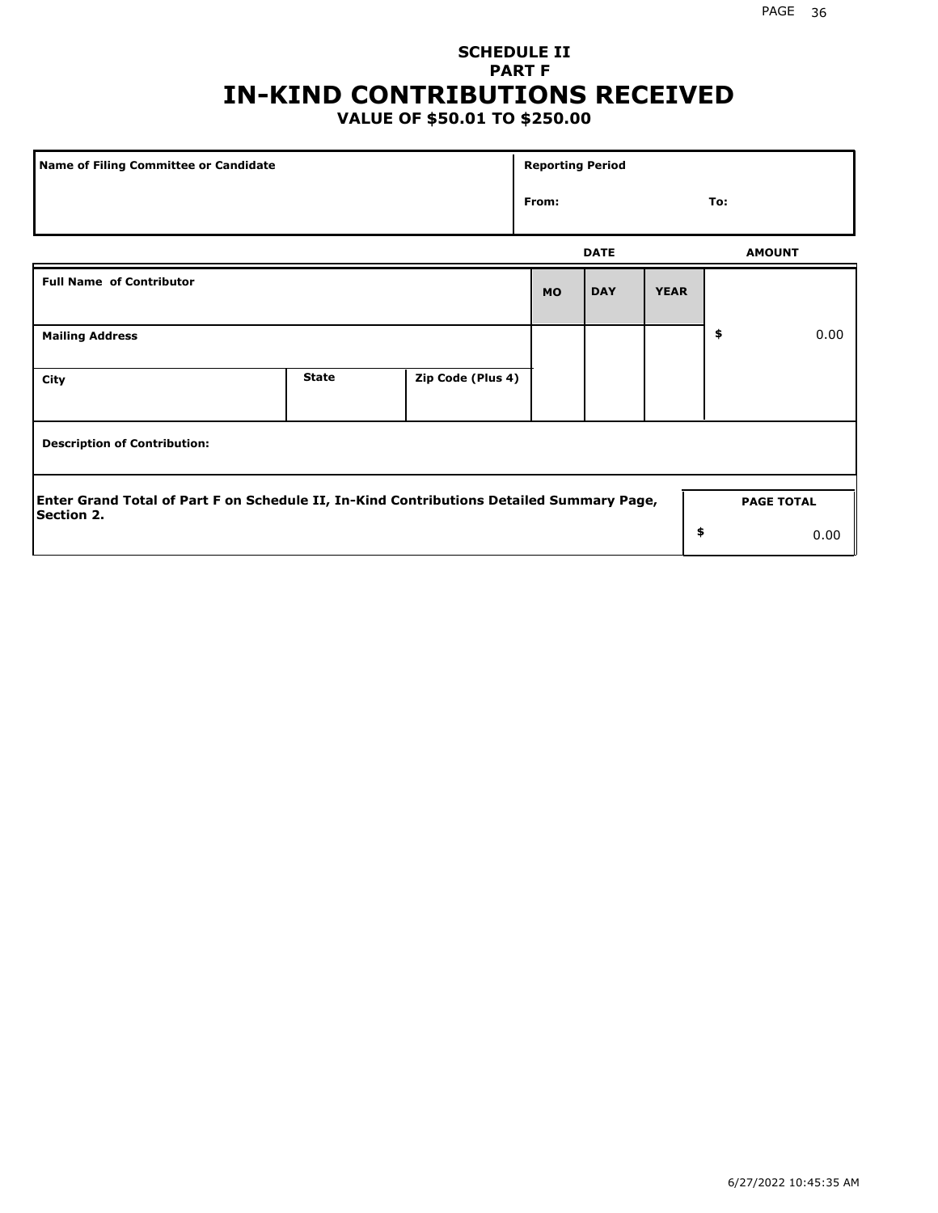## SCHEDULE II
## PART F
# IN-KIND CONTRIBUTIONS RECEIVED
### VALUE OF $50.01 TO $250.00

| Name of Filing Committee or Candidate | Reporting Period |
|---|---|
| | From: To: |

| Full Name of Contributor | | | DATE MO | DAY | YEAR | AMOUNT |
|---|---|---|---|---|---|---|
| Mailing Address | | | | | | $ 0.00 |
| City | State | Zip Code (Plus 4) | | | | |
| Description of Contribution: | | | | | | |

Enter Grand Total of Part F on Schedule II, In-Kind Contributions Detailed Summary Page, Section 2.

| PAGE TOTAL |
|---|
| $ 0.00 |

6/27/2022 10:45:35 AM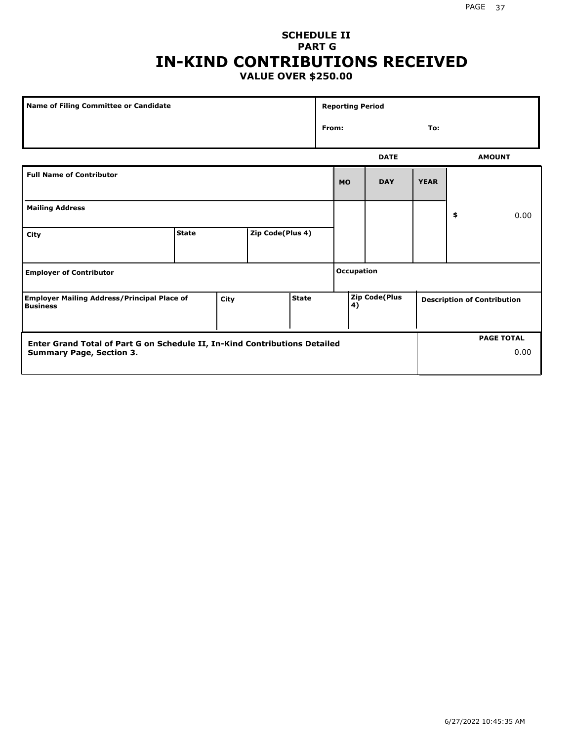## SCHEDULE II
## PART G
# IN-KIND CONTRIBUTIONS RECEIVED
### VALUE OVER $250.00

| Name of Filing Committee or Candidate | Reporting Period | |
|---|---|---|
| | From: | To: |

| Full Name of Contributor | | | DATE MO | DAY | YEAR | AMOUNT |
|---|---|---|---|---|---|---|
| Mailing Address | | | | | | $ 0.00 |
| City | State | Zip Code(Plus 4) | | | | |
| Employer of Contributor | | | Occupation | | | |
| Employer Mailing Address/Principal Place of Business | City | State | Zip Code(Plus 4) | | | Description of Contribution |

| Enter Grand Total of Part G on Schedule II, In-Kind Contributions Detailed Summary Page, Section 3. | PAGE TOTAL |
|---|---|
| | 0.00 |

6/27/2022 10:45:35 AM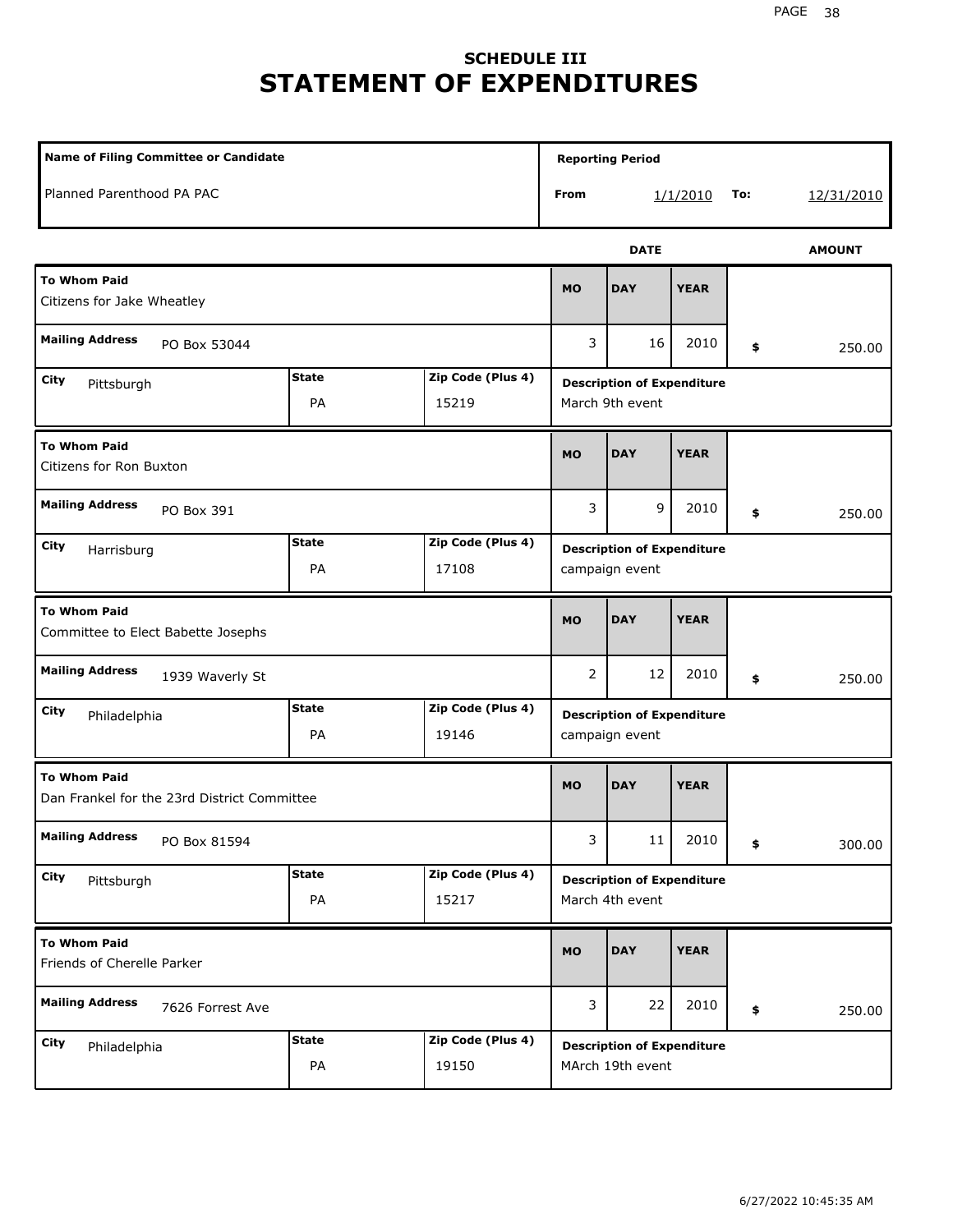## SCHEDULE III
# STATEMENT OF EXPENDITURES

| Name of Filing Committee or Candidate | Reporting Period |
| --- | --- |
| Planned Parenthood PA PAC | From 1/1/2010 To: 12/31/2010 |

| To Whom Paid | Mailing Address | City | State | Zip Code (Plus 4) | MO | DAY | YEAR | AMOUNT | Description of Expenditure |
| --- | --- | --- | --- | --- | --- | --- | --- | --- | --- |
| Citizens for Jake Wheatley | PO Box 53044 | Pittsburgh | PA | 15219 | 3 | 16 | 2010 | $ 250.00 | March 9th event |
| Citizens for Ron Buxton | PO Box 391 | Harrisburg | PA | 17108 | 3 | 9 | 2010 | $ 250.00 | campaign event |
| Committee to Elect Babette Josephs | 1939 Waverly St | Philadelphia | PA | 19146 | 2 | 12 | 2010 | $ 250.00 | campaign event |
| Dan Frankel for the 23rd District Committee | PO Box 81594 | Pittsburgh | PA | 15217 | 3 | 11 | 2010 | $ 300.00 | March 4th event |
| Friends of Cherelle Parker | 7626 Forrest Ave | Philadelphia | PA | 19150 | 3 | 22 | 2010 | $ 250.00 | MArch 19th event |

6/27/2022 10:45:35 AM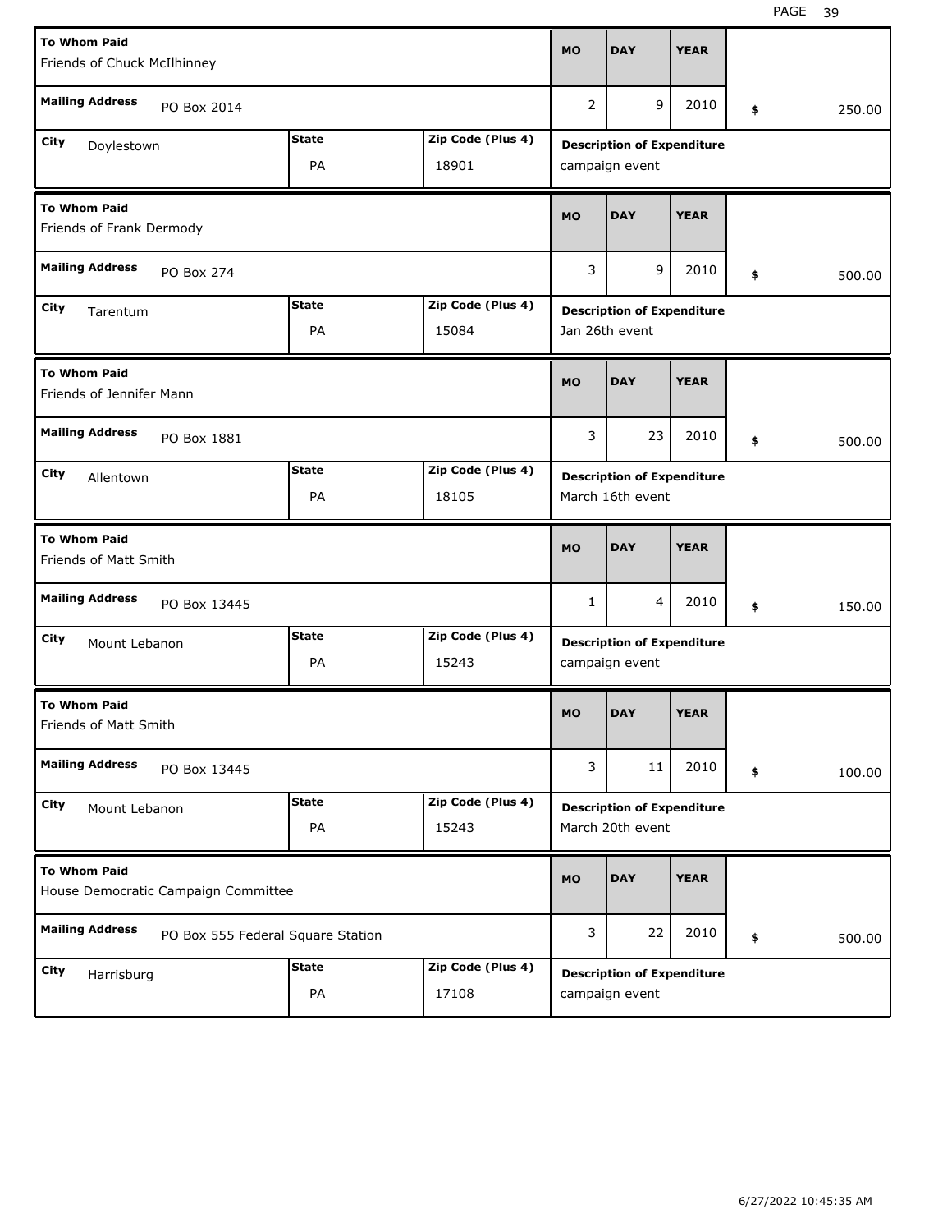| To Whom Paid | Mailing Address | City | State | Zip Code (Plus 4) | MO | DAY | YEAR | Description of Expenditure | $ |
|---|---|---|---|---|---|---|---|---|---|
| Friends of Chuck McIlhinney | PO Box 2014 | Doylestown | PA | 18901 | 2 | 9 | 2010 | campaign event | 250.00 |
| Friends of Frank Dermody | PO Box 274 | Tarentum | PA | 15084 | 3 | 9 | 2010 | Jan 26th event | 500.00 |
| Friends of Jennifer Mann | PO Box 1881 | Allentown | PA | 18105 | 3 | 23 | 2010 | March 16th event | 500.00 |
| Friends of Matt Smith | PO Box 13445 | Mount Lebanon | PA | 15243 | 1 | 4 | 2010 | campaign event | 150.00 |
| Friends of Matt Smith | PO Box 13445 | Mount Lebanon | PA | 15243 | 3 | 11 | 2010 | March 20th event | 100.00 |
| House Democratic Campaign Committee | PO Box 555 Federal Square Station | Harrisburg | PA | 17108 | 3 | 22 | 2010 | campaign event | 500.00 |

6/27/2022 10:45:35 AM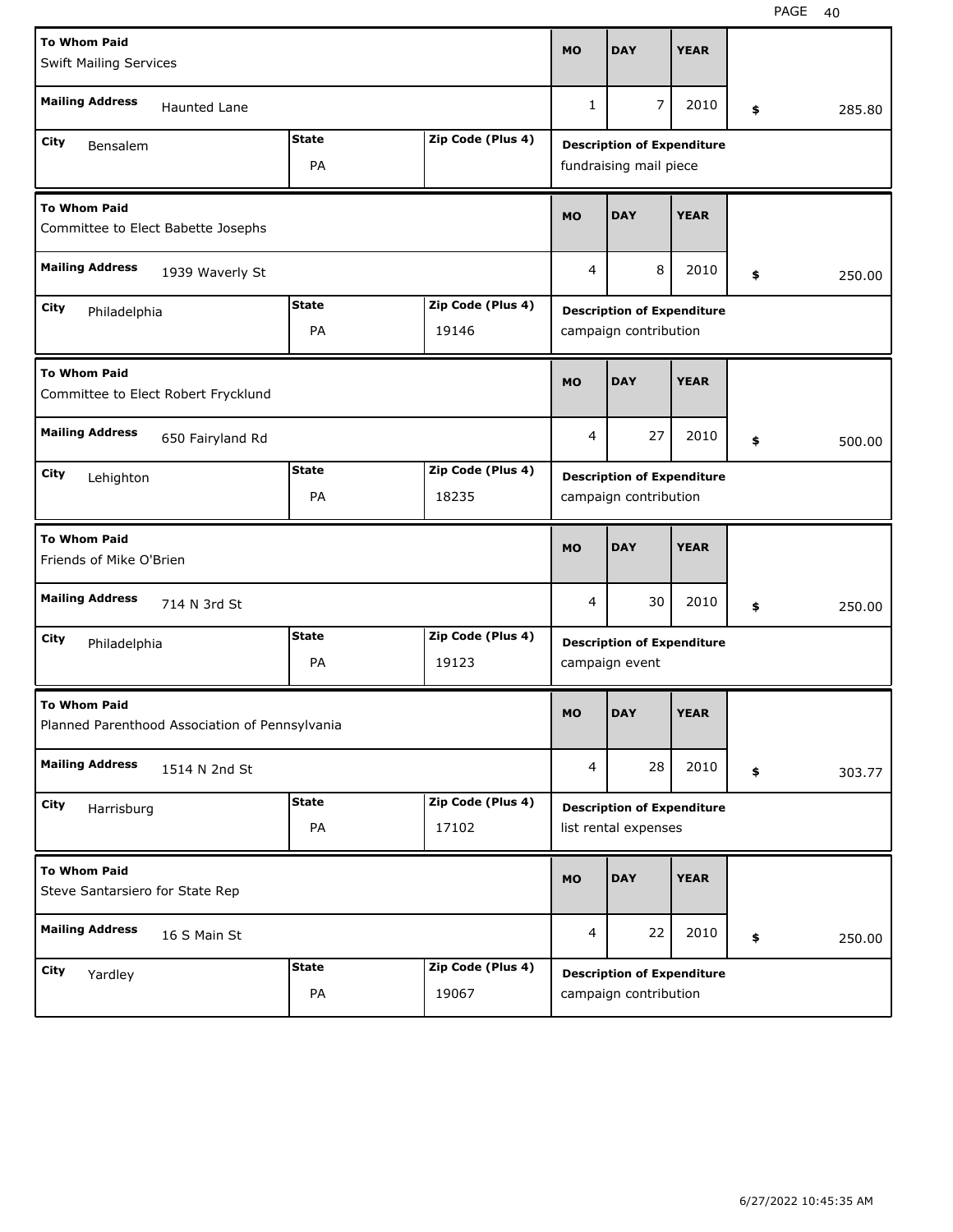| To Whom Paid | Mailing Address | City | State | Zip Code (Plus 4) | MO | DAY | YEAR | Amount | Description of Expenditure |
|---|---|---|---|---|---|---|---|---|---|
| Swift Mailing Services | Haunted Lane | Bensalem | PA | | 1 | 7 | 2010 | $ 285.80 | fundraising mail piece |
| Committee to Elect Babette Josephs | 1939 Waverly St | Philadelphia | PA | 19146 | 4 | 8 | 2010 | $ 250.00 | campaign contribution |
| Committee to Elect Robert Frycklund | 650 Fairyland Rd | Lehighton | PA | 18235 | 4 | 27 | 2010 | $ 500.00 | campaign contribution |
| Friends of Mike O'Brien | 714 N 3rd St | Philadelphia | PA | 19123 | 4 | 30 | 2010 | $ 250.00 | campaign event |
| Planned Parenthood Association of Pennsylvania | 1514 N 2nd St | Harrisburg | PA | 17102 | 4 | 28 | 2010 | $ 303.77 | list rental expenses |
| Steve Santarsiero for State Rep | 16 S Main St | Yardley | PA | 19067 | 4 | 22 | 2010 | $ 250.00 | campaign contribution |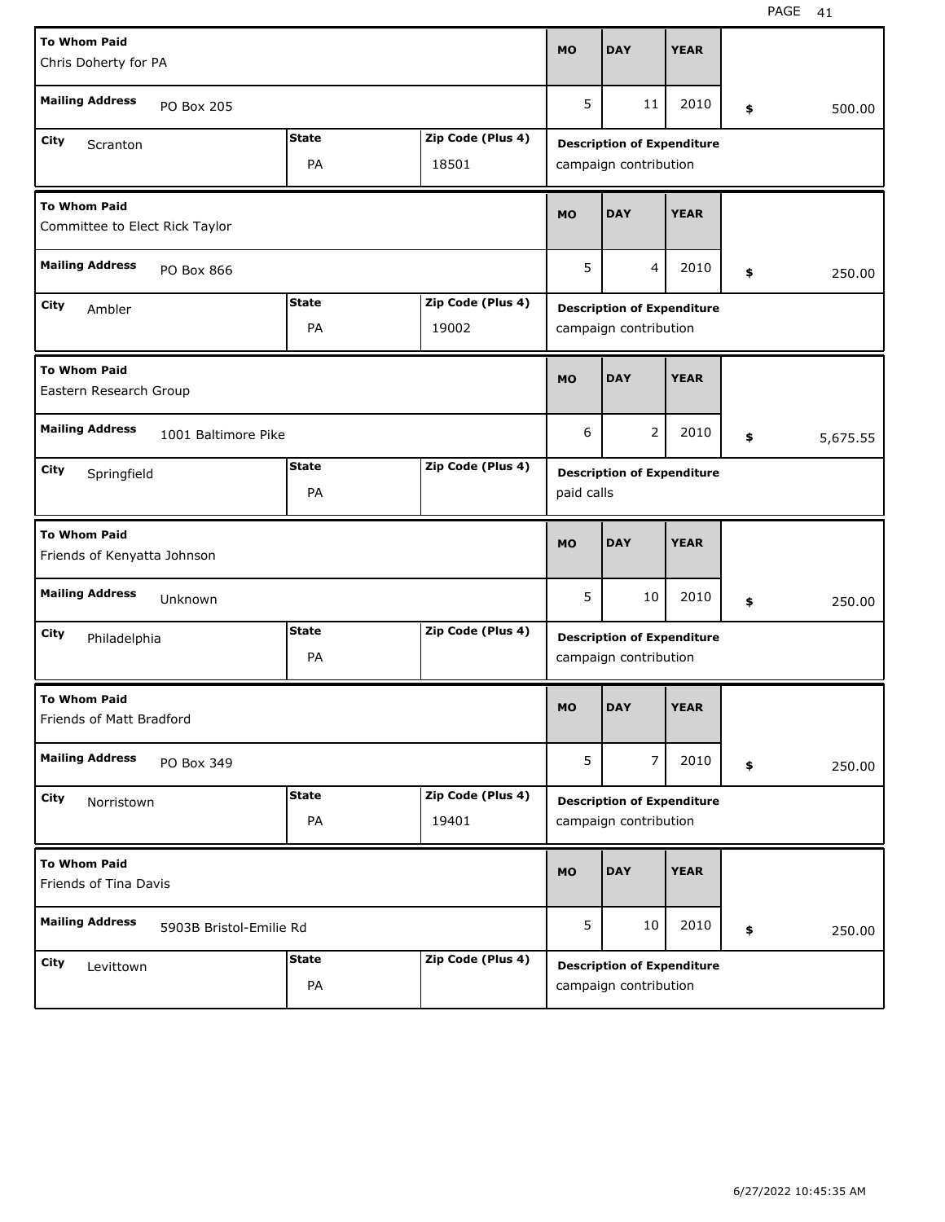| To Whom Paid | Mailing Address | City | State | Zip Code (Plus 4) | MO | DAY | YEAR | Amount | Description of Expenditure |
|---|---|---|---|---|---|---|---|---|---|
| Chris Doherty for PA | PO Box 205 | Scranton | PA | 18501 | 5 | 11 | 2010 | $ 500.00 | campaign contribution |
| Committee to Elect Rick Taylor | PO Box 866 | Ambler | PA | 19002 | 5 | 4 | 2010 | $ 250.00 | campaign contribution |
| Eastern Research Group | 1001 Baltimore Pike | Springfield | PA | | 6 | 2 | 2010 | $ 5,675.55 | paid calls |
| Friends of Kenyatta Johnson | Unknown | Philadelphia | PA | | 5 | 10 | 2010 | $ 250.00 | campaign contribution |
| Friends of Matt Bradford | PO Box 349 | Norristown | PA | 19401 | 5 | 7 | 2010 | $ 250.00 | campaign contribution |
| Friends of Tina Davis | 5903B Bristol-Emilie Rd | Levittown | PA | | 5 | 10 | 2010 | $ 250.00 | campaign contribution |

6/27/2022 10:45:35 AM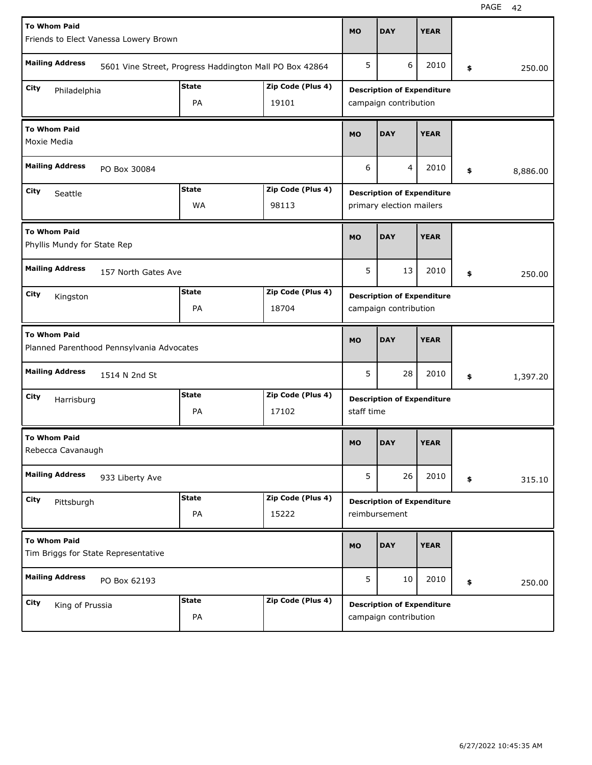| To Whom Paid | Mailing Address | City | State | Zip Code (Plus 4) | MO | DAY | YEAR | Amount | Description of Expenditure |
|---|---|---|---|---|---|---|---|---|---|
| Friends to Elect Vanessa Lowery Brown | 5601 Vine Street, Progress Haddington Mall PO Box 42864 | Philadelphia | PA | 19101 | 5 | 6 | 2010 | $ 250.00 | campaign contribution |
| Moxie Media | PO Box 30084 | Seattle | WA | 98113 | 6 | 4 | 2010 | $ 8,886.00 | primary election mailers |
| Phyllis Mundy for State Rep | 157 North Gates Ave | Kingston | PA | 18704 | 5 | 13 | 2010 | $ 250.00 | campaign contribution |
| Planned Parenthood Pennsylvania Advocates | 1514 N 2nd St | Harrisburg | PA | 17102 | 5 | 28 | 2010 | $ 1,397.20 | staff time |
| Rebecca Cavanaugh | 933 Liberty Ave | Pittsburgh | PA | 15222 | 5 | 26 | 2010 | $ 315.10 | reimbursement |
| Tim Briggs for State Representative | PO Box 62193 | King of Prussia | PA | | 5 | 10 | 2010 | $ 250.00 | campaign contribution |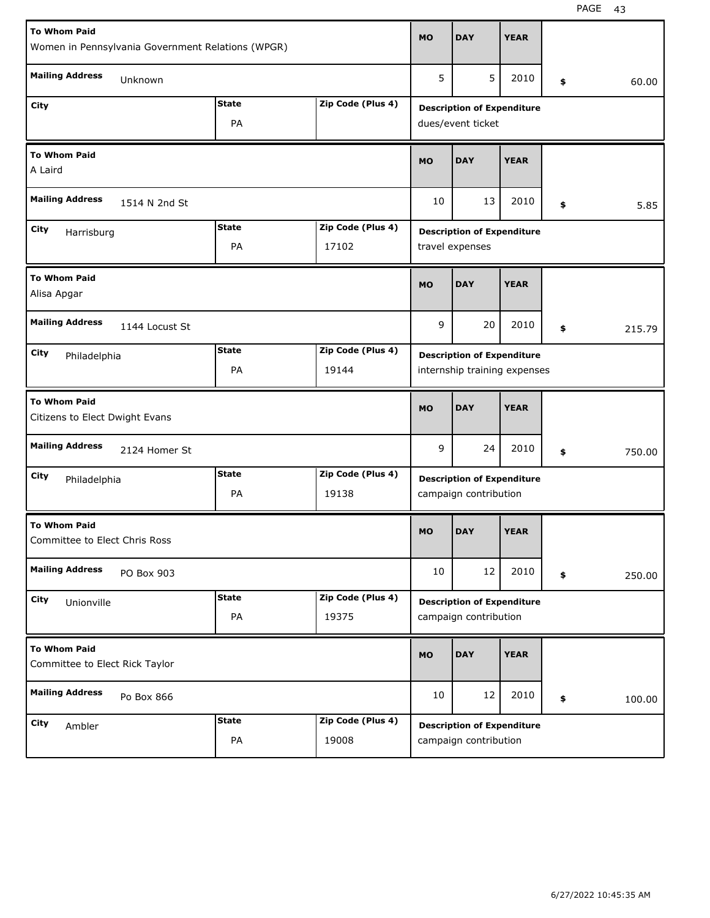| To Whom Paid | Mailing Address | City | State | Zip Code (Plus 4) | MO | DAY | YEAR | $ | Description of Expenditure |
|---|---|---|---|---|---|---|---|---|---|
| Women in Pennsylvania Government Relations (WPGR) | Unknown | | PA | | 5 | 5 | 2010 | 60.00 | dues/event ticket |
| A Laird | 1514 N 2nd St | Harrisburg | PA | 17102 | 10 | 13 | 2010 | 5.85 | travel expenses |
| Alisa Apgar | 1144 Locust St | Philadelphia | PA | 19144 | 9 | 20 | 2010 | 215.79 | internship training expenses |
| Citizens to Elect Dwight Evans | 2124 Homer St | Philadelphia | PA | 19138 | 9 | 24 | 2010 | 750.00 | campaign contribution |
| Committee to Elect Chris Ross | PO Box 903 | Unionville | PA | 19375 | 10 | 12 | 2010 | 250.00 | campaign contribution |
| Committee to Elect Rick Taylor | Po Box 866 | Ambler | PA | 19008 | 10 | 12 | 2010 | 100.00 | campaign contribution |

6/27/2022 10:45:35 AM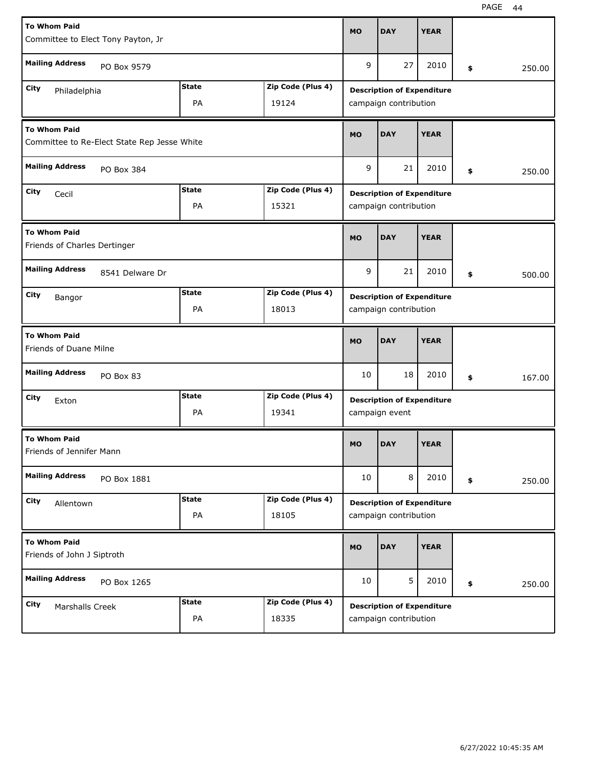| To Whom Paid | Mailing Address | City | State | Zip Code (Plus 4) | MO | DAY | YEAR | Amount | Description of Expenditure |
|---|---|---|---|---|---|---|---|---|---|
| Committee to Elect Tony Payton, Jr | PO Box 9579 | Philadelphia | PA | 19124 | 9 | 27 | 2010 | $ 250.00 | campaign contribution |
| Committee to Re-Elect State Rep Jesse White | PO Box 384 | Cecil | PA | 15321 | 9 | 21 | 2010 | $ 250.00 | campaign contribution |
| Friends of Charles Dertinger | 8541 Delware Dr | Bangor | PA | 18013 | 9 | 21 | 2010 | $ 500.00 | campaign contribution |
| Friends of Duane Milne | PO Box 83 | Exton | PA | 19341 | 10 | 18 | 2010 | $ 167.00 | campaign event |
| Friends of Jennifer Mann | PO Box 1881 | Allentown | PA | 18105 | 10 | 8 | 2010 | $ 250.00 | campaign contribution |
| Friends of John J Siptroth | PO Box 1265 | Marshalls Creek | PA | 18335 | 10 | 5 | 2010 | $ 250.00 | campaign contribution |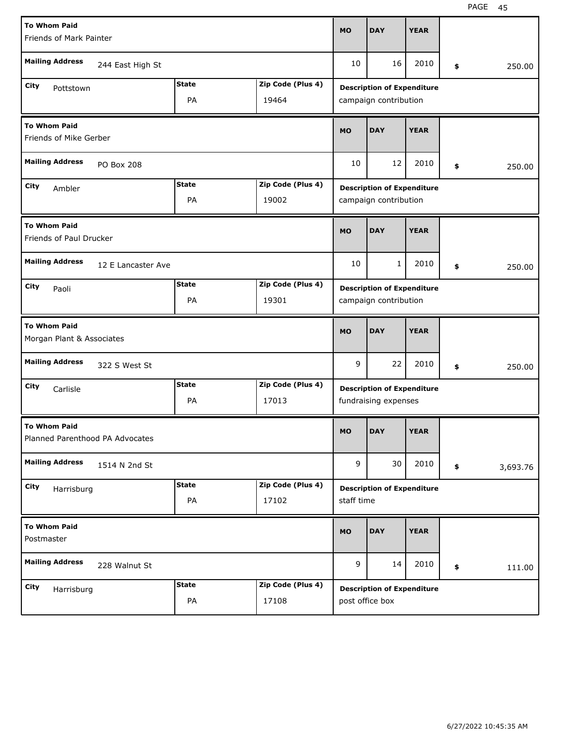| To Whom Paid | Mailing Address | City | State | Zip Code (Plus 4) | MO | DAY | YEAR | Amount | Description of Expenditure |
|---|---|---|---|---|---|---|---|---|---|
| Friends of Mark Painter | 244 East High St | Pottstown | PA | 19464 | 10 | 16 | 2010 | $ 250.00 | campaign contribution |
| Friends of Mike Gerber | PO Box 208 | Ambler | PA | 19002 | 10 | 12 | 2010 | $ 250.00 | campaign contribution |
| Friends of Paul Drucker | 12 E Lancaster Ave | Paoli | PA | 19301 | 10 | 1 | 2010 | $ 250.00 | campaign contribution |
| Morgan Plant & Associates | 322 S West St | Carlisle | PA | 17013 | 9 | 22 | 2010 | $ 250.00 | fundraising expenses |
| Planned Parenthood PA Advocates | 1514 N 2nd St | Harrisburg | PA | 17102 | 9 | 30 | 2010 | $ 3,693.76 | staff time |
| Postmaster | 228 Walnut St | Harrisburg | PA | 17108 | 9 | 14 | 2010 | $ 111.00 | post office box |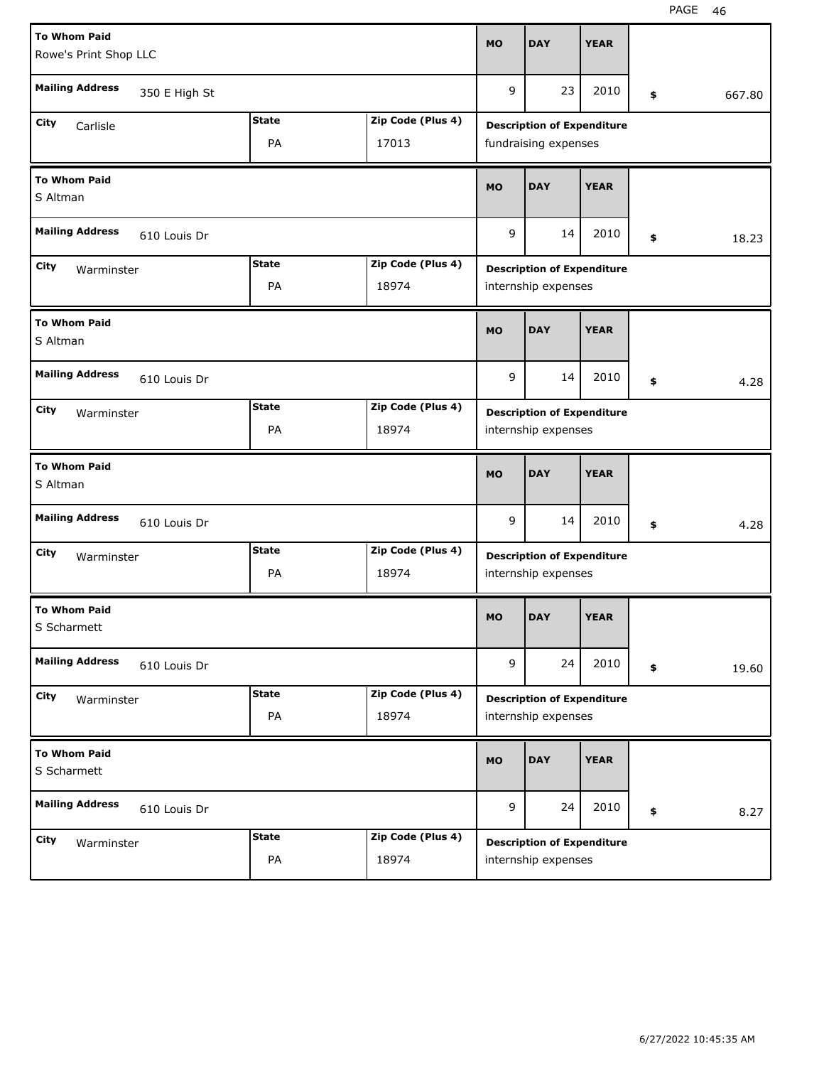| To Whom Paid | Mailing Address | City | State | Zip Code (Plus 4) | MO | DAY | YEAR | Amount | Description of Expenditure |
|---|---|---|---|---|---|---|---|---|---|
| Rowe's Print Shop LLC | 350 E High St | Carlisle | PA | 17013 | 9 | 23 | 2010 | $ 667.80 | fundraising expenses |
| S Altman | 610 Louis Dr | Warminster | PA | 18974 | 9 | 14 | 2010 | $ 18.23 | internship expenses |
| S Altman | 610 Louis Dr | Warminster | PA | 18974 | 9 | 14 | 2010 | $ 4.28 | internship expenses |
| S Altman | 610 Louis Dr | Warminster | PA | 18974 | 9 | 14 | 2010 | $ 4.28 | internship expenses |
| S Scharmett | 610 Louis Dr | Warminster | PA | 18974 | 9 | 24 | 2010 | $ 19.60 | internship expenses |
| S Scharmett | 610 Louis Dr | Warminster | PA | 18974 | 9 | 24 | 2010 | $ 8.27 | internship expenses |

6/27/2022 10:45:35 AM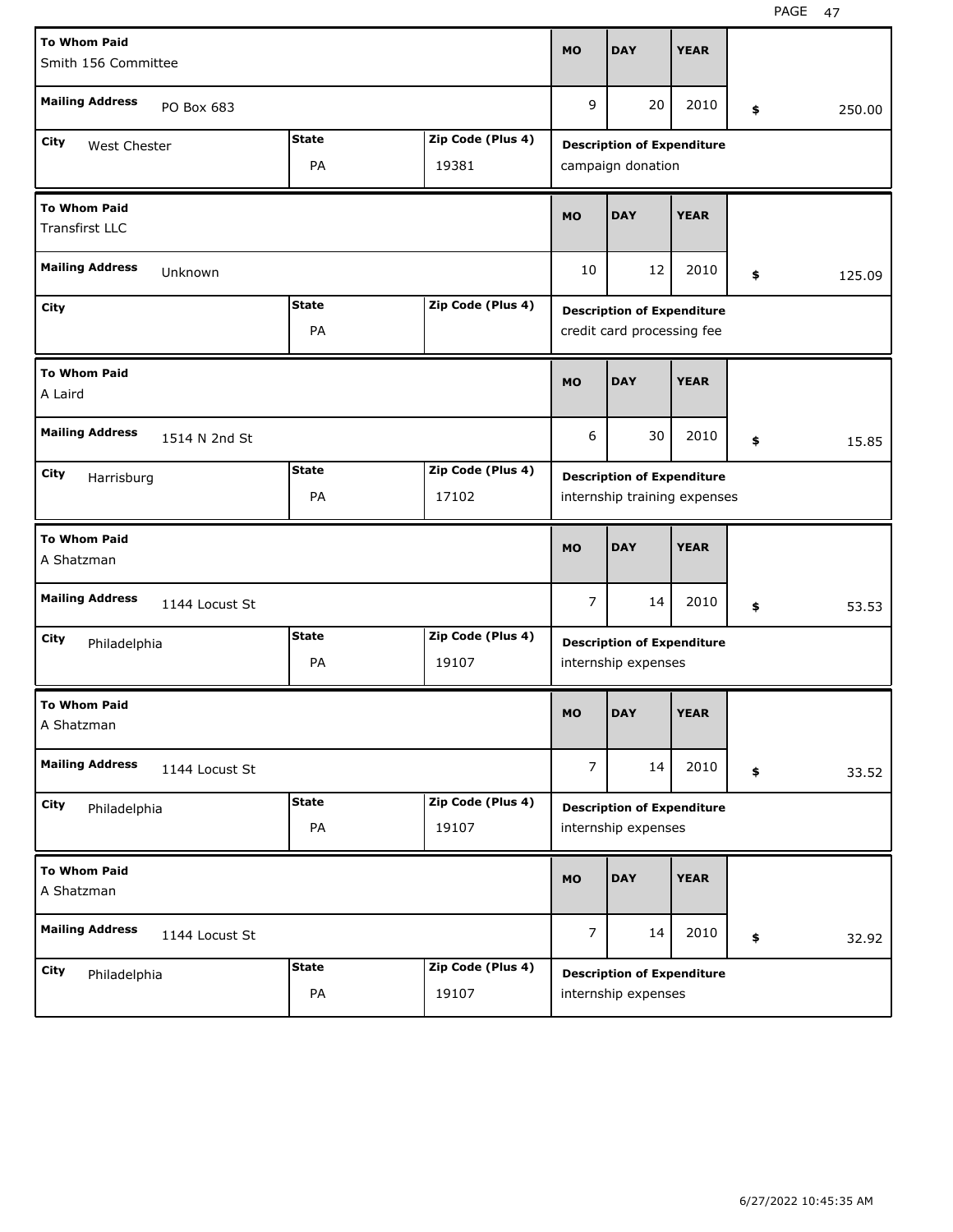| To Whom Paid | Mailing Address | City | State | Zip Code (Plus 4) | MO | DAY | YEAR | Amount | Description of Expenditure |
|---|---|---|---|---|---|---|---|---|---|
| Smith 156 Committee | PO Box 683 | West Chester | PA | 19381 | 9 | 20 | 2010 | $ 250.00 | campaign donation |
| Transfirst LLC | Unknown | | PA | | 10 | 12 | 2010 | $ 125.09 | credit card processing fee |
| A Laird | 1514 N 2nd St | Harrisburg | PA | 17102 | 6 | 30 | 2010 | $ 15.85 | internship training expenses |
| A Shatzman | 1144 Locust St | Philadelphia | PA | 19107 | 7 | 14 | 2010 | $ 53.53 | internship expenses |
| A Shatzman | 1144 Locust St | Philadelphia | PA | 19107 | 7 | 14 | 2010 | $ 33.52 | internship expenses |
| A Shatzman | 1144 Locust St | Philadelphia | PA | 19107 | 7 | 14 | 2010 | $ 32.92 | internship expenses |

6/27/2022 10:45:35 AM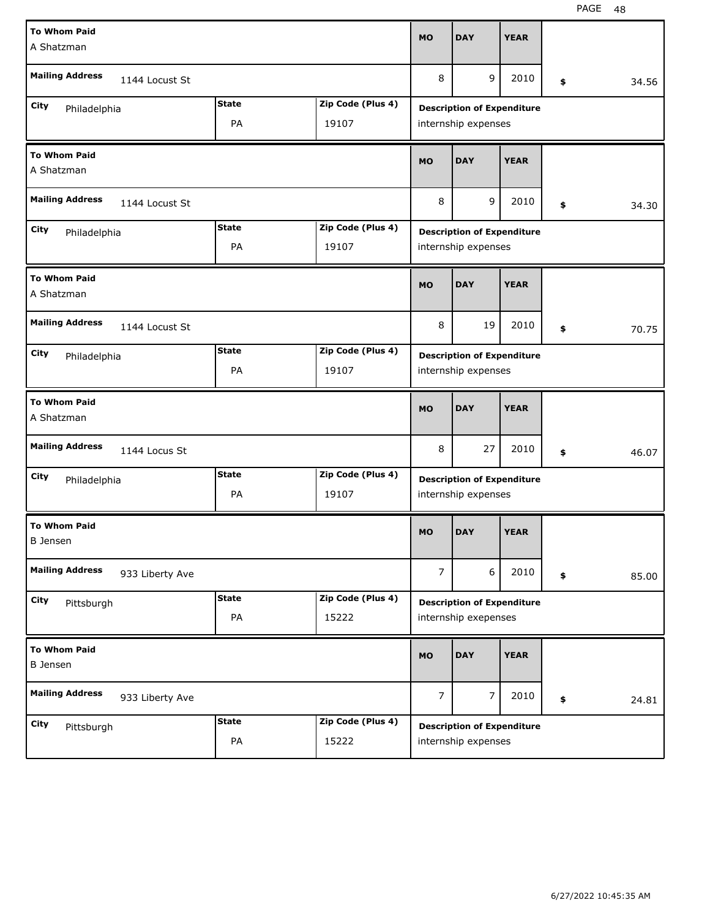| To Whom Paid | Mailing Address | City | State | Zip Code (Plus 4) | MO | DAY | YEAR | $ | Description of Expenditure |
|---|---|---|---|---|---|---|---|---|---|
| A Shatzman | 1144 Locust St | Philadelphia | PA | 19107 | 8 | 9 | 2010 | 34.56 | internship expenses |
| A Shatzman | 1144 Locust St | Philadelphia | PA | 19107 | 8 | 9 | 2010 | 34.30 | internship expenses |
| A Shatzman | 1144 Locust St | Philadelphia | PA | 19107 | 8 | 19 | 2010 | 70.75 | internship expenses |
| A Shatzman | 1144 Locus St | Philadelphia | PA | 19107 | 8 | 27 | 2010 | 46.07 | internship expenses |
| B Jensen | 933 Liberty Ave | Pittsburgh | PA | 15222 | 7 | 6 | 2010 | 85.00 | internship exepenses |
| B Jensen | 933 Liberty Ave | Pittsburgh | PA | 15222 | 7 | 7 | 2010 | 24.81 | internship expenses |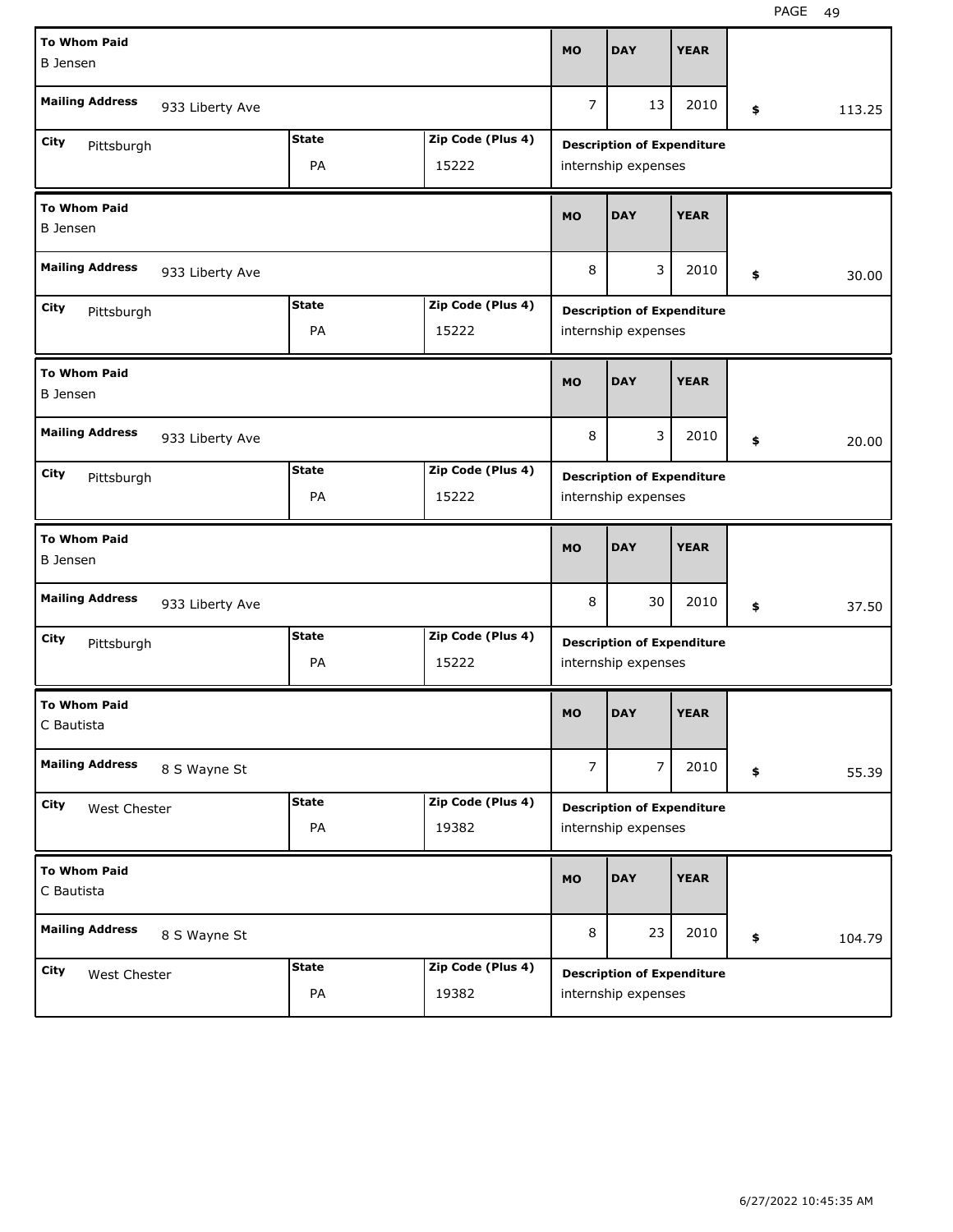| To Whom Paid | Mailing Address | City | State | Zip Code (Plus 4) | MO | DAY | YEAR | $ | Description of Expenditure |
|---|---|---|---|---|---|---|---|---|---|
| B Jensen | 933 Liberty Ave | Pittsburgh | PA | 15222 | 7 | 13 | 2010 | 113.25 | internship expenses |
| B Jensen | 933 Liberty Ave | Pittsburgh | PA | 15222 | 8 | 3 | 2010 | 30.00 | internship expenses |
| B Jensen | 933 Liberty Ave | Pittsburgh | PA | 15222 | 8 | 3 | 2010 | 20.00 | internship expenses |
| B Jensen | 933 Liberty Ave | Pittsburgh | PA | 15222 | 8 | 30 | 2010 | 37.50 | internship expenses |
| C Bautista | 8 S Wayne St | West Chester | PA | 19382 | 7 | 7 | 2010 | 55.39 | internship expenses |
| C Bautista | 8 S Wayne St | West Chester | PA | 19382 | 8 | 23 | 2010 | 104.79 | internship expenses |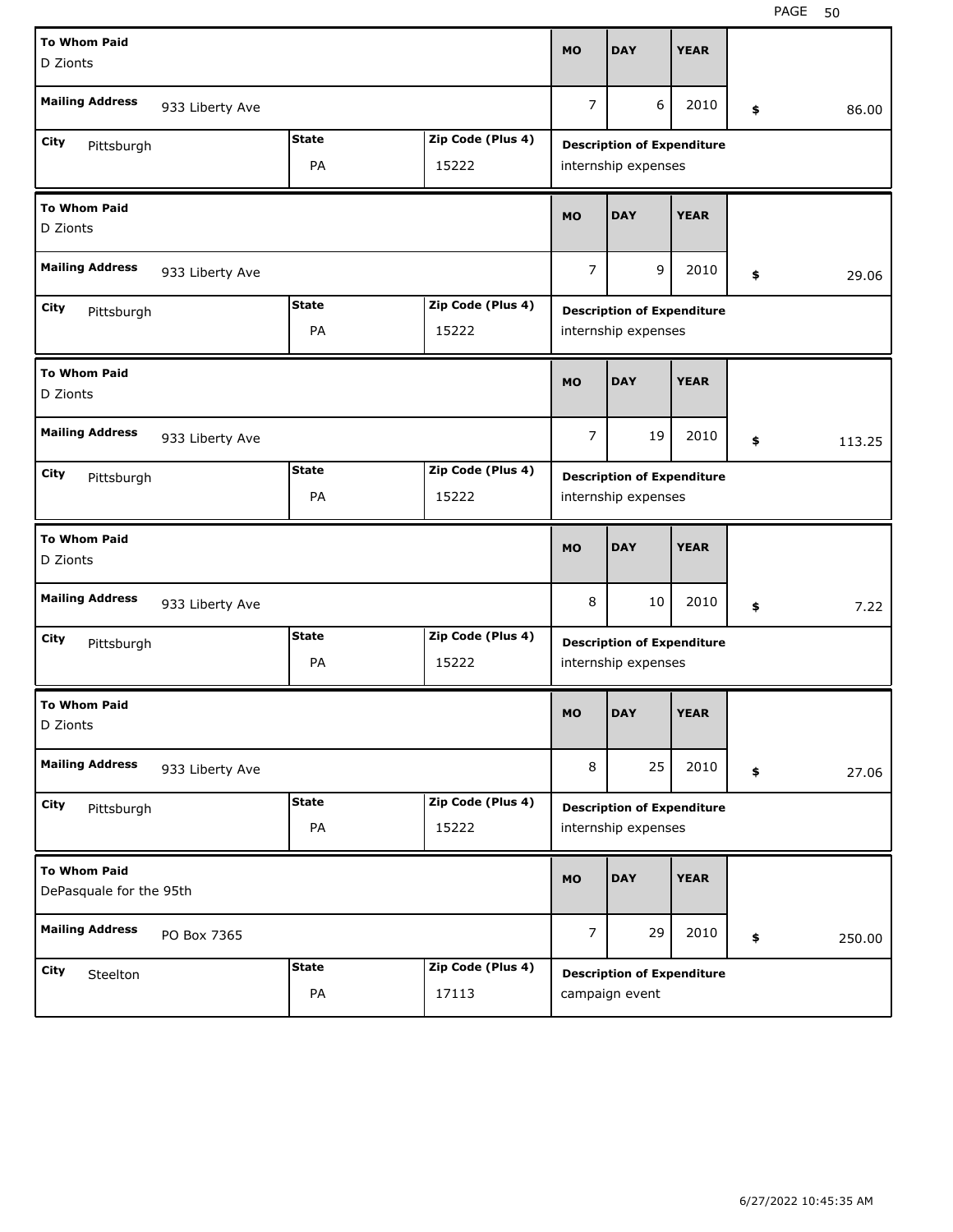| To Whom Paid | Mailing Address | City | State | Zip Code (Plus 4) | MO | DAY | YEAR | $ | Description of Expenditure |
|---|---|---|---|---|---|---|---|---|---|
| D Zionts | 933 Liberty Ave | Pittsburgh | PA | 15222 | 7 | 6 | 2010 | 86.00 | internship expenses |
| D Zionts | 933 Liberty Ave | Pittsburgh | PA | 15222 | 7 | 9 | 2010 | 29.06 | internship expenses |
| D Zionts | 933 Liberty Ave | Pittsburgh | PA | 15222 | 7 | 19 | 2010 | 113.25 | internship expenses |
| D Zionts | 933 Liberty Ave | Pittsburgh | PA | 15222 | 8 | 10 | 2010 | 7.22 | internship expenses |
| D Zionts | 933 Liberty Ave | Pittsburgh | PA | 15222 | 8 | 25 | 2010 | 27.06 | internship expenses |
| DePasquale for the 95th | PO Box 7365 | Steelton | PA | 17113 | 7 | 29 | 2010 | 250.00 | campaign event |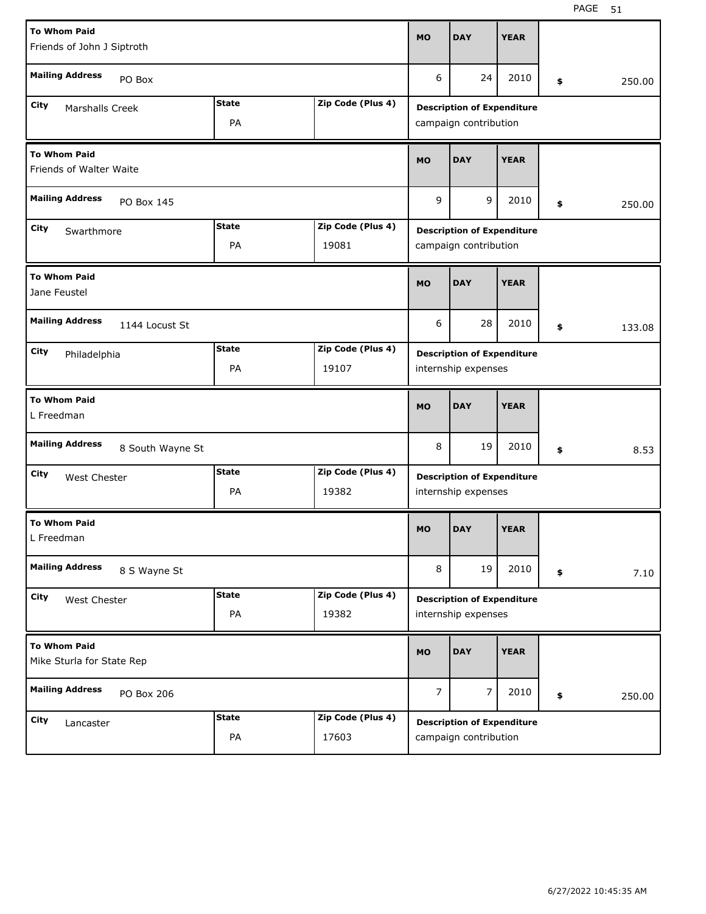| To Whom Paid | Mailing Address | City | State | Zip Code (Plus 4) | MO | DAY | YEAR | Amount | Description of Expenditure |
|---|---|---|---|---|---|---|---|---|---|
| Friends of John J Siptroth | PO Box | Marshalls Creek | PA | | 6 | 24 | 2010 | $ 250.00 | campaign contribution |
| Friends of Walter Waite | PO Box 145 | Swarthmore | PA | 19081 | 9 | 9 | 2010 | $ 250.00 | campaign contribution |
| Jane Feustel | 1144 Locust St | Philadelphia | PA | 19107 | 6 | 28 | 2010 | $ 133.08 | internship expenses |
| L Freedman | 8 South Wayne St | West Chester | PA | 19382 | 8 | 19 | 2010 | $ 8.53 | internship expenses |
| L Freedman | 8 S Wayne St | West Chester | PA | 19382 | 8 | 19 | 2010 | $ 7.10 | internship expenses |
| Mike Sturla for State Rep | PO Box 206 | Lancaster | PA | 17603 | 7 | 7 | 2010 | $ 250.00 | campaign contribution |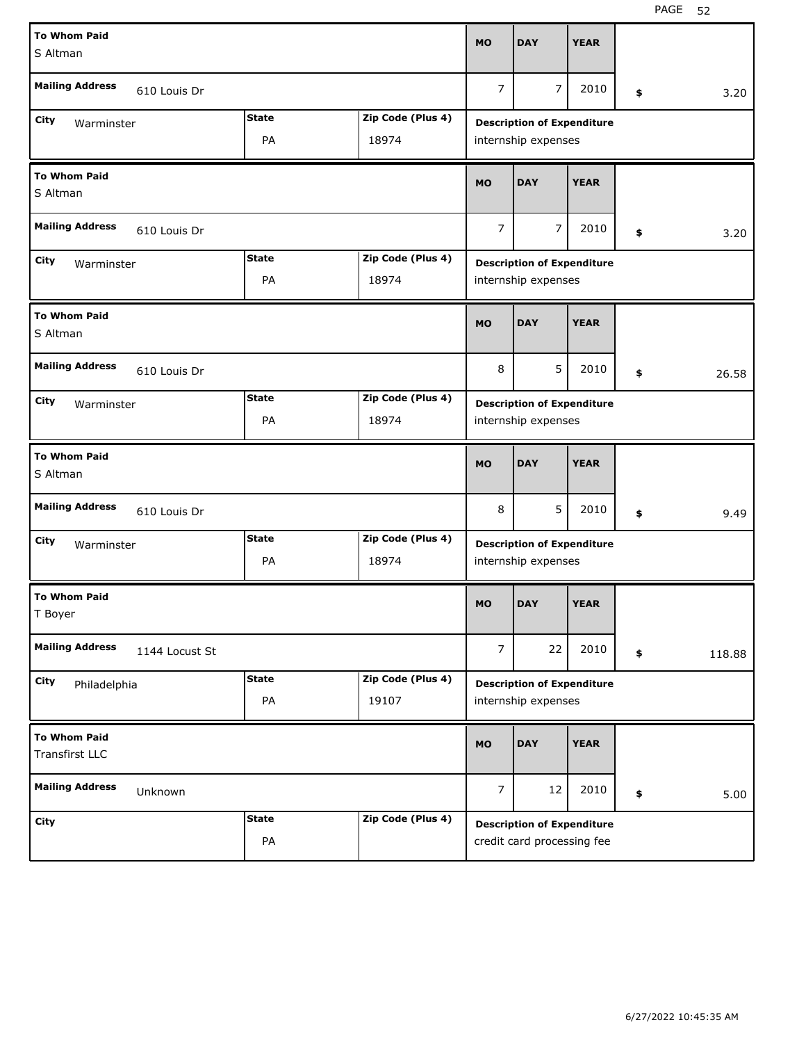| To Whom Paid | Mailing Address | City | State | Zip Code (Plus 4) | MO | DAY | YEAR | Amount | Description of Expenditure |
|---|---|---|---|---|---|---|---|---|---|
| S Altman | 610 Louis Dr | Warminster | PA | 18974 | 7 | 7 | 2010 | $ 3.20 | internship expenses |
| S Altman | 610 Louis Dr | Warminster | PA | 18974 | 7 | 7 | 2010 | $ 3.20 | internship expenses |
| S Altman | 610 Louis Dr | Warminster | PA | 18974 | 8 | 5 | 2010 | $ 26.58 | internship expenses |
| S Altman | 610 Louis Dr | Warminster | PA | 18974 | 8 | 5 | 2010 | $ 9.49 | internship expenses |
| T Boyer | 1144 Locust St | Philadelphia | PA | 19107 | 7 | 22 | 2010 | $ 118.88 | internship expenses |
| Transfirst LLC | Unknown | | PA | | 7 | 12 | 2010 | $ 5.00 | credit card processing fee |

6/27/2022 10:45:35 AM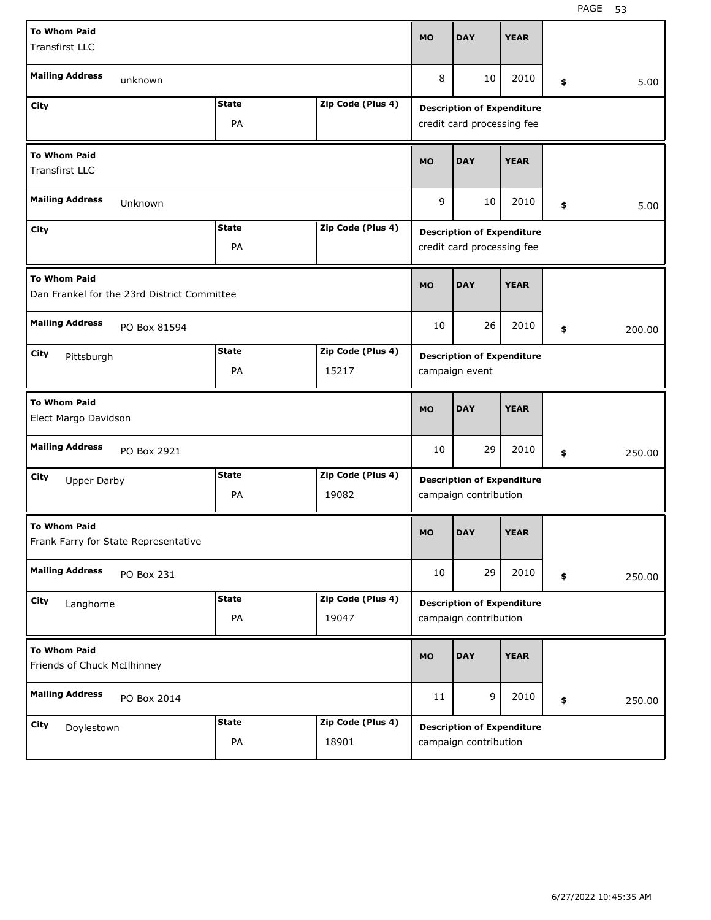| To Whom Paid | Mailing Address | City | State | Zip Code (Plus 4) | MO | DAY | YEAR | Amount | Description of Expenditure |
|---|---|---|---|---|---|---|---|---|---|
| Transfirst LLC | unknown | | PA | | 8 | 10 | 2010 | $ 5.00 | credit card processing fee |
| Transfirst LLC | Unknown | | PA | | 9 | 10 | 2010 | $ 5.00 | credit card processing fee |
| Dan Frankel for the 23rd District Committee | PO Box 81594 | Pittsburgh | PA | 15217 | 10 | 26 | 2010 | $ 200.00 | campaign event |
| Elect Margo Davidson | PO Box 2921 | Upper Darby | PA | 19082 | 10 | 29 | 2010 | $ 250.00 | campaign contribution |
| Frank Farry for State Representative | PO Box 231 | Langhorne | PA | 19047 | 10 | 29 | 2010 | $ 250.00 | campaign contribution |
| Friends of Chuck McIlhinney | PO Box 2014 | Doylestown | PA | 18901 | 11 | 9 | 2010 | $ 250.00 | campaign contribution |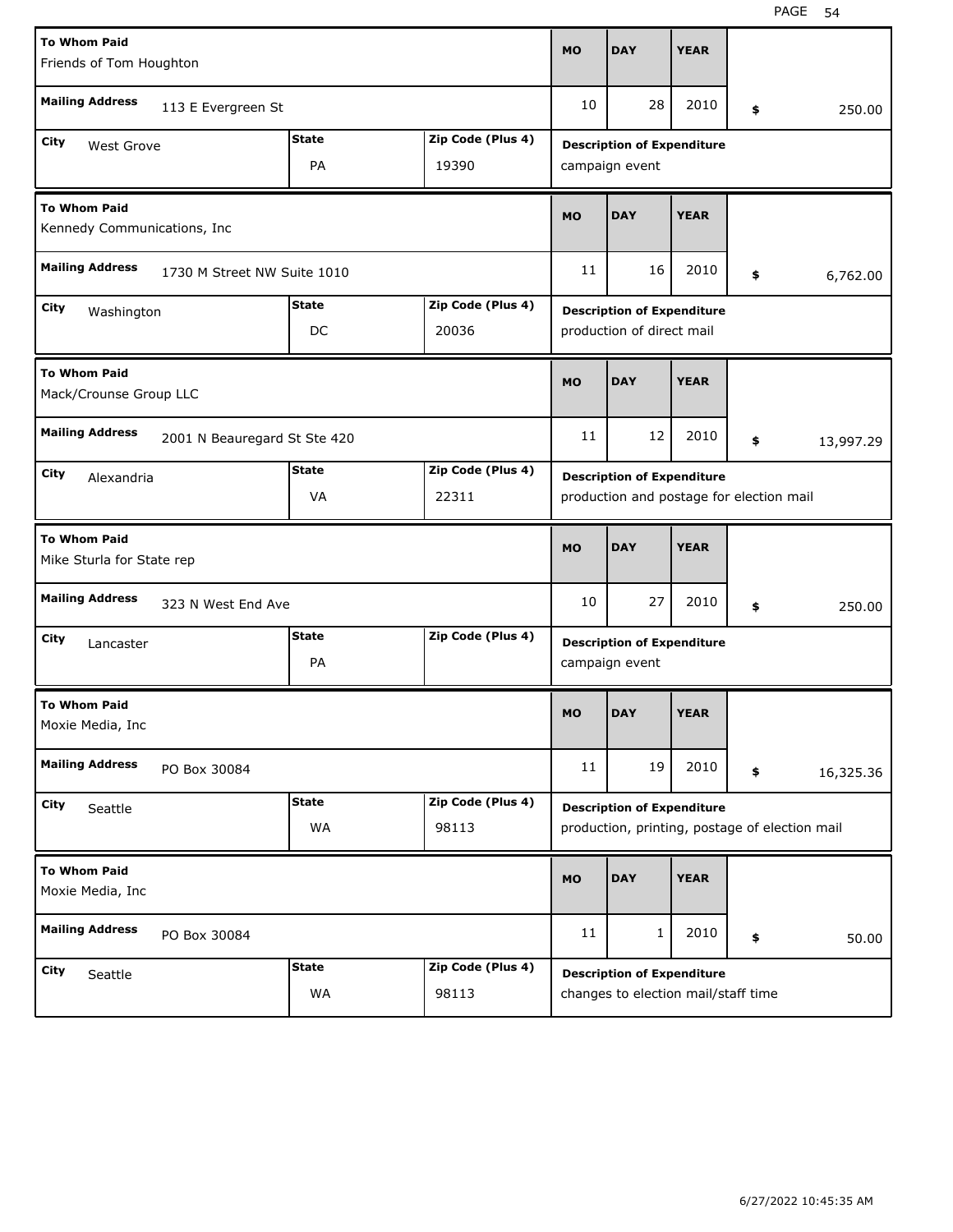| To Whom Paid | Mailing Address | City | State | Zip Code (Plus 4) | MO | DAY | YEAR | $ | Description of Expenditure |
|---|---|---|---|---|---|---|---|---|---|
| Friends of Tom Houghton | 113 E Evergreen St | West Grove | PA | 19390 | 10 | 28 | 2010 | 250.00 | campaign event |
| Kennedy Communications, Inc | 1730 M Street NW Suite 1010 | Washington | DC | 20036 | 11 | 16 | 2010 | 6,762.00 | production of direct mail |
| Mack/Crounse Group LLC | 2001 N Beauregard St Ste 420 | Alexandria | VA | 22311 | 11 | 12 | 2010 | 13,997.29 | production and postage for election mail |
| Mike Sturla for State rep | 323 N West End Ave | Lancaster | PA | | 10 | 27 | 2010 | 250.00 | campaign event |
| Moxie Media, Inc | PO Box 30084 | Seattle | WA | 98113 | 11 | 19 | 2010 | 16,325.36 | production, printing, postage of election mail |
| Moxie Media, Inc | PO Box 30084 | Seattle | WA | 98113 | 11 | 1 | 2010 | 50.00 | changes to election mail/staff time |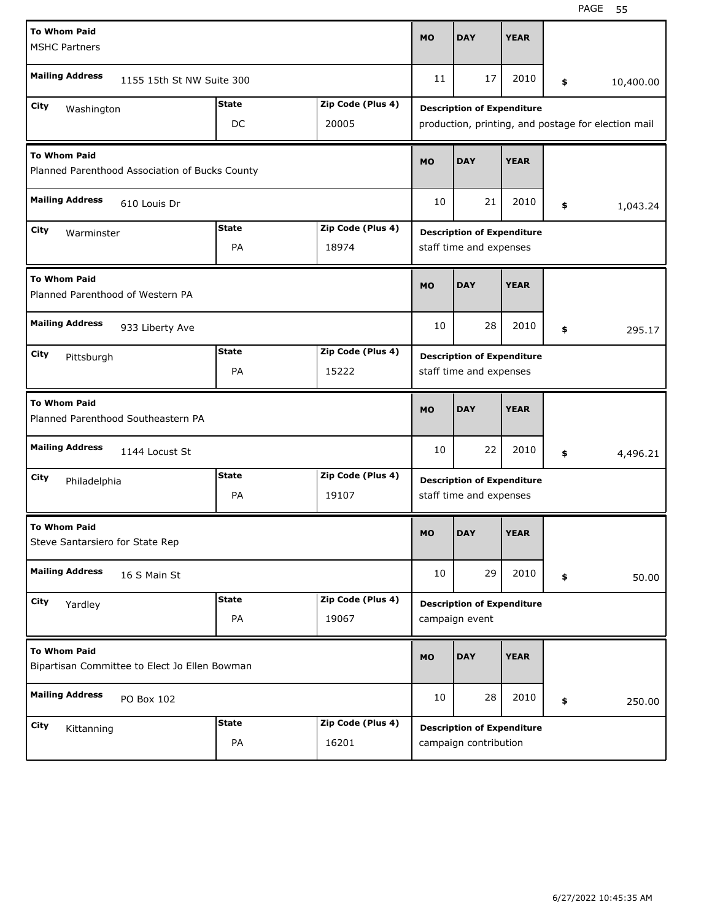| To Whom Paid | Mailing Address | City | State | Zip Code (Plus 4) | MO | DAY | YEAR | Amount | Description of Expenditure |
|---|---|---|---|---|---|---|---|---|---|
| MSHC Partners | 1155 15th St NW Suite 300 | Washington | DC | 20005 | 11 | 17 | 2010 | $ 10,400.00 | production, printing, and postage for election mail |
| Planned Parenthood Association of Bucks County | 610 Louis Dr | Warminster | PA | 18974 | 10 | 21 | 2010 | $ 1,043.24 | staff time and expenses |
| Planned Parenthood of Western PA | 933 Liberty Ave | Pittsburgh | PA | 15222 | 10 | 28 | 2010 | $ 295.17 | staff time and expenses |
| Planned Parenthood Southeastern PA | 1144 Locust St | Philadelphia | PA | 19107 | 10 | 22 | 2010 | $ 4,496.21 | staff time and expenses |
| Steve Santarsiero for State Rep | 16 S Main St | Yardley | PA | 19067 | 10 | 29 | 2010 | $ 50.00 | campaign event |
| Bipartisan Committee to Elect Jo Ellen Bowman | PO Box 102 | Kittanning | PA | 16201 | 10 | 28 | 2010 | $ 250.00 | campaign contribution |

6/27/2022 10:45:35 AM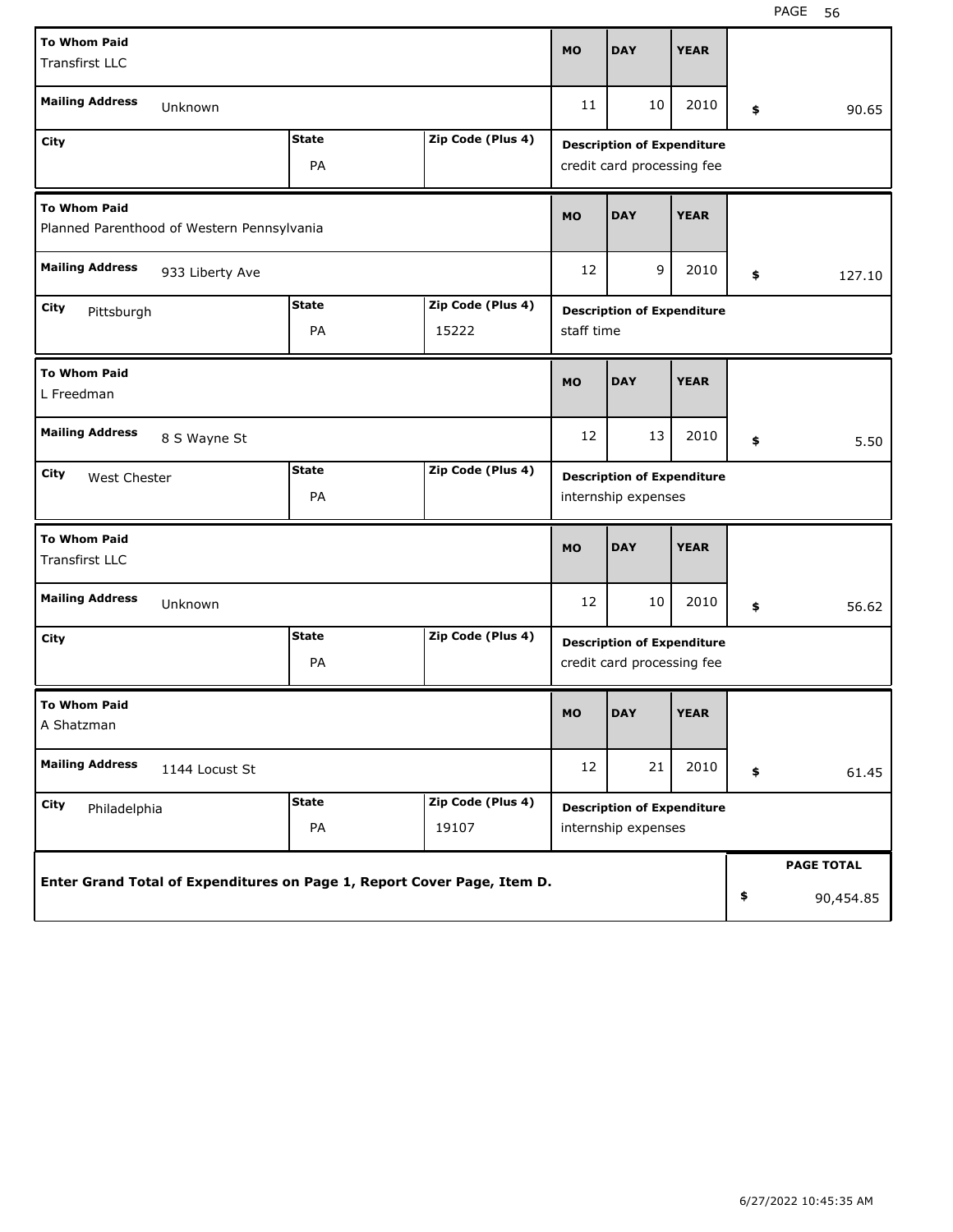| To Whom Paid | Mailing Address | City | State | Zip Code (Plus 4) | MO | DAY | YEAR | Description of Expenditure | Amount |
|---|---|---|---|---|---|---|---|---|---|
| Transfirst LLC | Unknown | | PA | | 11 | 10 | 2010 | credit card processing fee | $ 90.65 |
| Planned Parenthood of Western Pennsylvania | 933 Liberty Ave | Pittsburgh | PA | 15222 | 12 | 9 | 2010 | staff time | $ 127.10 |
| L Freedman | 8 S Wayne St | West Chester | PA | | 12 | 13 | 2010 | internship expenses | $ 5.50 |
| Transfirst LLC | Unknown | | PA | | 12 | 10 | 2010 | credit card processing fee | $ 56.62 |
| A Shatzman | 1144 Locust St | Philadelphia | PA | 19107 | 12 | 21 | 2010 | internship expenses | $ 61.45 |

Enter Grand Total of Expenditures on Page 1, Report Cover Page, Item D.

**PAGE TOTAL** $ 90,454.85

6/27/2022 10:45:35 AM